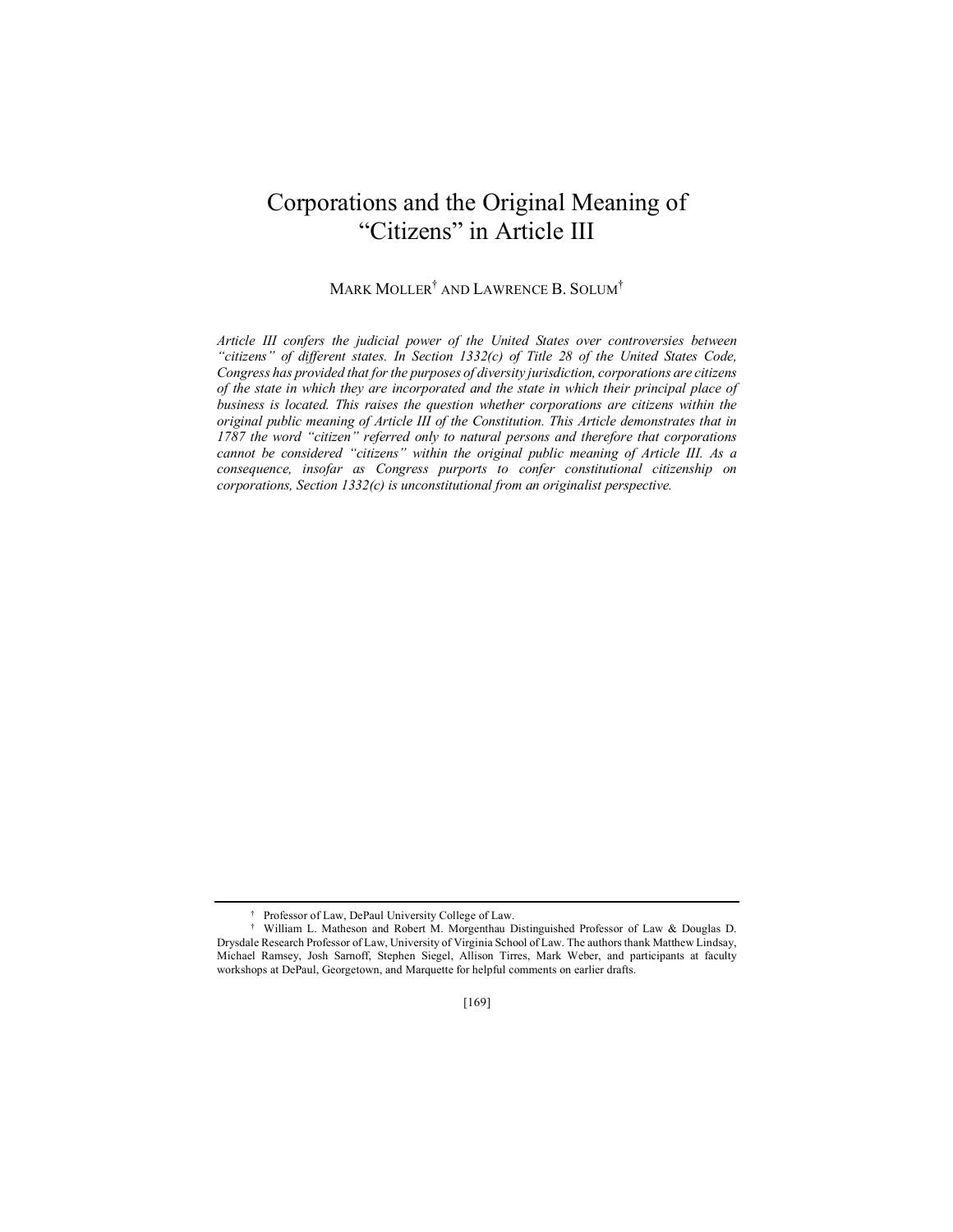# Corporations and the Original Meaning of "Citizens" in Article III

MARK MOLLER[†] AND LAWRENCE B. SOLUM[†]

*Article III confers the judicial power of the United States over controversies between "citizens" of different states. In Section 1332(c) of Title 28 of the United States Code, Congress has provided that for the purposes of diversity jurisdiction, corporations are citizens of the state in which they are incorporated and the state in which their principal place of business is located. This raises the question whether corporations are citizens within the original public meaning of Article III of the Constitution. This Article demonstrates that in 1787 the word "citizen" referred only to natural persons and therefore that corporations cannot be considered "citizens" within the original public meaning of Article III. As a consequence, insofar as Congress purports to confer constitutional citizenship on corporations, Section 1332(c) is unconstitutional from an originalist perspective.*

---

[†] Professor of Law, DePaul University College of Law.

[†] William L. Matheson and Robert M. Morgenthau Distinguished Professor of Law & Douglas D. Drysdale Research Professor of Law, University of Virginia School of Law. The authors thank Matthew Lindsay, Michael Ramsey, Josh Sarnoff, Stephen Siegel, Allison Tirres, Mark Weber, and participants at faculty workshops at DePaul, Georgetown, and Marquette for helpful comments on earlier drafts.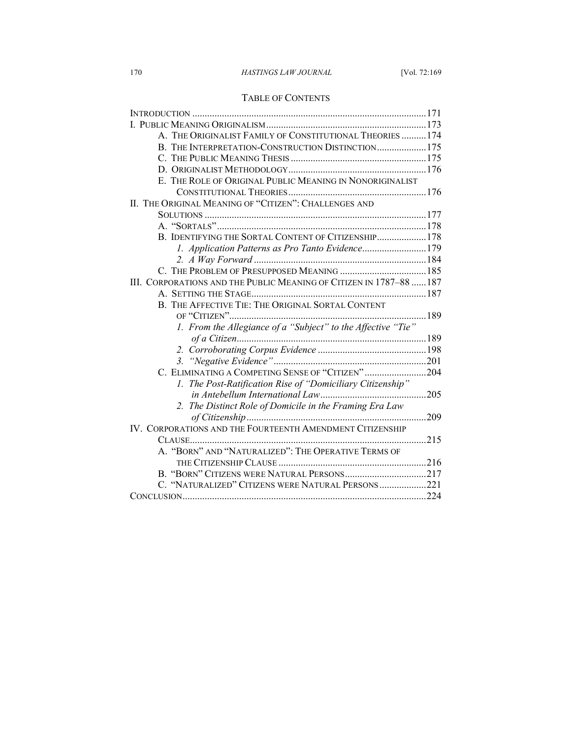## TABLE OF CONTENTS

- INTRODUCTION ....... 171
- I. PUBLIC MEANING ORIGINALISM ....... 173
  - A. THE ORIGINALIST FAMILY OF CONSTITUTIONAL THEORIES ....... 174
  - B. THE INTERPRETATION-CONSTRUCTION DISTINCTION ....... 175
  - C. THE PUBLIC MEANING THESIS ....... 175
  - D. ORIGINALIST METHODOLOGY ....... 176
  - E. THE ROLE OF ORIGINAL PUBLIC MEANING IN NONORIGINALIST CONSTITUTIONAL THEORIES ....... 176
- II. THE ORIGINAL MEANING OF "CITIZEN": CHALLENGES AND SOLUTIONS ....... 177
  - A. "SORTALS" ....... 178
  - B. IDENTIFYING THE SORTAL CONTENT OF CITIZENSHIP ....... 178
    - *1. Application Patterns as Pro Tanto Evidence* ....... 179
    - *2. A Way Forward* ....... 184
  - C. THE PROBLEM OF PRESUPPOSED MEANING ....... 185
- III. CORPORATIONS AND THE PUBLIC MEANING OF CITIZEN IN 1787–88 ....... 187
  - A. SETTING THE STAGE ....... 187
  - B. THE AFFECTIVE TIE: THE ORIGINAL SORTAL CONTENT OF "CITIZEN" ....... 189
    - *1. From the Allegiance of a "Subject" to the Affective "Tie" of a Citizen* ....... 189
    - *2. Corroborating Corpus Evidence* ....... 198
    - *3. "Negative Evidence"* ....... 201
  - C. ELIMINATING A COMPETING SENSE OF "CITIZEN" ....... 204
    - *1. The Post-Ratification Rise of "Domiciliary Citizenship" in Antebellum International Law* ....... 205
    - *2. The Distinct Role of Domicile in the Framing Era Law of Citizenship* ....... 209
- IV. CORPORATIONS AND THE FOURTEENTH AMENDMENT CITIZENSHIP CLAUSE ....... 215
  - A. "BORN" AND "NATURALIZED": THE OPERATIVE TERMS OF THE CITIZENSHIP CLAUSE ....... 216
  - B. "BORN" CITIZENS WERE NATURAL PERSONS ....... 217
  - C. "NATURALIZED" CITIZENS WERE NATURAL PERSONS ....... 221
- CONCLUSION ....... 224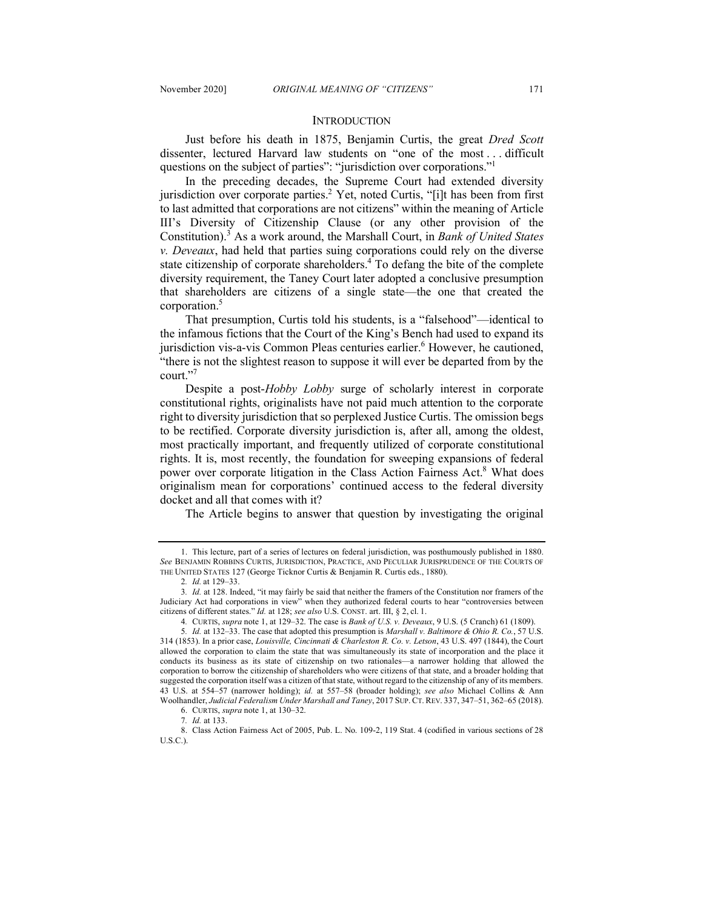## INTRODUCTION

Just before his death in 1875, Benjamin Curtis, the great *Dred Scott* dissenter, lectured Harvard law students on "one of the most . . . difficult questions on the subject of parties": "jurisdiction over corporations."[1]

In the preceding decades, the Supreme Court had extended diversity jurisdiction over corporate parties.[2] Yet, noted Curtis, "[i]t has been from first to last admitted that corporations are not citizens" within the meaning of Article III's Diversity of Citizenship Clause (or any other provision of the Constitution).[3] As a work around, the Marshall Court, in *Bank of United States v. Deveaux*, had held that parties suing corporations could rely on the diverse state citizenship of corporate shareholders.[4] To defang the bite of the complete diversity requirement, the Taney Court later adopted a conclusive presumption that shareholders are citizens of a single state—the one that created the corporation.[5]

That presumption, Curtis told his students, is a "falsehood"—identical to the infamous fictions that the Court of the King's Bench had used to expand its jurisdiction vis-a-vis Common Pleas centuries earlier.[6] However, he cautioned, "there is not the slightest reason to suppose it will ever be departed from by the court."[7]

Despite a post-*Hobby Lobby* surge of scholarly interest in corporate constitutional rights, originalists have not paid much attention to the corporate right to diversity jurisdiction that so perplexed Justice Curtis. The omission begs to be rectified. Corporate diversity jurisdiction is, after all, among the oldest, most practically important, and frequently utilized of corporate constitutional rights. It is, most recently, the foundation for sweeping expansions of federal power over corporate litigation in the Class Action Fairness Act.[8] What does originalism mean for corporations' continued access to the federal diversity docket and all that comes with it?

The Article begins to answer that question by investigating the original

---

1. This lecture, part of a series of lectures on federal jurisdiction, was posthumously published in 1880. *See* BENJAMIN ROBBINS CURTIS, JURISDICTION, PRACTICE, AND PECULIAR JURISPRUDENCE OF THE COURTS OF THE UNITED STATES 127 (George Ticknor Curtis & Benjamin R. Curtis eds., 1880).

2. *Id.* at 129–33.

3. *Id.* at 128. Indeed, "it may fairly be said that neither the framers of the Constitution nor framers of the Judiciary Act had corporations in view" when they authorized federal courts to hear "controversies between citizens of different states." *Id.* at 128; *see also* U.S. CONST. art. III, § 2, cl. 1.

4. CURTIS, *supra* note 1, at 129–32. The case is *Bank of U.S. v. Deveaux*, 9 U.S. (5 Cranch) 61 (1809).

5. *Id.* at 132–33. The case that adopted this presumption is *Marshall v. Baltimore & Ohio R. Co.*, 57 U.S. 314 (1853). In a prior case, *Louisville, Cincinnati & Charleston R. Co. v. Letson*, 43 U.S. 497 (1844), the Court allowed the corporation to claim the state that was simultaneously its state of incorporation and the place it conducts its business as its state of citizenship on two rationales—a narrower holding that allowed the corporation to borrow the citizenship of shareholders who were citizens of that state, and a broader holding that suggested the corporation itself was a citizen of that state, without regard to the citizenship of any of its members. 43 U.S. at 554–57 (narrower holding); *id.* at 557–58 (broader holding); *see also* Michael Collins & Ann Woolhandler, *Judicial Federalism Under Marshall and Taney*, 2017 SUP. CT. REV. 337, 347–51, 362–65 (2018).

6. CURTIS, *supra* note 1, at 130–32.

7. *Id.* at 133.

8. Class Action Fairness Act of 2005, Pub. L. No. 109-2, 119 Stat. 4 (codified in various sections of 28 U.S.C.).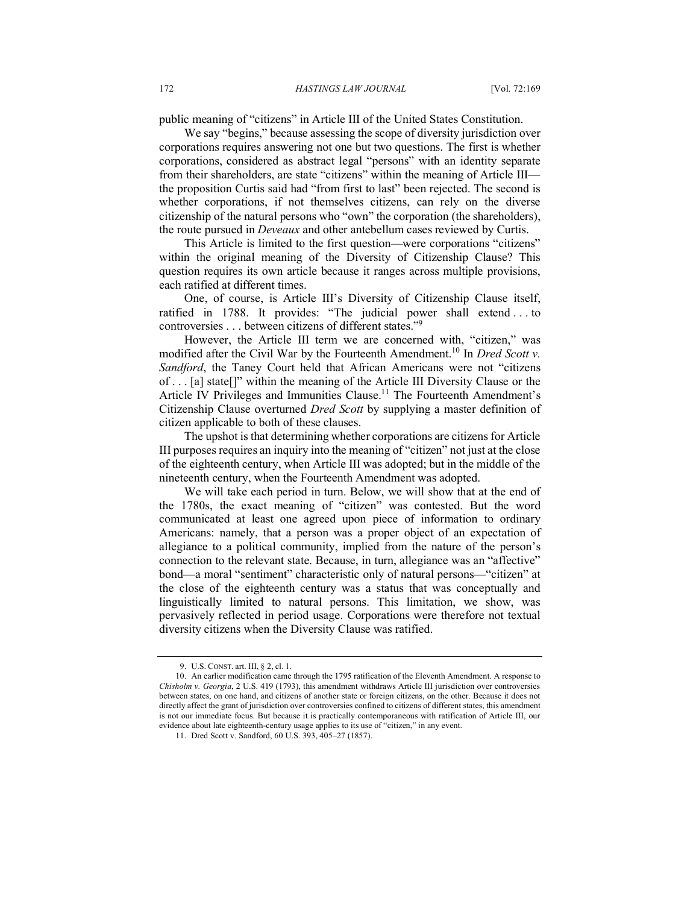public meaning of "citizens" in Article III of the United States Constitution.

We say "begins," because assessing the scope of diversity jurisdiction over corporations requires answering not one but two questions. The first is whether corporations, considered as abstract legal "persons" with an identity separate from their shareholders, are state "citizens" within the meaning of Article III—the proposition Curtis said had "from first to last" been rejected. The second is whether corporations, if not themselves citizens, can rely on the diverse citizenship of the natural persons who "own" the corporation (the shareholders), the route pursued in *Deveaux* and other antebellum cases reviewed by Curtis.

This Article is limited to the first question—were corporations "citizens" within the original meaning of the Diversity of Citizenship Clause? This question requires its own article because it ranges across multiple provisions, each ratified at different times.

One, of course, is Article III's Diversity of Citizenship Clause itself, ratified in 1788. It provides: "The judicial power shall extend . . . to controversies . . . between citizens of different states."[9]

However, the Article III term we are concerned with, "citizen," was modified after the Civil War by the Fourteenth Amendment.[10] In *Dred Scott v. Sandford*, the Taney Court held that African Americans were not "citizens of . . . [a] state[]" within the meaning of the Article III Diversity Clause or the Article IV Privileges and Immunities Clause.[11] The Fourteenth Amendment's Citizenship Clause overturned *Dred Scott* by supplying a master definition of citizen applicable to both of these clauses.

The upshot is that determining whether corporations are citizens for Article III purposes requires an inquiry into the meaning of "citizen" not just at the close of the eighteenth century, when Article III was adopted; but in the middle of the nineteenth century, when the Fourteenth Amendment was adopted.

We will take each period in turn. Below, we will show that at the end of the 1780s, the exact meaning of "citizen" was contested. But the word communicated at least one agreed upon piece of information to ordinary Americans: namely, that a person was a proper object of an expectation of allegiance to a political community, implied from the nature of the person's connection to the relevant state. Because, in turn, allegiance was an "affective" bond—a moral "sentiment" characteristic only of natural persons—"citizen" at the close of the eighteenth century was a status that was conceptually and linguistically limited to natural persons. This limitation, we show, was pervasively reflected in period usage. Corporations were therefore not textual diversity citizens when the Diversity Clause was ratified.

---

9. U.S. CONST. art. III, § 2, cl. 1.

10. An earlier modification came through the 1795 ratification of the Eleventh Amendment. A response to *Chisholm v. Georgia*, 2 U.S. 419 (1793), this amendment withdraws Article III jurisdiction over controversies between states, on one hand, and citizens of another state or foreign citizens, on the other. Because it does not directly affect the grant of jurisdiction over controversies confined to citizens of different states, this amendment is not our immediate focus. But because it is practically contemporaneous with ratification of Article III, our evidence about late eighteenth-century usage applies to its use of "citizen," in any event.

11. Dred Scott v. Sandford, 60 U.S. 393, 405–27 (1857).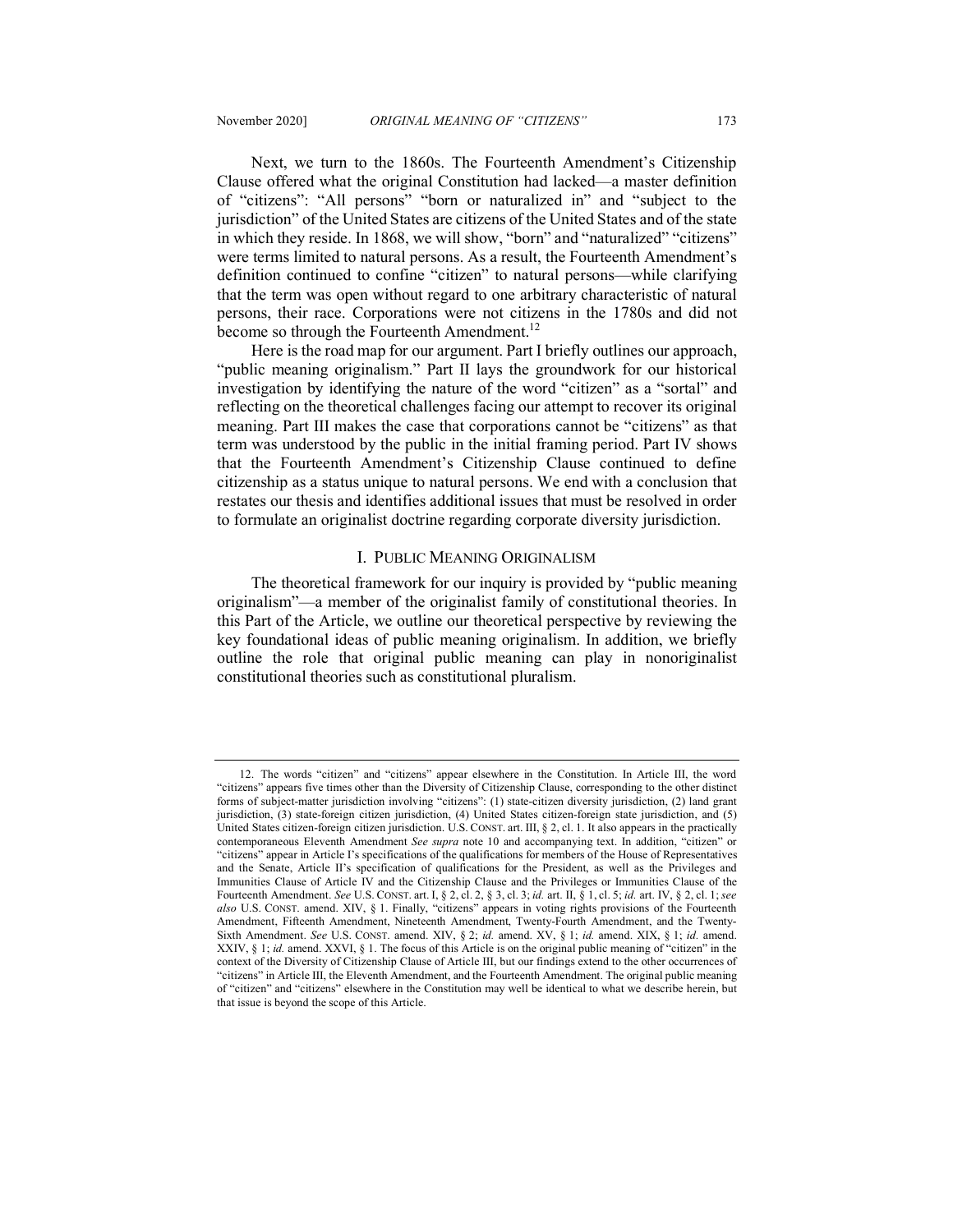Next, we turn to the 1860s. The Fourteenth Amendment's Citizenship Clause offered what the original Constitution had lacked—a master definition of "citizens": "All persons" "born or naturalized in" and "subject to the jurisdiction" of the United States are citizens of the United States and of the state in which they reside. In 1868, we will show, "born" and "naturalized" "citizens" were terms limited to natural persons. As a result, the Fourteenth Amendment's definition continued to confine "citizen" to natural persons—while clarifying that the term was open without regard to one arbitrary characteristic of natural persons, their race. Corporations were not citizens in the 1780s and did not become so through the Fourteenth Amendment.[12]

Here is the road map for our argument. Part I briefly outlines our approach, "public meaning originalism." Part II lays the groundwork for our historical investigation by identifying the nature of the word "citizen" as a "sortal" and reflecting on the theoretical challenges facing our attempt to recover its original meaning. Part III makes the case that corporations cannot be "citizens" as that term was understood by the public in the initial framing period. Part IV shows that the Fourteenth Amendment's Citizenship Clause continued to define citizenship as a status unique to natural persons. We end with a conclusion that restates our thesis and identifies additional issues that must be resolved in order to formulate an originalist doctrine regarding corporate diversity jurisdiction.

## I. Public Meaning Originalism

The theoretical framework for our inquiry is provided by "public meaning originalism"—a member of the originalist family of constitutional theories. In this Part of the Article, we outline our theoretical perspective by reviewing the key foundational ideas of public meaning originalism. In addition, we briefly outline the role that original public meaning can play in nonoriginalist constitutional theories such as constitutional pluralism.

---

12. The words "citizen" and "citizens" appear elsewhere in the Constitution. In Article III, the word "citizens" appears five times other than the Diversity of Citizenship Clause, corresponding to the other distinct forms of subject-matter jurisdiction involving "citizens": (1) state-citizen diversity jurisdiction, (2) land grant jurisdiction, (3) state-foreign citizen jurisdiction, (4) United States citizen-foreign state jurisdiction, and (5) United States citizen-foreign citizen jurisdiction. U.S. CONST. art. III, § 2, cl. 1. It also appears in the practically contemporaneous Eleventh Amendment *See supra* note 10 and accompanying text. In addition, "citizen" or "citizens" appear in Article I's specifications of the qualifications for members of the House of Representatives and the Senate, Article II's specification of qualifications for the President, as well as the Privileges and Immunities Clause of Article IV and the Citizenship Clause and the Privileges or Immunities Clause of the Fourteenth Amendment. *See* U.S. CONST. art. I, § 2, cl. 2, § 3, cl. 3; *id.* art. II, § 1, cl. 5; *id.* art. IV, § 2, cl. 1; *see also* U.S. CONST. amend. XIV, § 1. Finally, "citizens" appears in voting rights provisions of the Fourteenth Amendment, Fifteenth Amendment, Nineteenth Amendment, Twenty-Fourth Amendment, and the Twenty-Sixth Amendment. *See* U.S. CONST. amend. XIV, § 2; *id.* amend. XV, § 1; *id.* amend. XIX, § 1; *id.* amend. XXIV, § 1; *id.* amend. XXVI, § 1. The focus of this Article is on the original public meaning of "citizen" in the context of the Diversity of Citizenship Clause of Article III, but our findings extend to the other occurrences of "citizens" in Article III, the Eleventh Amendment, and the Fourteenth Amendment. The original public meaning of "citizen" and "citizens" elsewhere in the Constitution may well be identical to what we describe herein, but that issue is beyond the scope of this Article.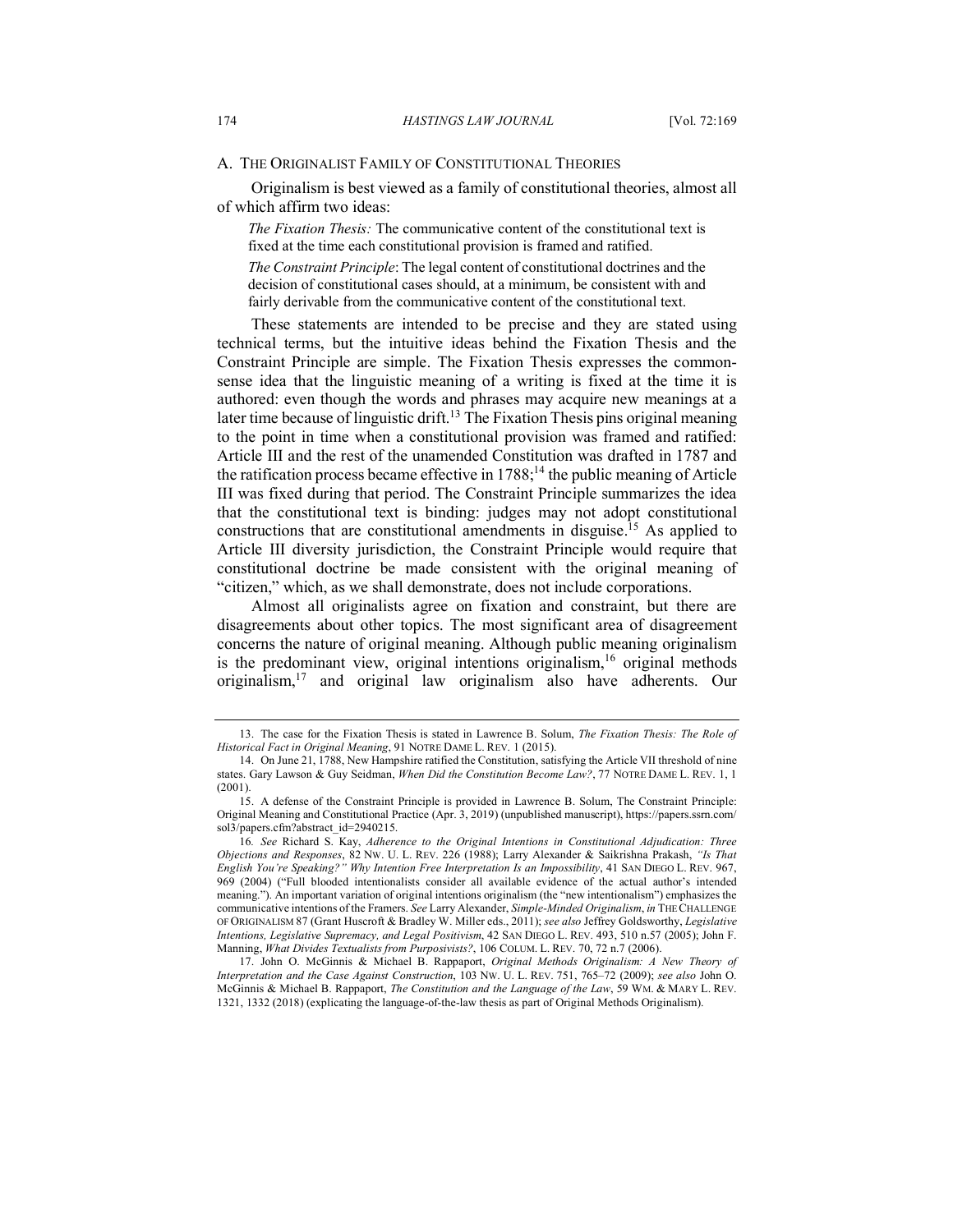### A. The Originalist Family of Constitutional Theories

Originalism is best viewed as a family of constitutional theories, almost all of which affirm two ideas:

> *The Fixation Thesis:* The communicative content of the constitutional text is fixed at the time each constitutional provision is framed and ratified.
>
> *The Constraint Principle*: The legal content of constitutional doctrines and the decision of constitutional cases should, at a minimum, be consistent with and fairly derivable from the communicative content of the constitutional text.

These statements are intended to be precise and they are stated using technical terms, but the intuitive ideas behind the Fixation Thesis and the Constraint Principle are simple. The Fixation Thesis expresses the common-sense idea that the linguistic meaning of a writing is fixed at the time it is authored: even though the words and phrases may acquire new meanings at a later time because of linguistic drift.[13] The Fixation Thesis pins original meaning to the point in time when a constitutional provision was framed and ratified: Article III and the rest of the unamended Constitution was drafted in 1787 and the ratification process became effective in 1788;[14] the public meaning of Article III was fixed during that period. The Constraint Principle summarizes the idea that the constitutional text is binding: judges may not adopt constitutional constructions that are constitutional amendments in disguise.[15] As applied to Article III diversity jurisdiction, the Constraint Principle would require that constitutional doctrine be made consistent with the original meaning of "citizen," which, as we shall demonstrate, does not include corporations.

Almost all originalists agree on fixation and constraint, but there are disagreements about other topics. The most significant area of disagreement concerns the nature of original meaning. Although public meaning originalism is the predominant view, original intentions originalism,[16] original methods originalism,[17] and original law originalism also have adherents. Our

---

13. The case for the Fixation Thesis is stated in Lawrence B. Solum, *The Fixation Thesis: The Role of Historical Fact in Original Meaning*, 91 NOTRE DAME L. REV. 1 (2015).

14. On June 21, 1788, New Hampshire ratified the Constitution, satisfying the Article VII threshold of nine states. Gary Lawson & Guy Seidman, *When Did the Constitution Become Law?*, 77 NOTRE DAME L. REV. 1, 1 (2001).

15. A defense of the Constraint Principle is provided in Lawrence B. Solum, The Constraint Principle: Original Meaning and Constitutional Practice (Apr. 3, 2019) (unpublished manuscript), https://papers.ssrn.com/sol3/papers.cfm?abstract_id=2940215.

16. *See* Richard S. Kay, *Adherence to the Original Intentions in Constitutional Adjudication: Three Objections and Responses*, 82 NW. U. L. REV. 226 (1988); Larry Alexander & Saikrishna Prakash, *"Is That English You're Speaking?" Why Intention Free Interpretation Is an Impossibility*, 41 SAN DIEGO L. REV. 967, 969 (2004) ("Full blooded intentionalists consider all available evidence of the actual author's intended meaning."). An important variation of original intentions originalism (the "new intentionalism") emphasizes the communicative intentions of the Framers. *See* Larry Alexander, *Simple-Minded Originalism*, *in* THE CHALLENGE OF ORIGINALISM 87 (Grant Huscroft & Bradley W. Miller eds., 2011); *see also* Jeffrey Goldsworthy, *Legislative Intentions, Legislative Supremacy, and Legal Positivism*, 42 SAN DIEGO L. REV. 493, 510 n.57 (2005); John F. Manning, *What Divides Textualists from Purposivists?*, 106 COLUM. L. REV. 70, 72 n.7 (2006).

17. John O. McGinnis & Michael B. Rappaport, *Original Methods Originalism: A New Theory of Interpretation and the Case Against Construction*, 103 NW. U. L. REV. 751, 765–72 (2009); *see also* John O. McGinnis & Michael B. Rappaport, *The Constitution and the Language of the Law*, 59 WM. & MARY L. REV. 1321, 1332 (2018) (explicating the language-of-the-law thesis as part of Original Methods Originalism).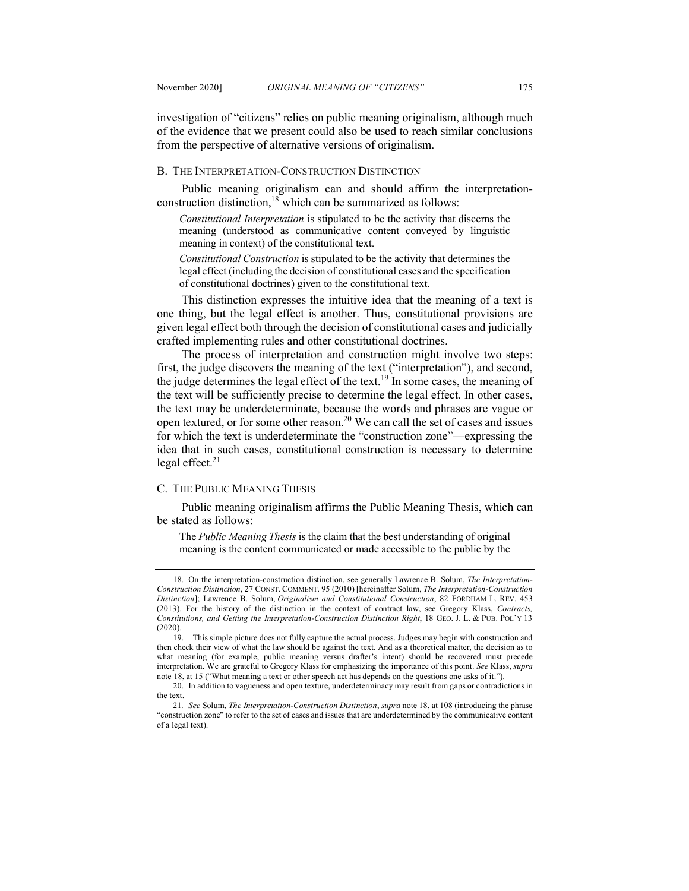investigation of "citizens" relies on public meaning originalism, although much of the evidence that we present could also be used to reach similar conclusions from the perspective of alternative versions of originalism.

### B. The Interpretation-Construction Distinction

Public meaning originalism can and should affirm the interpretation-construction distinction,[18] which can be summarized as follows:

> *Constitutional Interpretation* is stipulated to be the activity that discerns the meaning (understood as communicative content conveyed by linguistic meaning in context) of the constitutional text.
>
> *Constitutional Construction* is stipulated to be the activity that determines the legal effect (including the decision of constitutional cases and the specification of constitutional doctrines) given to the constitutional text.

This distinction expresses the intuitive idea that the meaning of a text is one thing, but the legal effect is another. Thus, constitutional provisions are given legal effect both through the decision of constitutional cases and judicially crafted implementing rules and other constitutional doctrines.

The process of interpretation and construction might involve two steps: first, the judge discovers the meaning of the text ("interpretation"), and second, the judge determines the legal effect of the text.[19] In some cases, the meaning of the text will be sufficiently precise to determine the legal effect. In other cases, the text may be underdeterminate, because the words and phrases are vague or open textured, or for some other reason.[20] We can call the set of cases and issues for which the text is underdeterminate the "construction zone"—expressing the idea that in such cases, constitutional construction is necessary to determine legal effect.[21]

### C. The Public Meaning Thesis

Public meaning originalism affirms the Public Meaning Thesis, which can be stated as follows:

> The *Public Meaning Thesis* is the claim that the best understanding of original meaning is the content communicated or made accessible to the public by the

---

18. On the interpretation-construction distinction, see generally Lawrence B. Solum, *The Interpretation-Construction Distinction*, 27 CONST. COMMENT. 95 (2010) [hereinafter Solum, *The Interpretation-Construction Distinction*]; Lawrence B. Solum, *Originalism and Constitutional Construction*, 82 FORDHAM L. REV. 453 (2013). For the history of the distinction in the context of contract law, see Gregory Klass, *Contracts, Constitutions, and Getting the Interpretation-Construction Distinction Right*, 18 GEO. J. L. & PUB. POL'Y 13 (2020).

19. This simple picture does not fully capture the actual process. Judges may begin with construction and then check their view of what the law should be against the text. And as a theoretical matter, the decision as to what meaning (for example, public meaning versus drafter's intent) should be recovered must precede interpretation. We are grateful to Gregory Klass for emphasizing the importance of this point. *See* Klass, *supra* note 18, at 15 ("What meaning a text or other speech act has depends on the questions one asks of it.").

20. In addition to vagueness and open texture, underdeterminacy may result from gaps or contradictions in the text.

21. *See* Solum, *The Interpretation-Construction Distinction*, *supra* note 18, at 108 (introducing the phrase "construction zone" to refer to the set of cases and issues that are underdetermined by the communicative content of a legal text).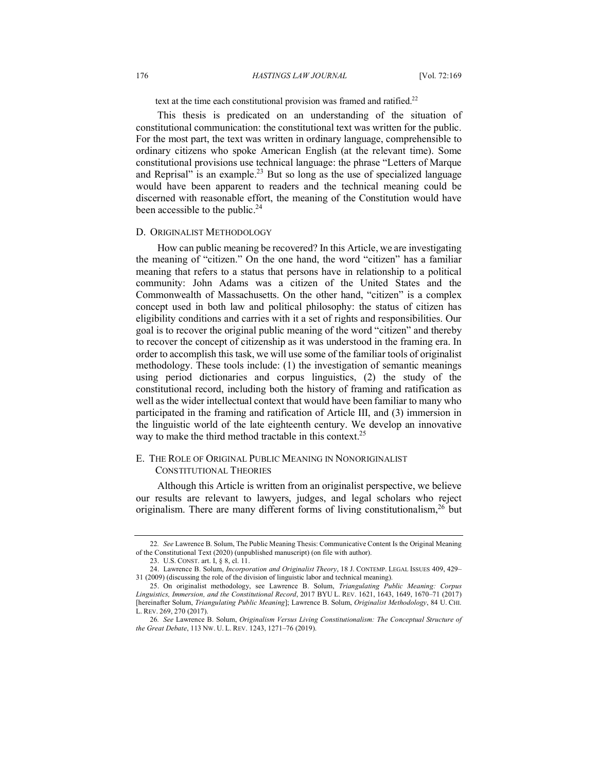text at the time each constitutional provision was framed and ratified.[22]

This thesis is predicated on an understanding of the situation of constitutional communication: the constitutional text was written for the public. For the most part, the text was written in ordinary language, comprehensible to ordinary citizens who spoke American English (at the relevant time). Some constitutional provisions use technical language: the phrase "Letters of Marque and Reprisal" is an example.[23] But so long as the use of specialized language would have been apparent to readers and the technical meaning could be discerned with reasonable effort, the meaning of the Constitution would have been accessible to the public.[24]

### D. Originalist Methodology

How can public meaning be recovered? In this Article, we are investigating the meaning of "citizen." On the one hand, the word "citizen" has a familiar meaning that refers to a status that persons have in relationship to a political community: John Adams was a citizen of the United States and the Commonwealth of Massachusetts. On the other hand, "citizen" is a complex concept used in both law and political philosophy: the status of citizen has eligibility conditions and carries with it a set of rights and responsibilities. Our goal is to recover the original public meaning of the word "citizen" and thereby to recover the concept of citizenship as it was understood in the framing era. In order to accomplish this task, we will use some of the familiar tools of originalist methodology. These tools include: (1) the investigation of semantic meanings using period dictionaries and corpus linguistics, (2) the study of the constitutional record, including both the history of framing and ratification as well as the wider intellectual context that would have been familiar to many who participated in the framing and ratification of Article III, and (3) immersion in the linguistic world of the late eighteenth century. We develop an innovative way to make the third method tractable in this context.[25]

### E. The Role of Original Public Meaning in Nonoriginalist Constitutional Theories

Although this Article is written from an originalist perspective, we believe our results are relevant to lawyers, judges, and legal scholars who reject originalism. There are many different forms of living constitutionalism,[26] but

---

22. *See* Lawrence B. Solum, The Public Meaning Thesis: Communicative Content Is the Original Meaning of the Constitutional Text (2020) (unpublished manuscript) (on file with author).

23. U.S. Const. art. I, § 8, cl. 11.

24. Lawrence B. Solum, *Incorporation and Originalist Theory*, 18 J. Contemp. Legal Issues 409, 429–31 (2009) (discussing the role of the division of linguistic labor and technical meaning).

25. On originalist methodology, see Lawrence B. Solum, *Triangulating Public Meaning: Corpus Linguistics, Immersion, and the Constitutional Record*, 2017 BYU L. Rev. 1621, 1643, 1649, 1670–71 (2017) [hereinafter Solum, *Triangulating Public Meaning*]; Lawrence B. Solum, *Originalist Methodology*, 84 U. Chi. L. Rev. 269, 270 (2017).

26. *See* Lawrence B. Solum, *Originalism Versus Living Constitutionalism: The Conceptual Structure of the Great Debate*, 113 Nw. U. L. Rev. 1243, 1271–76 (2019).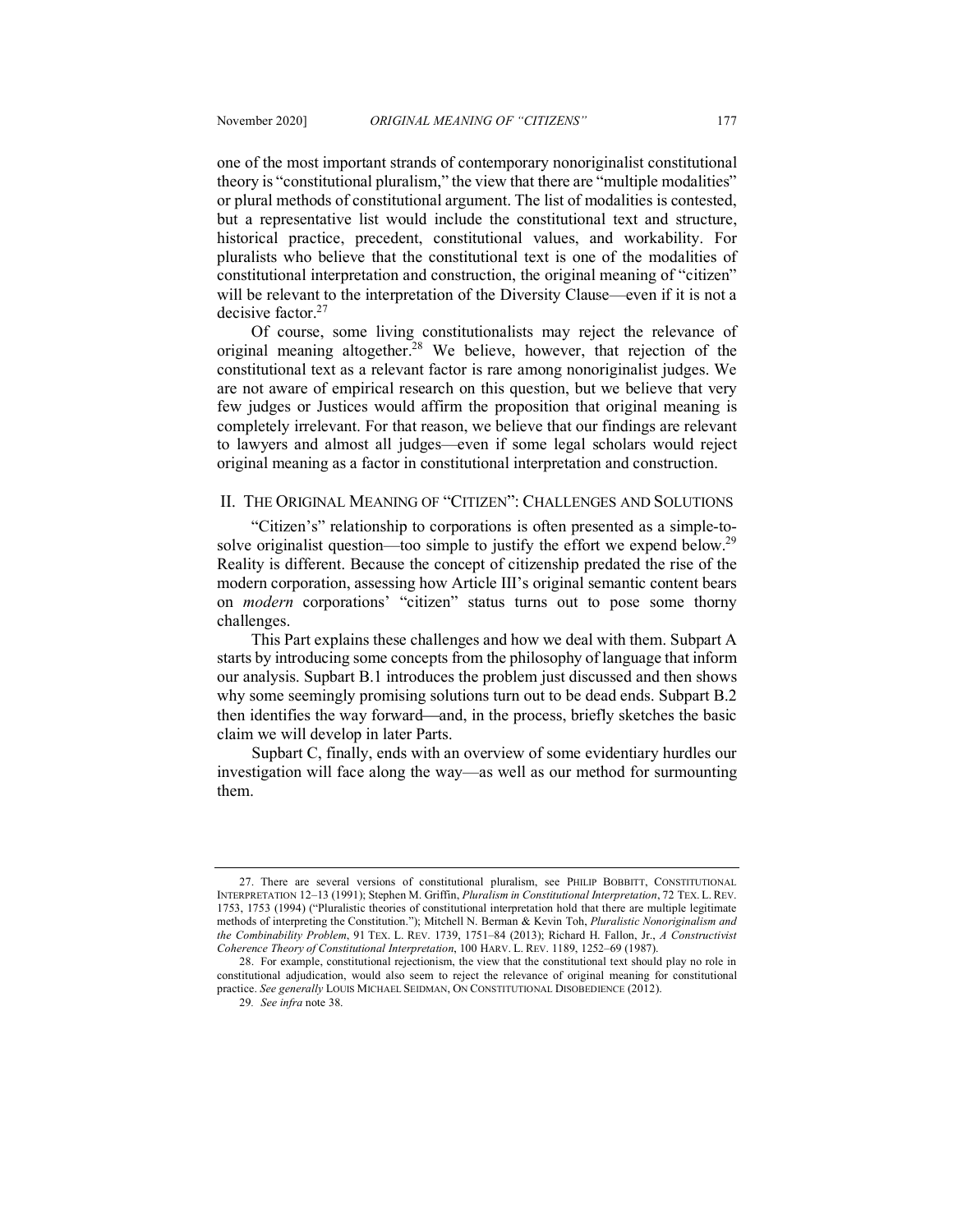one of the most important strands of contemporary nonoriginalist constitutional theory is "constitutional pluralism," the view that there are "multiple modalities" or plural methods of constitutional argument. The list of modalities is contested, but a representative list would include the constitutional text and structure, historical practice, precedent, constitutional values, and workability. For pluralists who believe that the constitutional text is one of the modalities of constitutional interpretation and construction, the original meaning of "citizen" will be relevant to the interpretation of the Diversity Clause—even if it is not a decisive factor.[27]

Of course, some living constitutionalists may reject the relevance of original meaning altogether.[28] We believe, however, that rejection of the constitutional text as a relevant factor is rare among nonoriginalist judges. We are not aware of empirical research on this question, but we believe that very few judges or Justices would affirm the proposition that original meaning is completely irrelevant. For that reason, we believe that our findings are relevant to lawyers and almost all judges—even if some legal scholars would reject original meaning as a factor in constitutional interpretation and construction.

## II. THE ORIGINAL MEANING OF "CITIZEN": CHALLENGES AND SOLUTIONS

"Citizen's" relationship to corporations is often presented as a simple-to-solve originalist question—too simple to justify the effort we expend below.[29] Reality is different. Because the concept of citizenship predated the rise of the modern corporation, assessing how Article III's original semantic content bears on *modern* corporations' "citizen" status turns out to pose some thorny challenges.

This Part explains these challenges and how we deal with them. Subpart A starts by introducing some concepts from the philosophy of language that inform our analysis. Subpart B.1 introduces the problem just discussed and then shows why some seemingly promising solutions turn out to be dead ends. Subpart B.2 then identifies the way forward—and, in the process, briefly sketches the basic claim we will develop in later Parts.

Subpart C, finally, ends with an overview of some evidentiary hurdles our investigation will face along the way—as well as our method for surmounting them.

---

27. There are several versions of constitutional pluralism, see PHILIP BOBBITT, CONSTITUTIONAL INTERPRETATION 12–13 (1991); Stephen M. Griffin, *Pluralism in Constitutional Interpretation*, 72 TEX. L. REV. 1753, 1753 (1994) ("Pluralistic theories of constitutional interpretation hold that there are multiple legitimate methods of interpreting the Constitution."); Mitchell N. Berman & Kevin Toh, *Pluralistic Nonoriginalism and the Combinability Problem*, 91 TEX. L. REV. 1739, 1751–84 (2013); Richard H. Fallon, Jr., *A Constructivist Coherence Theory of Constitutional Interpretation*, 100 HARV. L. REV. 1189, 1252–69 (1987).

28. For example, constitutional rejectionism, the view that the constitutional text should play no role in constitutional adjudication, would also seem to reject the relevance of original meaning for constitutional practice. *See generally* LOUIS MICHAEL SEIDMAN, ON CONSTITUTIONAL DISOBEDIENCE (2012).

29. *See infra* note 38.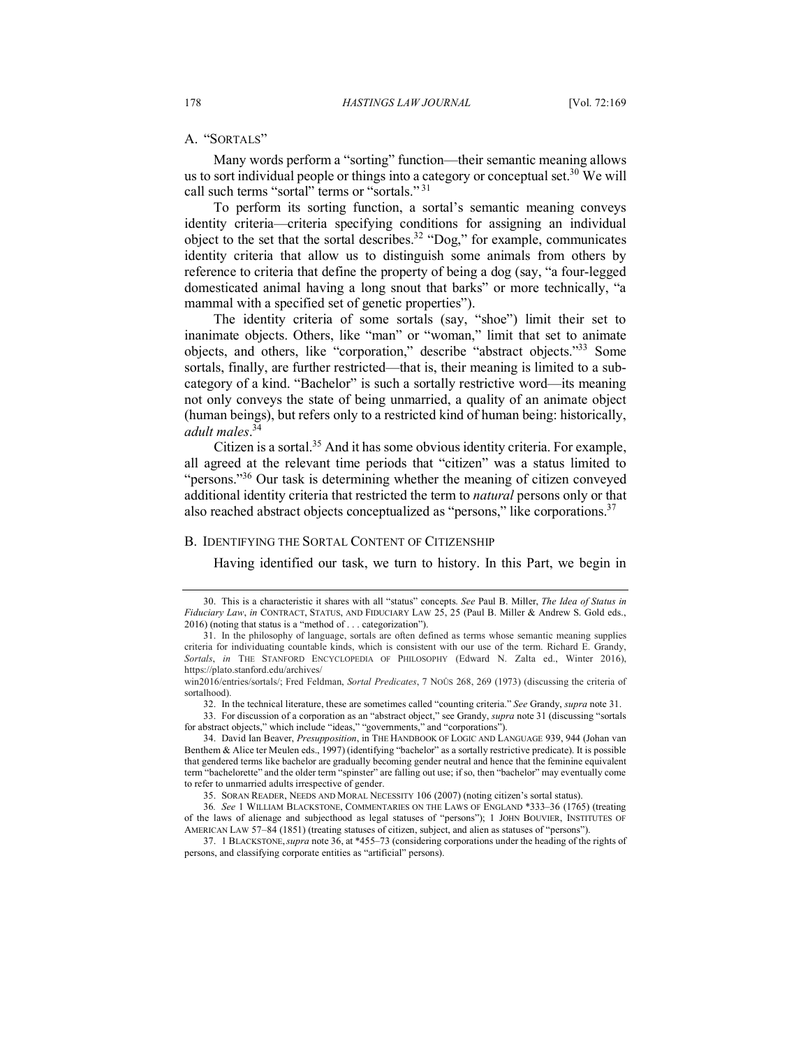## A. "SORTALS"

Many words perform a "sorting" function—their semantic meaning allows us to sort individual people or things into a category or conceptual set.[30] We will call such terms "sortal" terms or "sortals."[31]

To perform its sorting function, a sortal's semantic meaning conveys identity criteria—criteria specifying conditions for assigning an individual object to the set that the sortal describes.[32] "Dog," for example, communicates identity criteria that allow us to distinguish some animals from others by reference to criteria that define the property of being a dog (say, "a four-legged domesticated animal having a long snout that barks" or more technically, "a mammal with a specified set of genetic properties").

The identity criteria of some sortals (say, "shoe") limit their set to inanimate objects. Others, like "man" or "woman," limit that set to animate objects, and others, like "corporation," describe "abstract objects."[33] Some sortals, finally, are further restricted—that is, their meaning is limited to a sub-category of a kind. "Bachelor" is such a sortally restrictive word—its meaning not only conveys the state of being unmarried, a quality of an animate object (human beings), but refers only to a restricted kind of human being: historically, *adult males*.[34]

Citizen is a sortal.[35] And it has some obvious identity criteria. For example, all agreed at the relevant time periods that "citizen" was a status limited to "persons."[36] Our task is determining whether the meaning of citizen conveyed additional identity criteria that restricted the term to *natural* persons only or that also reached abstract objects conceptualized as "persons," like corporations.[37]

## B. IDENTIFYING THE SORTAL CONTENT OF CITIZENSHIP

Having identified our task, we turn to history. In this Part, we begin in

---

30. This is a characteristic it shares with all "status" concepts. *See* Paul B. Miller, *The Idea of Status in Fiduciary Law*, *in* CONTRACT, STATUS, AND FIDUCIARY LAW 25, 25 (Paul B. Miller & Andrew S. Gold eds., 2016) (noting that status is a "method of . . . categorization").

31. In the philosophy of language, sortals are often defined as terms whose semantic meaning supplies criteria for individuating countable kinds, which is consistent with our use of the term. Richard E. Grandy, *Sortals*, *in* THE STANFORD ENCYCLOPEDIA OF PHILOSOPHY (Edward N. Zalta ed., Winter 2016), https://plato.stanford.edu/archives/win2016/entries/sortals/; Fred Feldman, *Sortal Predicates*, 7 NOÛS 268, 269 (1973) (discussing the criteria of sortalhood).

32. In the technical literature, these are sometimes called "counting criteria." *See* Grandy, *supra* note 31.

33. For discussion of a corporation as an "abstract object," see Grandy, *supra* note 31 (discussing "sortals for abstract objects," which include "ideas," "governments," and "corporations").

34. David Ian Beaver, *Presupposition*, in THE HANDBOOK OF LOGIC AND LANGUAGE 939, 944 (Johan van Benthem & Alice ter Meulen eds., 1997) (identifying "bachelor" as a sortally restrictive predicate). It is possible that gendered terms like bachelor are gradually becoming gender neutral and hence that the feminine equivalent term "bachelorette" and the older term "spinster" are falling out use; if so, then "bachelor" may eventually come to refer to unmarried adults irrespective of gender.

35. SORAN READER, NEEDS AND MORAL NECESSITY 106 (2007) (noting citizen's sortal status).

36. *See* 1 WILLIAM BLACKSTONE, COMMENTARIES ON THE LAWS OF ENGLAND *333–36 (1765) (treating of the laws of alienage and subjecthood as legal statuses of "persons"); 1 JOHN BOUVIER, INSTITUTES OF AMERICAN LAW 57–84 (1851) (treating statuses of citizen, subject, and alien as statuses of "persons").

37. 1 BLACKSTONE, *supra* note 36, at *455–73 (considering corporations under the heading of the rights of persons, and classifying corporate entities as "artificial" persons).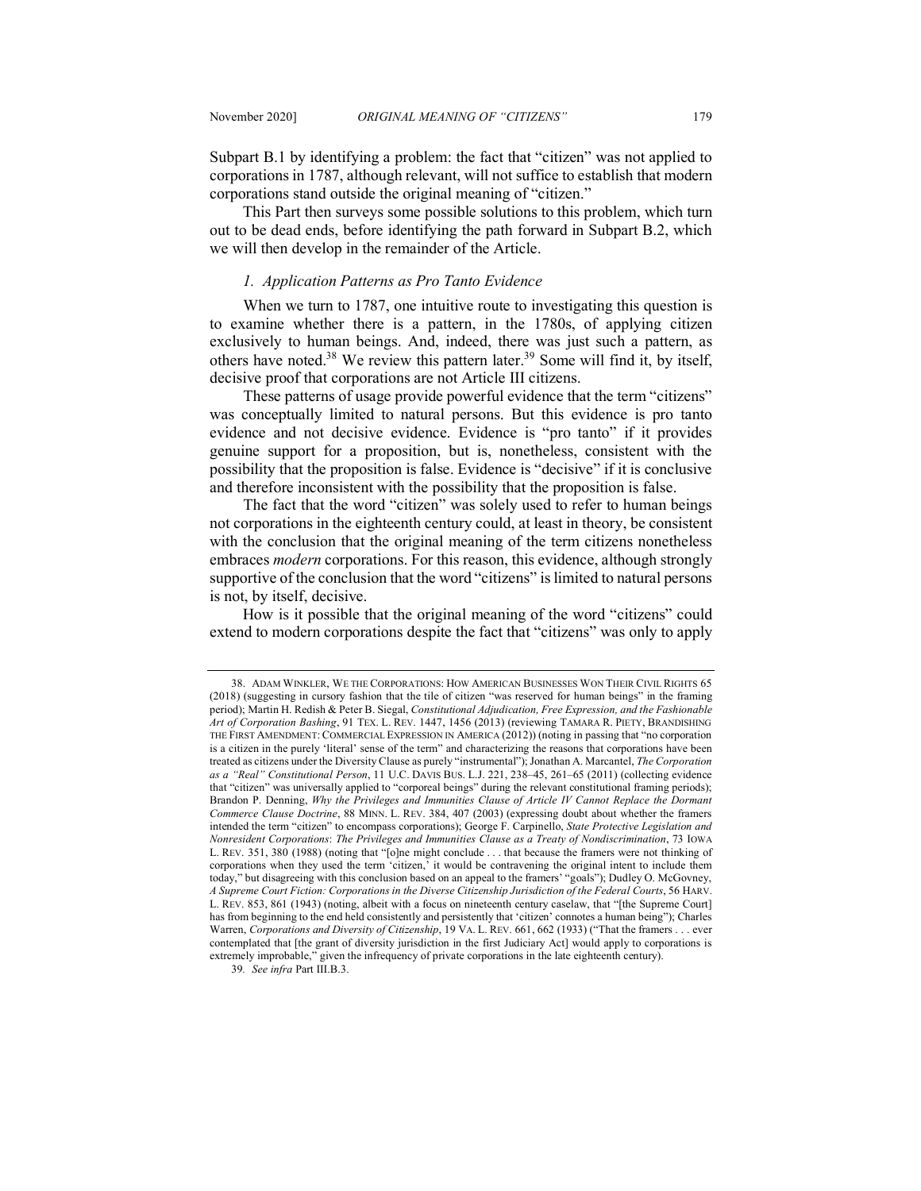Subpart B.1 by identifying a problem: the fact that "citizen" was not applied to corporations in 1787, although relevant, will not suffice to establish that modern corporations stand outside the original meaning of "citizen."

This Part then surveys some possible solutions to this problem, which turn out to be dead ends, before identifying the path forward in Subpart B.2, which we will then develop in the remainder of the Article.

### *1. Application Patterns as Pro Tanto Evidence*

When we turn to 1787, one intuitive route to investigating this question is to examine whether there is a pattern, in the 1780s, of applying citizen exclusively to human beings. And, indeed, there was just such a pattern, as others have noted.[38] We review this pattern later.[39] Some will find it, by itself, decisive proof that corporations are not Article III citizens.

These patterns of usage provide powerful evidence that the term "citizens" was conceptually limited to natural persons. But this evidence is pro tanto evidence and not decisive evidence. Evidence is "pro tanto" if it provides genuine support for a proposition, but is, nonetheless, consistent with the possibility that the proposition is false. Evidence is "decisive" if it is conclusive and therefore inconsistent with the possibility that the proposition is false.

The fact that the word "citizen" was solely used to refer to human beings not corporations in the eighteenth century could, at least in theory, be consistent with the conclusion that the original meaning of the term citizens nonetheless embraces *modern* corporations. For this reason, this evidence, although strongly supportive of the conclusion that the word "citizens" is limited to natural persons is not, by itself, decisive.

How is it possible that the original meaning of the word "citizens" could extend to modern corporations despite the fact that "citizens" was only to apply

---

38. ADAM WINKLER, WE THE CORPORATIONS: HOW AMERICAN BUSINESSES WON THEIR CIVIL RIGHTS 65 (2018) (suggesting in cursory fashion that the tile of citizen "was reserved for human beings" in the framing period); Martin H. Redish & Peter B. Siegal, *Constitutional Adjudication, Free Expression, and the Fashionable Art of Corporation Bashing*, 91 TEX. L. REV. 1447, 1456 (2013) (reviewing TAMARA R. PIETY, BRANDISHING THE FIRST AMENDMENT: COMMERCIAL EXPRESSION IN AMERICA (2012)) (noting in passing that "no corporation is a citizen in the purely 'literal' sense of the term" and characterizing the reasons that corporations have been treated as citizens under the Diversity Clause as purely "instrumental"); Jonathan A. Marcantel, *The Corporation as a "Real" Constitutional Person*, 11 U.C. DAVIS BUS. L.J. 221, 238–45, 261–65 (2011) (collecting evidence that "citizen" was universally applied to "corporeal beings" during the relevant constitutional framing periods); Brandon P. Denning, *Why the Privileges and Immunities Clause of Article IV Cannot Replace the Dormant Commerce Clause Doctrine*, 88 MINN. L. REV. 384, 407 (2003) (expressing doubt about whether the framers intended the term "citizen" to encompass corporations); George F. Carpinello, *State Protective Legislation and Nonresident Corporations*: *The Privileges and Immunities Clause as a Treaty of Nondiscrimination*, 73 IOWA L. REV. 351, 380 (1988) (noting that "[o]ne might conclude . . . that because the framers were not thinking of corporations when they used the term 'citizen,' it would be contravening the original intent to include them today," but disagreeing with this conclusion based on an appeal to the framers' "goals"); Dudley O. McGovney, *A Supreme Court Fiction: Corporations in the Diverse Citizenship Jurisdiction of the Federal Courts*, 56 HARV. L. REV. 853, 861 (1943) (noting, albeit with a focus on nineteenth century caselaw, that "[the Supreme Court] has from beginning to the end held consistently and persistently that 'citizen' connotes a human being"); Charles Warren, *Corporations and Diversity of Citizenship*, 19 VA. L. REV. 661, 662 (1933) ("That the framers . . . ever contemplated that [the grant of diversity jurisdiction in the first Judiciary Act] would apply to corporations is extremely improbable," given the infrequency of private corporations in the late eighteenth century).

39. *See infra* Part III.B.3.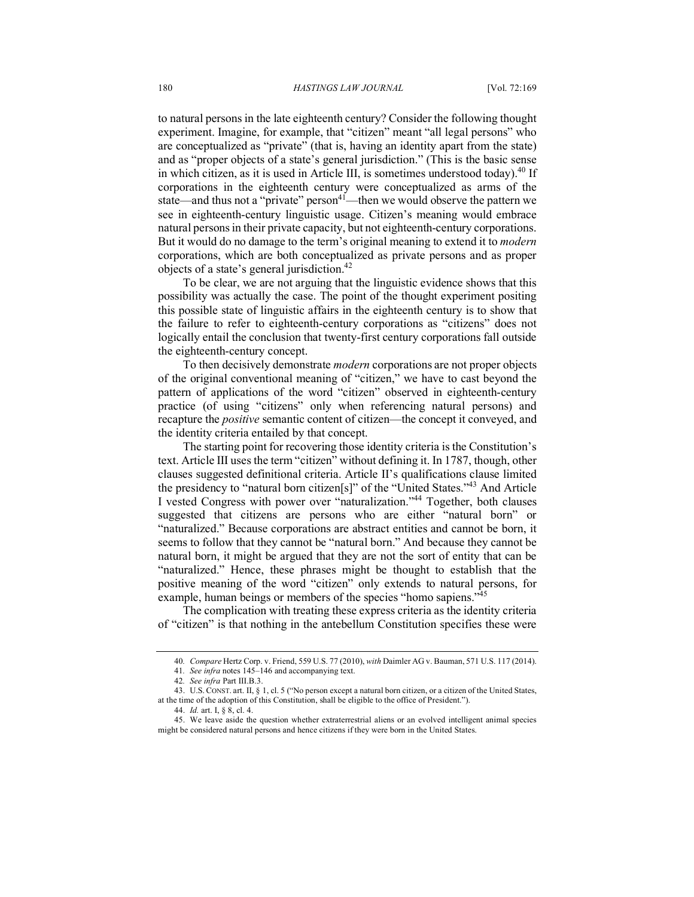to natural persons in the late eighteenth century? Consider the following thought experiment. Imagine, for example, that "citizen" meant "all legal persons" who are conceptualized as "private" (that is, having an identity apart from the state) and as "proper objects of a state's general jurisdiction." (This is the basic sense in which citizen, as it is used in Article III, is sometimes understood today).[40] If corporations in the eighteenth century were conceptualized as arms of the state—and thus not a "private" person[41]—then we would observe the pattern we see in eighteenth-century linguistic usage. Citizen's meaning would embrace natural persons in their private capacity, but not eighteenth-century corporations. But it would do no damage to the term's original meaning to extend it to *modern* corporations, which are both conceptualized as private persons and as proper objects of a state's general jurisdiction.[42]

To be clear, we are not arguing that the linguistic evidence shows that this possibility was actually the case. The point of the thought experiment positing this possible state of linguistic affairs in the eighteenth century is to show that the failure to refer to eighteenth-century corporations as "citizens" does not logically entail the conclusion that twenty-first century corporations fall outside the eighteenth-century concept.

To then decisively demonstrate *modern* corporations are not proper objects of the original conventional meaning of "citizen," we have to cast beyond the pattern of applications of the word "citizen" observed in eighteenth-century practice (of using "citizens" only when referencing natural persons) and recapture the *positive* semantic content of citizen—the concept it conveyed, and the identity criteria entailed by that concept.

The starting point for recovering those identity criteria is the Constitution's text. Article III uses the term "citizen" without defining it. In 1787, though, other clauses suggested definitional criteria. Article II's qualifications clause limited the presidency to "natural born citizen[s]" of the "United States."[43] And Article I vested Congress with power over "naturalization."[44] Together, both clauses suggested that citizens are persons who are either "natural born" or "naturalized." Because corporations are abstract entities and cannot be born, it seems to follow that they cannot be "natural born." And because they cannot be natural born, it might be argued that they are not the sort of entity that can be "naturalized." Hence, these phrases might be thought to establish that the positive meaning of the word "citizen" only extends to natural persons, for example, human beings or members of the species "homo sapiens."[45]

The complication with treating these express criteria as the identity criteria of "citizen" is that nothing in the antebellum Constitution specifies these were

---

40. *Compare* Hertz Corp. v. Friend, 559 U.S. 77 (2010), *with* Daimler AG v. Bauman, 571 U.S. 117 (2014).

41. *See infra* notes 145–146 and accompanying text.

42. *See infra* Part III.B.3.

43. U.S. CONST. art. II, § 1, cl. 5 ("No person except a natural born citizen, or a citizen of the United States, at the time of the adoption of this Constitution, shall be eligible to the office of President.").

44. *Id.* art. I, § 8, cl. 4.

45. We leave aside the question whether extraterrestrial aliens or an evolved intelligent animal species might be considered natural persons and hence citizens if they were born in the United States.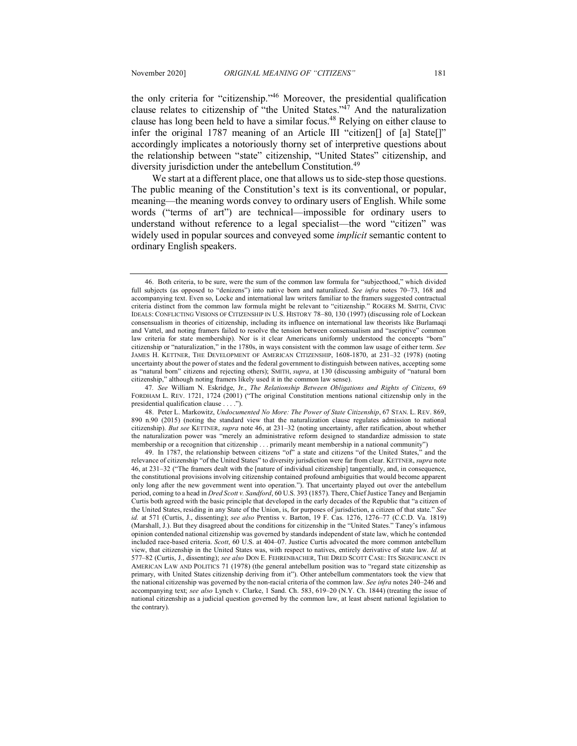the only criteria for "citizenship."[46] Moreover, the presidential qualification clause relates to citizenship of "the United States."[47] And the naturalization clause has long been held to have a similar focus.[48] Relying on either clause to infer the original 1787 meaning of an Article III "citizen[] of [a] State[]" accordingly implicates a notoriously thorny set of interpretive questions about the relationship between "state" citizenship, "United States" citizenship, and diversity jurisdiction under the antebellum Constitution.[49]

We start at a different place, one that allows us to side-step those questions. The public meaning of the Constitution's text is its conventional, or popular, meaning—the meaning words convey to ordinary users of English. While some words ("terms of art") are technical—impossible for ordinary users to understand without reference to a legal specialist—the word "citizen" was widely used in popular sources and conveyed some *implicit* semantic content to ordinary English speakers.

---

46. Both criteria, to be sure, were the sum of the common law formula for "subjecthood," which divided full subjects (as opposed to "denizens") into native born and naturalized. *See infra* notes 70–73, 168 and accompanying text. Even so, Locke and international law writers familiar to the framers suggested contractual criteria distinct from the common law formula might be relevant to "citizenship." ROGERS M. SMITH, CIVIC IDEALS: CONFLICTING VISIONS OF CITIZENSHIP IN U.S. HISTORY 78–80, 130 (1997) (discussing role of Lockean consensualism in theories of citizenship, including its influence on international law theorists like Burlamaqi and Vattel, and noting framers failed to resolve the tension between consensualism and "ascriptive" common law criteria for state membership). Nor is it clear Americans uniformly understood the concepts "born" citizenship or "naturalization," in the 1780s, in ways consistent with the common law usage of either term. *See* JAMES H. KETTNER, THE DEVELOPMENT OF AMERICAN CITIZENSHIP, 1608-1870, at 231–32 (1978) (noting uncertainty about the power of states and the federal government to distinguish between natives, accepting some as "natural born" citizens and rejecting others); SMITH, *supra*, at 130 (discussing ambiguity of "natural born citizenship," although noting framers likely used it in the common law sense).

47. *See* William N. Eskridge, Jr., *The Relationship Between Obligations and Rights of Citizens*, 69 FORDHAM L. REV. 1721, 1724 (2001) ("The original Constitution mentions national citizenship only in the presidential qualification clause . . . .").

48. Peter L. Markowitz, *Undocumented No More: The Power of State Citizenship*, 67 STAN. L. REV. 869, 890 n.90 (2015) (noting the standard view that the naturalization clause regulates admission to national citizenship). *But see* KETTNER, *supra* note 46, at 231–32 (noting uncertainty, after ratification, about whether the naturalization power was "merely an administrative reform designed to standardize admission to state membership or a recognition that citizenship . . . primarily meant membership in a national community")

49. In 1787, the relationship between citizens "of" a state and citizens "of the United States," and the relevance of citizenship "of the United States" to diversity jurisdiction were far from clear. KETTNER, *supra* note 46, at 231–32 ("The framers dealt with the [nature of individual citizenship] tangentially, and, in consequence, the constitutional provisions involving citizenship contained profound ambiguities that would become apparent only long after the new government went into operation."). That uncertainty played out over the antebellum period, coming to a head in *Dred Scott v. Sandford*, 60 U.S. 393 (1857). There, Chief Justice Taney and Benjamin Curtis both agreed with the basic principle that developed in the early decades of the Republic that "a citizen of the United States, residing in any State of the Union, is, for purposes of jurisdiction, a citizen of that state." *See id.* at 571 (Curtis, J., dissenting); *see also* Prentiss v. Barton, 19 F. Cas. 1276, 1276–77 (C.C.D. Va. 1819) (Marshall, J.). But they disagreed about the conditions for citizenship in the "United States." Taney's infamous opinion contended national citizenship was governed by standards independent of state law, which he contended included race-based criteria. *Scott*, 60 U.S. at 404–07. Justice Curtis advocated the more common antebellum view, that citizenship in the United States was, with respect to natives, entirely derivative of state law. *Id.* at 577–82 (Curtis, J., dissenting); *see also* DON E. FEHRENBACHER, THE DRED SCOTT CASE: ITS SIGNIFICANCE IN AMERICAN LAW AND POLITICS 71 (1978) (the general antebellum position was to "regard state citizenship as primary, with United States citizenship deriving from it"). Other antebellum commentators took the view that the national citizenship was governed by the non-racial criteria of the common law. *See infra* notes 240–246 and accompanying text; *see also* Lynch v. Clarke, 1 Sand. Ch. 583, 619–20 (N.Y. Ch. 1844) (treating the issue of national citizenship as a judicial question governed by the common law, at least absent national legislation to the contrary).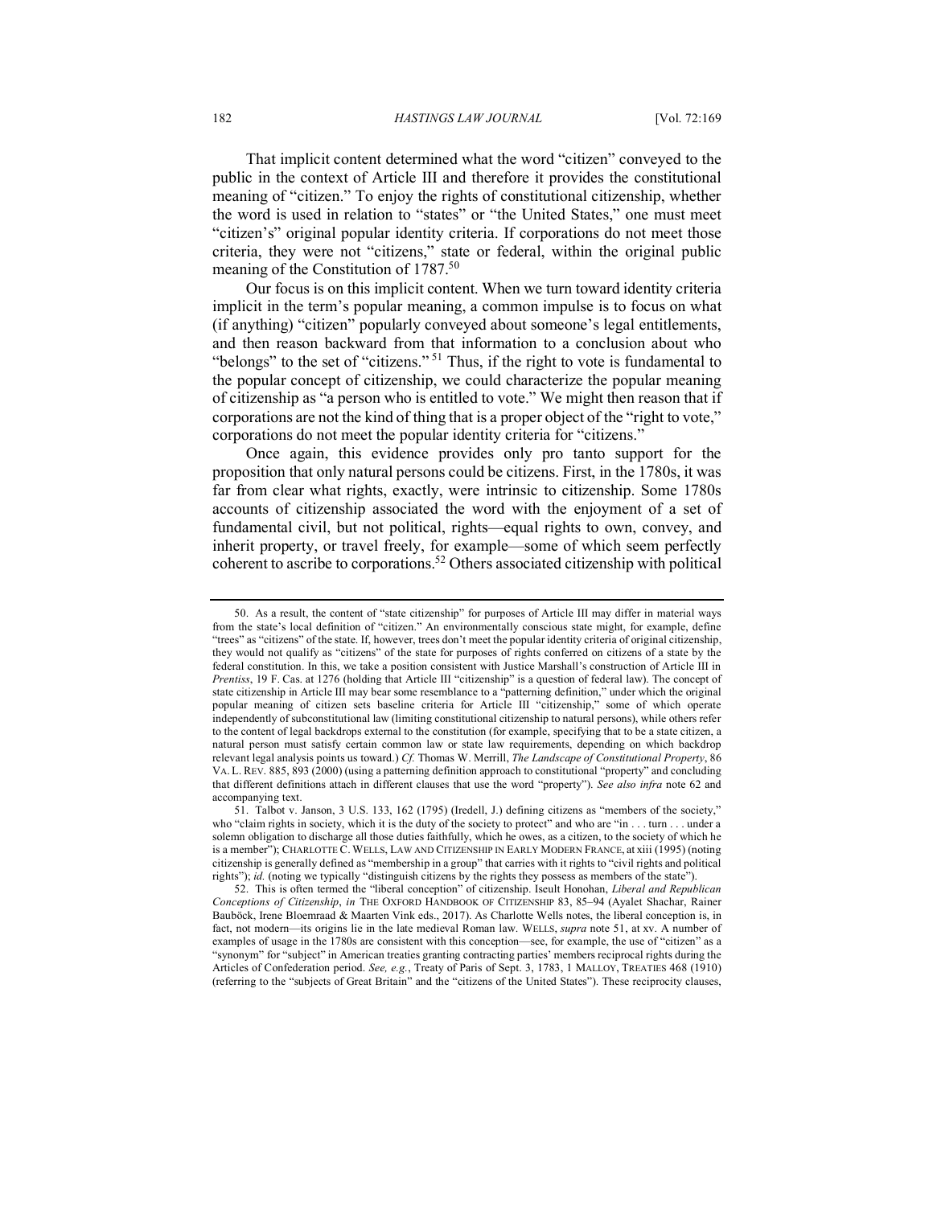That implicit content determined what the word "citizen" conveyed to the public in the context of Article III and therefore it provides the constitutional meaning of "citizen." To enjoy the rights of constitutional citizenship, whether the word is used in relation to "states" or "the United States," one must meet "citizen's" original popular identity criteria. If corporations do not meet those criteria, they were not "citizens," state or federal, within the original public meaning of the Constitution of 1787.[50]

Our focus is on this implicit content. When we turn toward identity criteria implicit in the term's popular meaning, a common impulse is to focus on what (if anything) "citizen" popularly conveyed about someone's legal entitlements, and then reason backward from that information to a conclusion about who "belongs" to the set of "citizens."[51] Thus, if the right to vote is fundamental to the popular concept of citizenship, we could characterize the popular meaning of citizenship as "a person who is entitled to vote." We might then reason that if corporations are not the kind of thing that is a proper object of the "right to vote," corporations do not meet the popular identity criteria for "citizens."

Once again, this evidence provides only pro tanto support for the proposition that only natural persons could be citizens. First, in the 1780s, it was far from clear what rights, exactly, were intrinsic to citizenship. Some 1780s accounts of citizenship associated the word with the enjoyment of a set of fundamental civil, but not political, rights—equal rights to own, convey, and inherit property, or travel freely, for example—some of which seem perfectly coherent to ascribe to corporations.[52] Others associated citizenship with political

---

50. As a result, the content of "state citizenship" for purposes of Article III may differ in material ways from the state's local definition of "citizen." An environmentally conscious state might, for example, define "trees" as "citizens" of the state. If, however, trees don't meet the popular identity criteria of original citizenship, they would not qualify as "citizens" of the state for purposes of rights conferred on citizens of a state by the federal constitution. In this, we take a position consistent with Justice Marshall's construction of Article III in *Prentiss*, 19 F. Cas. at 1276 (holding that Article III "citizenship" is a question of federal law). The concept of state citizenship in Article III may bear some resemblance to a "patterning definition," under which the original popular meaning of citizen sets baseline criteria for Article III "citizenship," some of which operate independently of subconstitutional law (limiting constitutional citizenship to natural persons), while others refer to the content of legal backdrops external to the constitution (for example, specifying that to be a state citizen, a natural person must satisfy certain common law or state law requirements, depending on which backdrop relevant legal analysis points us toward.) *Cf.* Thomas W. Merrill, *The Landscape of Constitutional Property*, 86 VA. L. REV. 885, 893 (2000) (using a patterning definition approach to constitutional "property" and concluding that different definitions attach in different clauses that use the word "property"). *See also infra* note 62 and accompanying text.

51. Talbot v. Janson, 3 U.S. 133, 162 (1795) (Iredell, J.) defining citizens as "members of the society," who "claim rights in society, which it is the duty of the society to protect" and who are "in . . . turn . . . under a solemn obligation to discharge all those duties faithfully, which he owes, as a citizen, to the society of which he is a member"); CHARLOTTE C. WELLS, LAW AND CITIZENSHIP IN EARLY MODERN FRANCE, at xiii (1995) (noting citizenship is generally defined as "membership in a group" that carries with it rights to "civil rights and political rights"); *id.* (noting we typically "distinguish citizens by the rights they possess as members of the state").

52. This is often termed the "liberal conception" of citizenship. Iseult Honohan, *Liberal and Republican Conceptions of Citizenship*, *in* THE OXFORD HANDBOOK OF CITIZENSHIP 83, 85–94 (Ayalet Shachar, Rainer Bauböck, Irene Bloemraad & Maarten Vink eds., 2017). As Charlotte Wells notes, the liberal conception is, in fact, not modern—its origins lie in the late medieval Roman law. WELLS, *supra* note 51, at xv. A number of examples of usage in the 1780s are consistent with this conception—see, for example, the use of "citizen" as a "synonym" for "subject" in American treaties granting contracting parties' members reciprocal rights during the Articles of Confederation period. *See, e.g.*, Treaty of Paris of Sept. 3, 1783, 1 MALLOY, TREATIES 468 (1910) (referring to the "subjects of Great Britain" and the "citizens of the United States"). These reciprocity clauses,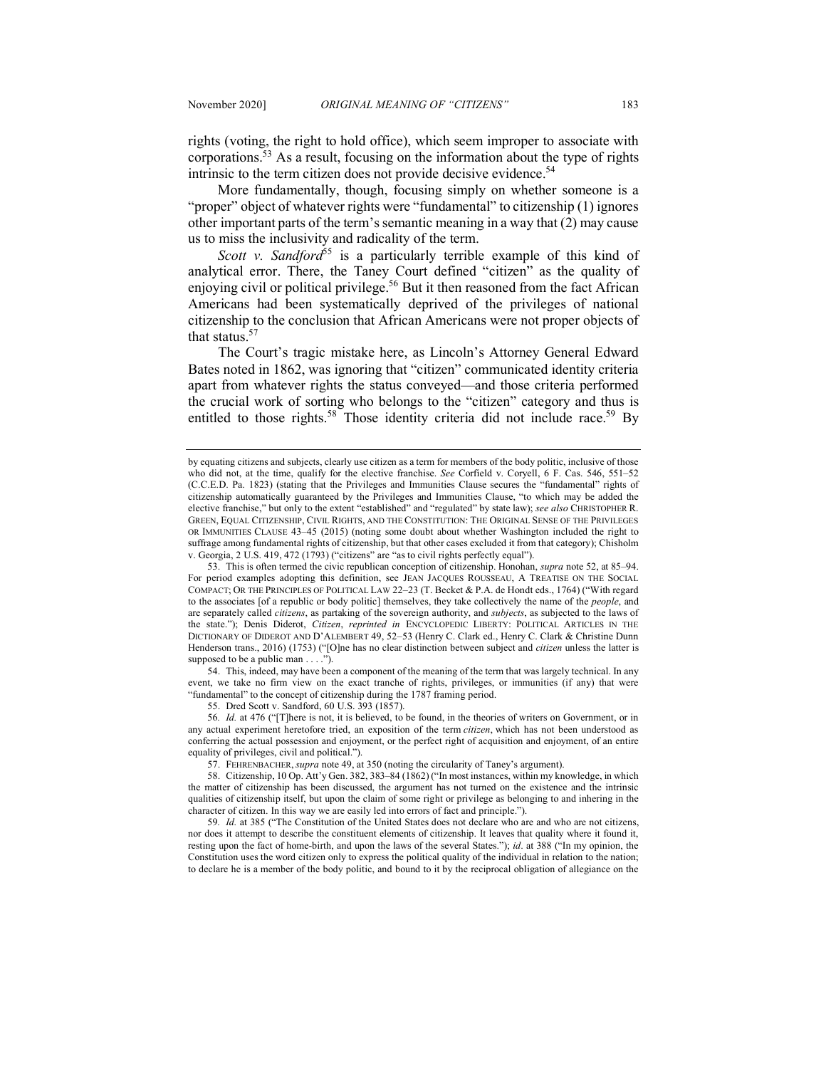rights (voting, the right to hold office), which seem improper to associate with corporations.[53] As a result, focusing on the information about the type of rights intrinsic to the term citizen does not provide decisive evidence.[54]

More fundamentally, though, focusing simply on whether someone is a "proper" object of whatever rights were "fundamental" to citizenship (1) ignores other important parts of the term's semantic meaning in a way that (2) may cause us to miss the inclusivity and radicality of the term.

*Scott v. Sandford*[55] is a particularly terrible example of this kind of analytical error. There, the Taney Court defined "citizen" as the quality of enjoying civil or political privilege.[56] But it then reasoned from the fact African Americans had been systematically deprived of the privileges of national citizenship to the conclusion that African Americans were not proper objects of that status.[57]

The Court's tragic mistake here, as Lincoln's Attorney General Edward Bates noted in 1862, was ignoring that "citizen" communicated identity criteria apart from whatever rights the status conveyed—and those criteria performed the crucial work of sorting who belongs to the "citizen" category and thus is entitled to those rights.[58] Those identity criteria did not include race.[59] By

---

by equating citizens and subjects, clearly use citizen as a term for members of the body politic, inclusive of those who did not, at the time, qualify for the elective franchise. *See* Corfield v. Coryell, 6 F. Cas. 546, 551–52 (C.C.E.D. Pa. 1823) (stating that the Privileges and Immunities Clause secures the "fundamental" rights of citizenship automatically guaranteed by the Privileges and Immunities Clause, "to which may be added the elective franchise," but only to the extent "established" and "regulated" by state law); *see also* CHRISTOPHER R. GREEN, EQUAL CITIZENSHIP, CIVIL RIGHTS, AND THE CONSTITUTION: THE ORIGINAL SENSE OF THE PRIVILEGES OR IMMUNITIES CLAUSE 43–45 (2015) (noting some doubt about whether Washington included the right to suffrage among fundamental rights of citizenship, but that other cases excluded it from that category); Chisholm v. Georgia, 2 U.S. 419, 472 (1793) ("citizens" are "as to civil rights perfectly equal").

53. This is often termed the civic republican conception of citizenship. Honohan, *supra* note 52, at 85–94. For period examples adopting this definition, see JEAN JACQUES ROUSSEAU, A TREATISE ON THE SOCIAL COMPACT; OR THE PRINCIPLES OF POLITICAL LAW 22–23 (T. Becket & P.A. de Hondt eds., 1764) ("With regard to the associates [of a republic or body politic] themselves, they take collectively the name of the *people*, and are separately called *citizens*, as partaking of the sovereign authority, and *subjects*, as subjected to the laws of the state."); Denis Diderot, *Citizen*, *reprinted in* ENCYCLOPEDIC LIBERTY: POLITICAL ARTICLES IN THE DICTIONARY OF DIDEROT AND D'ALEMBERT 49, 52–53 (Henry C. Clark ed., Henry C. Clark & Christine Dunn Henderson trans., 2016) (1753) ("[O]ne has no clear distinction between subject and *citizen* unless the latter is supposed to be a public man . . . .").

54. This, indeed, may have been a component of the meaning of the term that was largely technical. In any event, we take no firm view on the exact tranche of rights, privileges, or immunities (if any) that were "fundamental" to the concept of citizenship during the 1787 framing period.

55. Dred Scott v. Sandford, 60 U.S. 393 (1857).

56. *Id.* at 476 ("[T]here is not, it is believed, to be found, in the theories of writers on Government, or in any actual experiment heretofore tried, an exposition of the term *citizen*, which has not been understood as conferring the actual possession and enjoyment, or the perfect right of acquisition and enjoyment, of an entire equality of privileges, civil and political.").

57. FEHRENBACHER, *supra* note 49, at 350 (noting the circularity of Taney's argument).

58. Citizenship, 10 Op. Att'y Gen. 382, 383–84 (1862) ("In most instances, within my knowledge, in which the matter of citizenship has been discussed, the argument has not turned on the existence and the intrinsic qualities of citizenship itself, but upon the claim of some right or privilege as belonging to and inhering in the character of citizen. In this way we are easily led into errors of fact and principle.").

59. *Id.* at 385 ("The Constitution of the United States does not declare who are and who are not citizens, nor does it attempt to describe the constituent elements of citizenship. It leaves that quality where it found it, resting upon the fact of home-birth, and upon the laws of the several States."); *id*. at 388 ("In my opinion, the Constitution uses the word citizen only to express the political quality of the individual in relation to the nation; to declare he is a member of the body politic, and bound to it by the reciprocal obligation of allegiance on the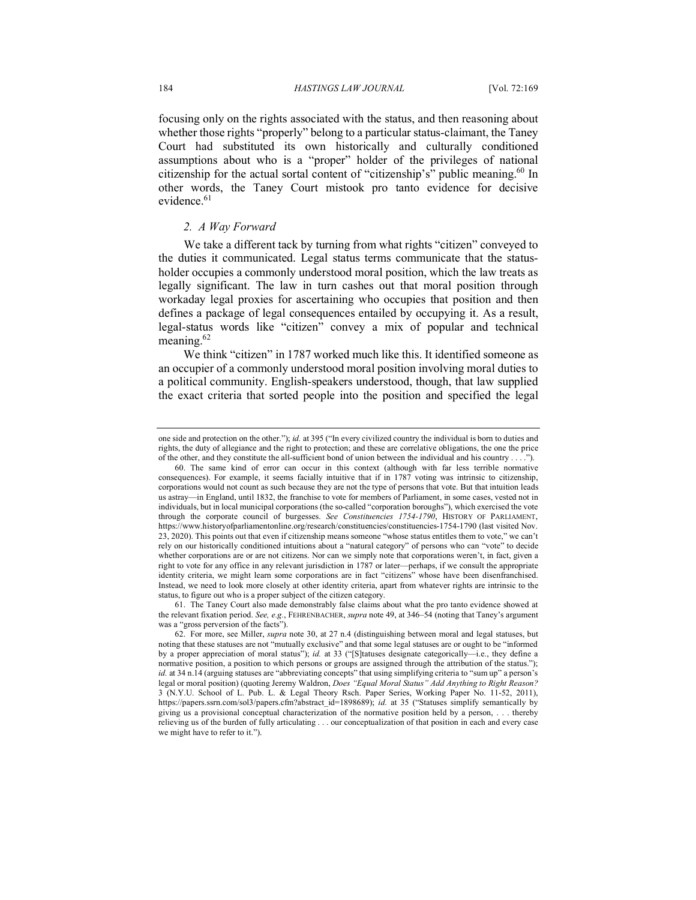focusing only on the rights associated with the status, and then reasoning about whether those rights "properly" belong to a particular status-claimant, the Taney Court had substituted its own historically and culturally conditioned assumptions about who is a "proper" holder of the privileges of national citizenship for the actual sortal content of "citizenship's" public meaning.[60] In other words, the Taney Court mistook pro tanto evidence for decisive evidence.[61]

### *2. A Way Forward*

We take a different tack by turning from what rights "citizen" conveyed to the duties it communicated. Legal status terms communicate that the status-holder occupies a commonly understood moral position, which the law treats as legally significant. The law in turn cashes out that moral position through workaday legal proxies for ascertaining who occupies that position and then defines a package of legal consequences entailed by occupying it. As a result, legal-status words like "citizen" convey a mix of popular and technical meaning.[62]

We think "citizen" in 1787 worked much like this. It identified someone as an occupier of a commonly understood moral position involving moral duties to a political community. English-speakers understood, though, that law supplied the exact criteria that sorted people into the position and specified the legal

---

one side and protection on the other."); *id.* at 395 ("In every civilized country the individual is born to duties and rights, the duty of allegiance and the right to protection; and these are correlative obligations, the one the price of the other, and they constitute the all-sufficient bond of union between the individual and his country . . . .").

60. The same kind of error can occur in this context (although with far less terrible normative consequences). For example, it seems facially intuitive that if in 1787 voting was intrinsic to citizenship, corporations would not count as such because they are not the type of persons that vote. But that intuition leads us astray—in England, until 1832, the franchise to vote for members of Parliament, in some cases, vested not in individuals, but in local municipal corporations (the so-called "corporation boroughs"), which exercised the vote through the corporate council of burgesses. *See Constituencies 1754-1790*, HISTORY OF PARLIAMENT, https://www.historyofparliamentonline.org/research/constituencies/constituencies-1754-1790 (last visited Nov. 23, 2020). This points out that even if citizenship means someone "whose status entitles them to vote," we can't rely on our historically conditioned intuitions about a "natural category" of persons who can "vote" to decide whether corporations are or are not citizens. Nor can we simply note that corporations weren't, in fact, given a right to vote for any office in any relevant jurisdiction in 1787 or later—perhaps, if we consult the appropriate identity criteria, we might learn some corporations are in fact "citizens" whose have been disenfranchised. Instead, we need to look more closely at other identity criteria, apart from whatever rights are intrinsic to the status, to figure out who is a proper subject of the citizen category.

61. The Taney Court also made demonstrably false claims about what the pro tanto evidence showed at the relevant fixation period. *See, e.g.*, FEHRENBACHER, *supra* note 49, at 346–54 (noting that Taney's argument was a "gross perversion of the facts").

62. For more, see Miller, *supra* note 30, at 27 n.4 (distinguishing between moral and legal statuses, but noting that these statuses are not "mutually exclusive" and that some legal statuses are or ought to be "informed by a proper appreciation of moral status"); *id.* at 33 ("[S]tatuses designate categorically—i.e., they define a normative position, a position to which persons or groups are assigned through the attribution of the status."); *id.* at 34 n.14 (arguing statuses are "abbreviating concepts" that using simplifying criteria to "sum up" a person's legal or moral position) (quoting Jeremy Waldron, *Does "Equal Moral Status" Add Anything to Right Reason?* 3 (N.Y.U. School of L. Pub. L. & Legal Theory Rsch. Paper Series, Working Paper No. 11-52, 2011), https://papers.ssrn.com/sol3/papers.cfm?abstract_id=1898689); *id.* at 35 ("Statuses simplify semantically by giving us a provisional conceptual characterization of the normative position held by a person, . . . thereby relieving us of the burden of fully articulating . . . our conceptualization of that position in each and every case we might have to refer to it.").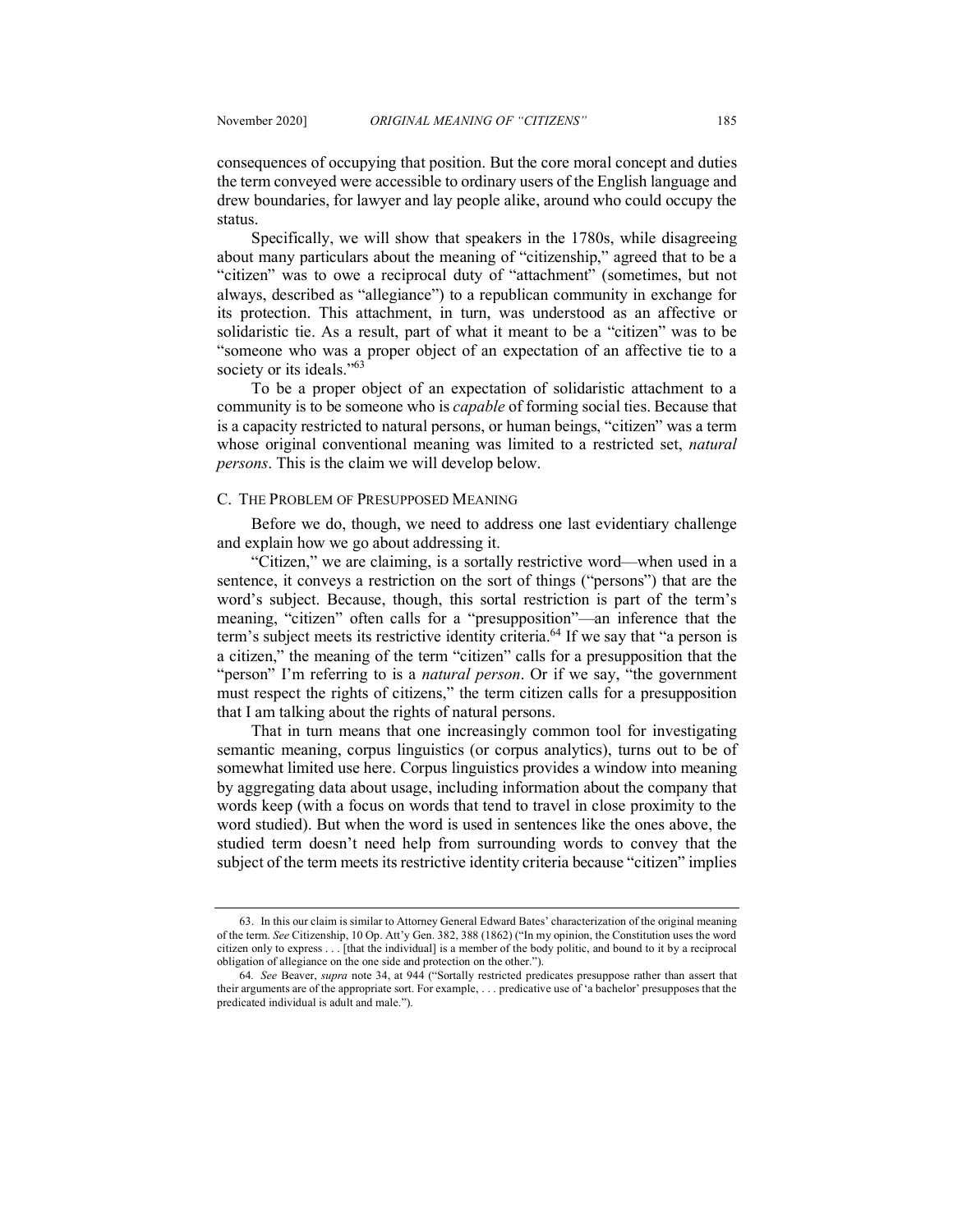consequences of occupying that position. But the core moral concept and duties the term conveyed were accessible to ordinary users of the English language and drew boundaries, for lawyer and lay people alike, around who could occupy the status.

Specifically, we will show that speakers in the 1780s, while disagreeing about many particulars about the meaning of "citizenship," agreed that to be a "citizen" was to owe a reciprocal duty of "attachment" (sometimes, but not always, described as "allegiance") to a republican community in exchange for its protection. This attachment, in turn, was understood as an affective or solidaristic tie. As a result, part of what it meant to be a "citizen" was to be "someone who was a proper object of an expectation of an affective tie to a society or its ideals."[63]

To be a proper object of an expectation of solidaristic attachment to a community is to be someone who is *capable* of forming social ties. Because that is a capacity restricted to natural persons, or human beings, "citizen" was a term whose original conventional meaning was limited to a restricted set, *natural persons*. This is the claim we will develop below.

### C. The Problem of Presupposed Meaning

Before we do, though, we need to address one last evidentiary challenge and explain how we go about addressing it.

"Citizen," we are claiming, is a sortally restrictive word—when used in a sentence, it conveys a restriction on the sort of things ("persons") that are the word's subject. Because, though, this sortal restriction is part of the term's meaning, "citizen" often calls for a "presupposition"—an inference that the term's subject meets its restrictive identity criteria.[64] If we say that "a person is a citizen," the meaning of the term "citizen" calls for a presupposition that the "person" I'm referring to is a *natural person*. Or if we say, "the government must respect the rights of citizens," the term citizen calls for a presupposition that I am talking about the rights of natural persons.

That in turn means that one increasingly common tool for investigating semantic meaning, corpus linguistics (or corpus analytics), turns out to be of somewhat limited use here. Corpus linguistics provides a window into meaning by aggregating data about usage, including information about the company that words keep (with a focus on words that tend to travel in close proximity to the word studied). But when the word is used in sentences like the ones above, the studied term doesn't need help from surrounding words to convey that the subject of the term meets its restrictive identity criteria because "citizen" implies

---

63. In this our claim is similar to Attorney General Edward Bates' characterization of the original meaning of the term. *See* Citizenship, 10 Op. Att'y Gen. 382, 388 (1862) ("In my opinion, the Constitution uses the word citizen only to express . . . [that the individual] is a member of the body politic, and bound to it by a reciprocal obligation of allegiance on the one side and protection on the other.").

64. *See* Beaver, *supra* note 34, at 944 ("Sortally restricted predicates presuppose rather than assert that their arguments are of the appropriate sort. For example, . . . predicative use of 'a bachelor' presupposes that the predicated individual is adult and male.").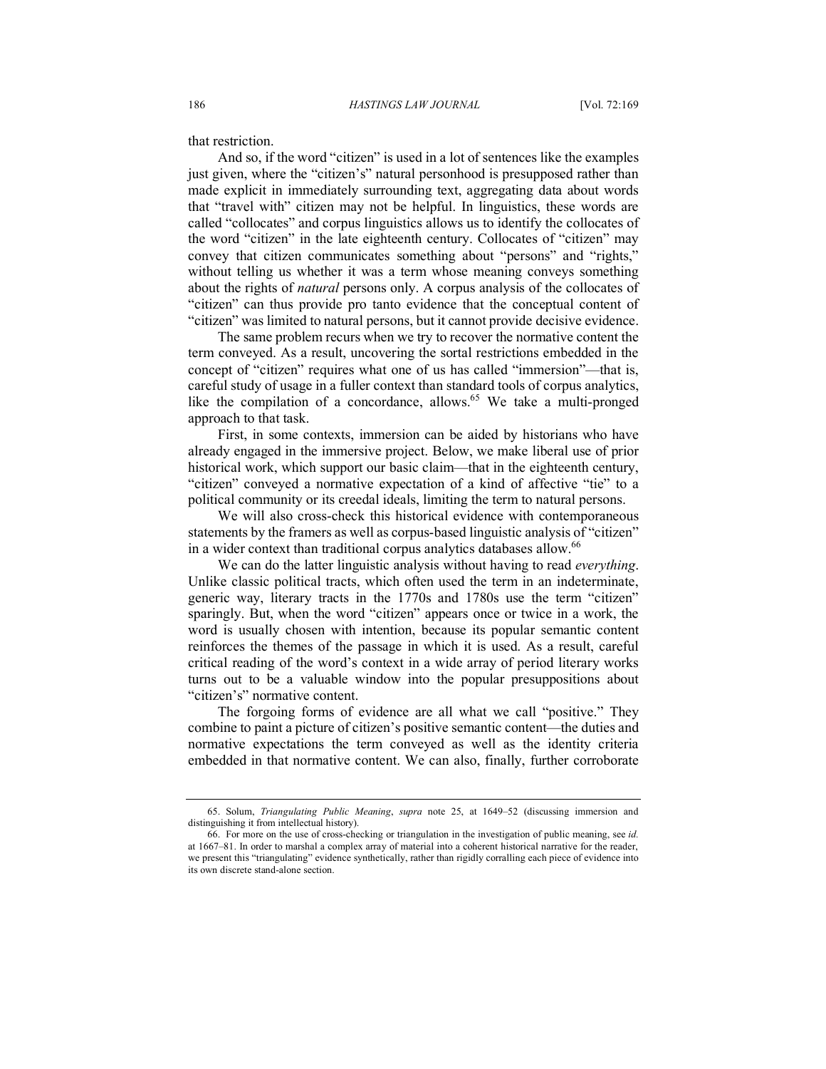that restriction.

And so, if the word "citizen" is used in a lot of sentences like the examples just given, where the "citizen's" natural personhood is presupposed rather than made explicit in immediately surrounding text, aggregating data about words that "travel with" citizen may not be helpful. In linguistics, these words are called "collocates" and corpus linguistics allows us to identify the collocates of the word "citizen" in the late eighteenth century. Collocates of "citizen" may convey that citizen communicates something about "persons" and "rights," without telling us whether it was a term whose meaning conveys something about the rights of *natural* persons only. A corpus analysis of the collocates of "citizen" can thus provide pro tanto evidence that the conceptual content of "citizen" was limited to natural persons, but it cannot provide decisive evidence.

The same problem recurs when we try to recover the normative content the term conveyed. As a result, uncovering the sortal restrictions embedded in the concept of "citizen" requires what one of us has called "immersion"—that is, careful study of usage in a fuller context than standard tools of corpus analytics, like the compilation of a concordance, allows.[65] We take a multi-pronged approach to that task.

First, in some contexts, immersion can be aided by historians who have already engaged in the immersive project. Below, we make liberal use of prior historical work, which support our basic claim—that in the eighteenth century, "citizen" conveyed a normative expectation of a kind of affective "tie" to a political community or its creedal ideals, limiting the term to natural persons.

We will also cross-check this historical evidence with contemporaneous statements by the framers as well as corpus-based linguistic analysis of "citizen" in a wider context than traditional corpus analytics databases allow.[66]

We can do the latter linguistic analysis without having to read *everything*. Unlike classic political tracts, which often used the term in an indeterminate, generic way, literary tracts in the 1770s and 1780s use the term "citizen" sparingly. But, when the word "citizen" appears once or twice in a work, the word is usually chosen with intention, because its popular semantic content reinforces the themes of the passage in which it is used. As a result, careful critical reading of the word's context in a wide array of period literary works turns out to be a valuable window into the popular presuppositions about "citizen's" normative content.

The forgoing forms of evidence are all what we call "positive." They combine to paint a picture of citizen's positive semantic content—the duties and normative expectations the term conveyed as well as the identity criteria embedded in that normative content. We can also, finally, further corroborate

---

65. Solum, *Triangulating Public Meaning*, *supra* note 25, at 1649–52 (discussing immersion and distinguishing it from intellectual history).

66. For more on the use of cross-checking or triangulation in the investigation of public meaning, see *id.* at 1667–81. In order to marshal a complex array of material into a coherent historical narrative for the reader, we present this "triangulating" evidence synthetically, rather than rigidly corralling each piece of evidence into its own discrete stand-alone section.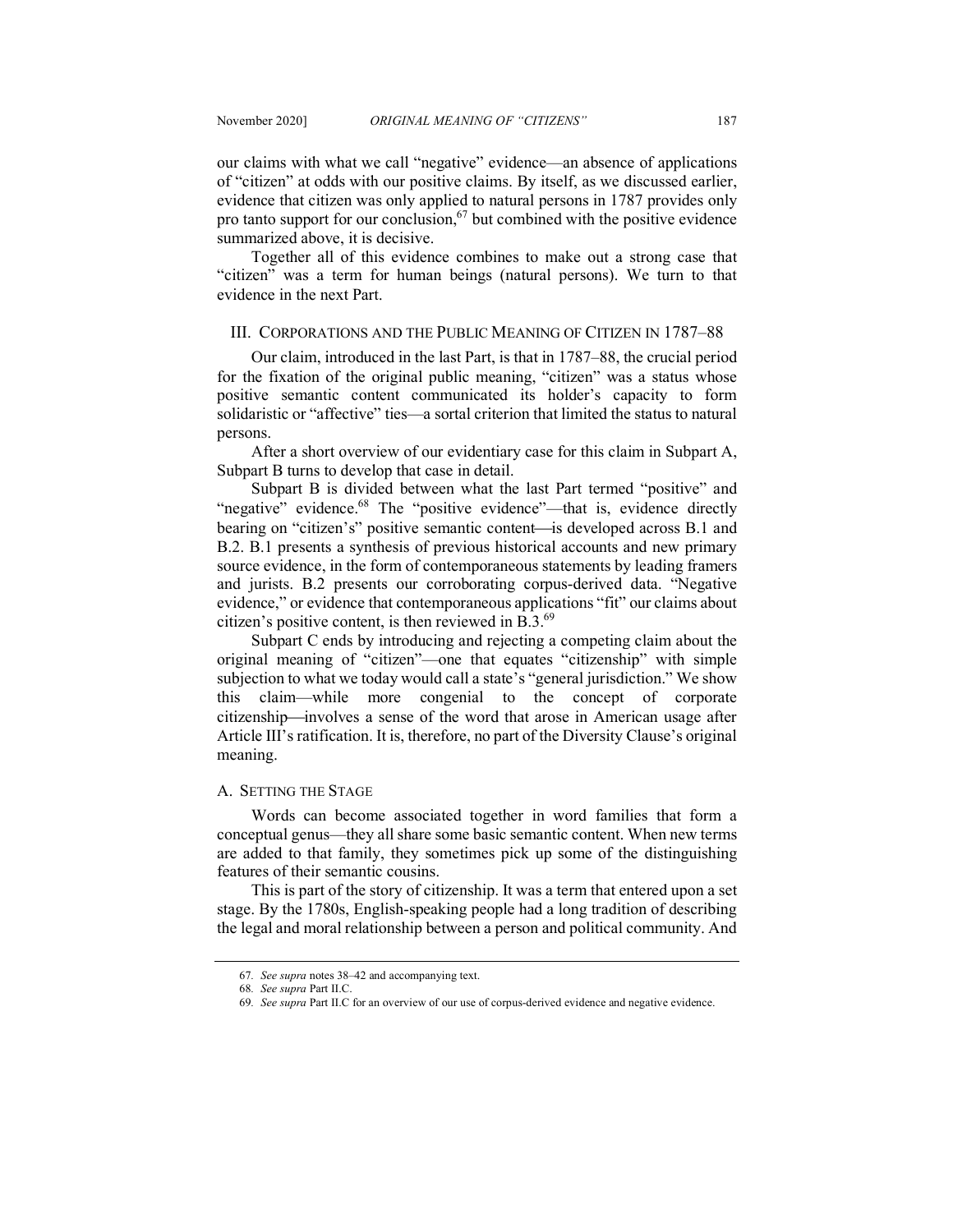our claims with what we call "negative" evidence—an absence of applications of "citizen" at odds with our positive claims. By itself, as we discussed earlier, evidence that citizen was only applied to natural persons in 1787 provides only pro tanto support for our conclusion,[67] but combined with the positive evidence summarized above, it is decisive.

Together all of this evidence combines to make out a strong case that "citizen" was a term for human beings (natural persons). We turn to that evidence in the next Part.

## III. Corporations and the Public Meaning of Citizen in 1787–88

Our claim, introduced in the last Part, is that in 1787–88, the crucial period for the fixation of the original public meaning, "citizen" was a status whose positive semantic content communicated its holder's capacity to form solidaristic or "affective" ties—a sortal criterion that limited the status to natural persons.

After a short overview of our evidentiary case for this claim in Subpart A, Subpart B turns to develop that case in detail.

Subpart B is divided between what the last Part termed "positive" and "negative" evidence.[68] The "positive evidence"—that is, evidence directly bearing on "citizen's" positive semantic content—is developed across B.1 and B.2. B.1 presents a synthesis of previous historical accounts and new primary source evidence, in the form of contemporaneous statements by leading framers and jurists. B.2 presents our corroborating corpus-derived data. "Negative evidence," or evidence that contemporaneous applications "fit" our claims about citizen's positive content, is then reviewed in B.3.[69]

Subpart C ends by introducing and rejecting a competing claim about the original meaning of "citizen"—one that equates "citizenship" with simple subjection to what we today would call a state's "general jurisdiction." We show this claim—while more congenial to the concept of corporate citizenship—involves a sense of the word that arose in American usage after Article III's ratification. It is, therefore, no part of the Diversity Clause's original meaning.

### A. Setting the Stage

Words can become associated together in word families that form a conceptual genus—they all share some basic semantic content. When new terms are added to that family, they sometimes pick up some of the distinguishing features of their semantic cousins.

This is part of the story of citizenship. It was a term that entered upon a set stage. By the 1780s, English-speaking people had a long tradition of describing the legal and moral relationship between a person and political community. And

---

67. *See supra* notes 38–42 and accompanying text.

68. *See supra* Part II.C.

69. *See supra* Part II.C for an overview of our use of corpus-derived evidence and negative evidence.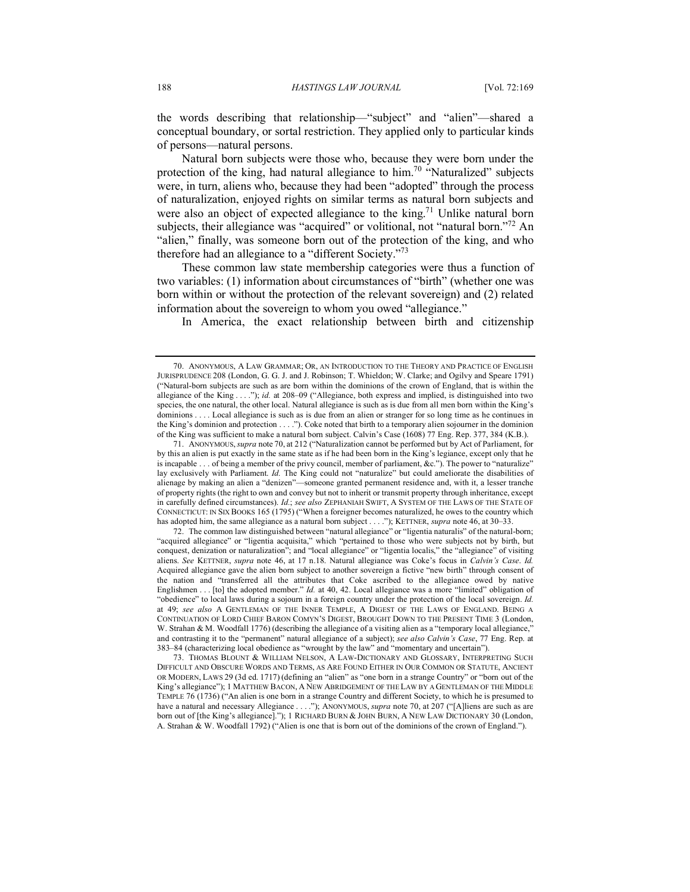the words describing that relationship—"subject" and "alien"—shared a conceptual boundary, or sortal restriction. They applied only to particular kinds of persons—natural persons.

Natural born subjects were those who, because they were born under the protection of the king, had natural allegiance to him.[70] "Naturalized" subjects were, in turn, aliens who, because they had been "adopted" through the process of naturalization, enjoyed rights on similar terms as natural born subjects and were also an object of expected allegiance to the king.[71] Unlike natural born subjects, their allegiance was "acquired" or volitional, not "natural born."[72] An "alien," finally, was someone born out of the protection of the king, and who therefore had an allegiance to a "different Society."[73]

These common law state membership categories were thus a function of two variables: (1) information about circumstances of "birth" (whether one was born within or without the protection of the relevant sovereign) and (2) related information about the sovereign to whom you owed "allegiance."

In America, the exact relationship between birth and citizenship

---

70. ANONYMOUS, A LAW GRAMMAR; OR, AN INTRODUCTION TO THE THEORY AND PRACTICE OF ENGLISH JURISPRUDENCE 208 (London, G. G. J. and J. Robinson; T. Whieldon; W. Clarke; and Ogilvy and Speare 1791) ("Natural-born subjects are such as are born within the dominions of the crown of England, that is within the allegiance of the King . . . ."); *id.* at 208–09 ("Allegiance, both express and implied, is distinguished into two species, the one natural, the other local. Natural allegiance is such as is due from all men born within the King's dominions . . . . Local allegiance is such as is due from an alien or stranger for so long time as he continues in the King's dominion and protection . . . ."). Coke noted that birth to a temporary alien sojourner in the dominion of the King was sufficient to make a natural born subject. Calvin's Case (1608) 77 Eng. Rep. 377, 384 (K.B.).

71. ANONYMOUS, *supra* note 70, at 212 ("Naturalization cannot be performed but by Act of Parliament, for by this an alien is put exactly in the same state as if he had been born in the King's legiance, except only that he is incapable . . . of being a member of the privy council, member of parliament, &c."). The power to "naturalize" lay exclusively with Parliament. *Id.* The King could not "naturalize" but could ameliorate the disabilities of alienage by making an alien a "denizen"—someone granted permanent residence and, with it, a lesser tranche of property rights (the right to own and convey but not to inherit or transmit property through inheritance, except in carefully defined circumstances). *Id.*; *see also* ZEPHANIAH SWIFT, A SYSTEM OF THE LAWS OF THE STATE OF CONNECTICUT: IN SIX BOOKS 165 (1795) ("When a foreigner becomes naturalized, he owes to the country which has adopted him, the same allegiance as a natural born subject . . . ."); KETTNER, *supra* note 46, at 30–33.

72. The common law distinguished between "natural allegiance" or "ligentia naturalis" of the natural-born; "acquired allegiance" or "ligentia acquisita," which "pertained to those who were subjects not by birth, but conquest, denization or naturalization"; and "local allegiance" or "ligentia localis," the "allegiance" of visiting aliens. *See* KETTNER, *supra* note 46, at 17 n.18. Natural allegiance was Coke's focus in *Calvin's Case*. *Id.* Acquired allegiance gave the alien born subject to another sovereign a fictive "new birth" through consent of the nation and "transferred all the attributes that Coke ascribed to the allegiance owed by native Englishmen . . . [to] the adopted member." *Id.* at 40, 42. Local allegiance was a more "limited" obligation of "obedience" to local laws during a sojourn in a foreign country under the protection of the local sovereign. *Id.* at 49; *see also* A GENTLEMAN OF THE INNER TEMPLE, A DIGEST OF THE LAWS OF ENGLAND. BEING A CONTINUATION OF LORD CHIEF BARON COMYN'S DIGEST, BROUGHT DOWN TO THE PRESENT TIME 3 (London, W. Strahan & M. Woodfall 1776) (describing the allegiance of a visiting alien as a "temporary local allegiance," and contrasting it to the "permanent" natural allegiance of a subject); *see also Calvin's Case*, 77 Eng. Rep. at 383–84 (characterizing local obedience as "wrought by the law" and "momentary and uncertain").

73. THOMAS BLOUNT & WILLIAM NELSON, A LAW-DICTIONARY AND GLOSSARY, INTERPRETING SUCH DIFFICULT AND OBSCURE WORDS AND TERMS, AS ARE FOUND EITHER IN OUR COMMON OR STATUTE, ANCIENT OR MODERN, LAWS 29 (3d ed. 1717) (defining an "alien" as "one born in a strange Country" or "born out of the King's allegiance"); 1 MATTHEW BACON, A NEW ABRIDGEMENT OF THE LAW BY A GENTLEMAN OF THE MIDDLE TEMPLE 76 (1736) ("An alien is one born in a strange Country and different Society, to which he is presumed to have a natural and necessary Allegiance . . . ."); ANONYMOUS, *supra* note 70, at 207 ("[A]liens are such as are born out of [the King's allegiance]."); 1 RICHARD BURN & JOHN BURN, A NEW LAW DICTIONARY 30 (London, A. Strahan & W. Woodfall 1792) ("Alien is one that is born out of the dominions of the crown of England.").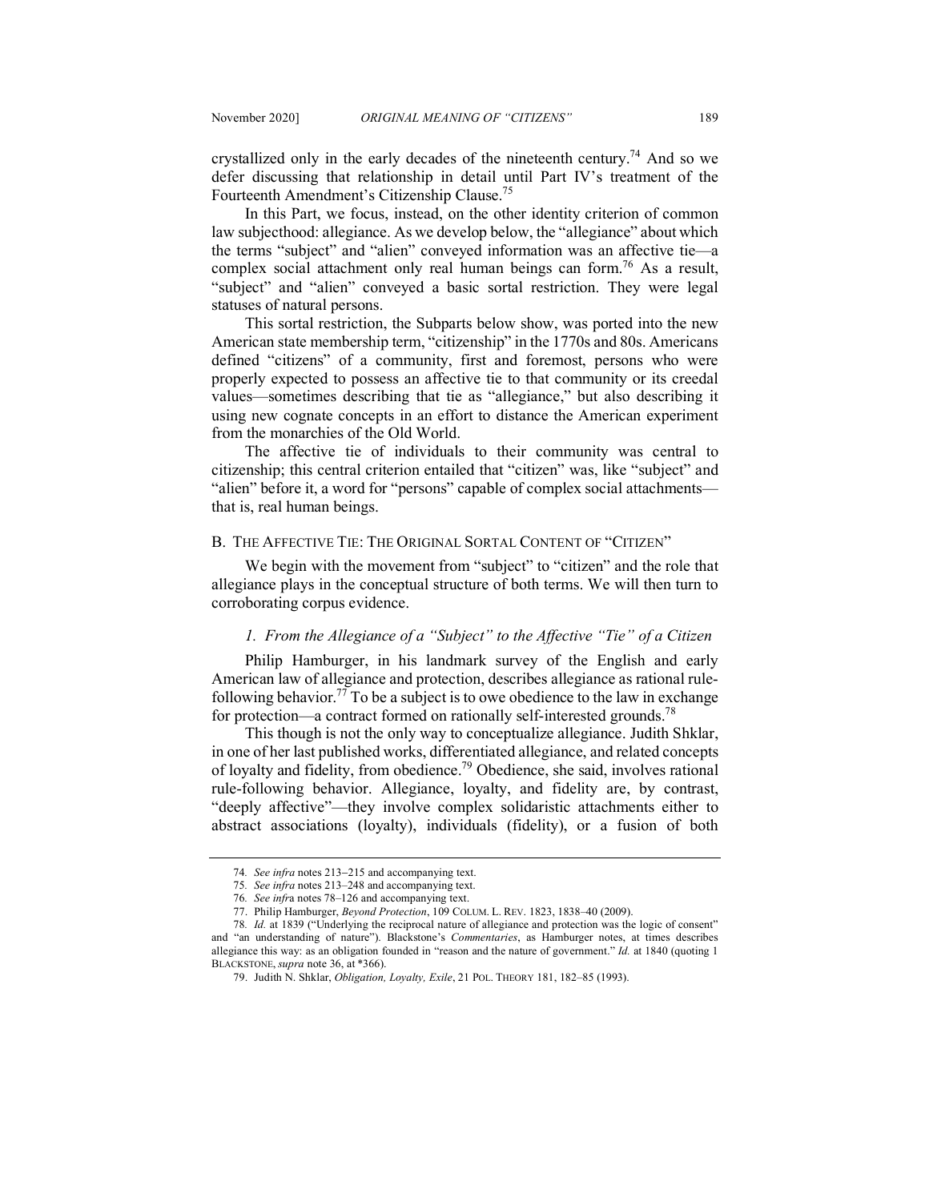crystallized only in the early decades of the nineteenth century.[74] And so we defer discussing that relationship in detail until Part IV's treatment of the Fourteenth Amendment's Citizenship Clause.[75]

In this Part, we focus, instead, on the other identity criterion of common law subjecthood: allegiance. As we develop below, the "allegiance" about which the terms "subject" and "alien" conveyed information was an affective tie—a complex social attachment only real human beings can form.[76] As a result, "subject" and "alien" conveyed a basic sortal restriction. They were legal statuses of natural persons.

This sortal restriction, the Subparts below show, was ported into the new American state membership term, "citizenship" in the 1770s and 80s. Americans defined "citizens" of a community, first and foremost, persons who were properly expected to possess an affective tie to that community or its creedal values—sometimes describing that tie as "allegiance," but also describing it using new cognate concepts in an effort to distance the American experiment from the monarchies of the Old World.

The affective tie of individuals to their community was central to citizenship; this central criterion entailed that "citizen" was, like "subject" and "alien" before it, a word for "persons" capable of complex social attachments—that is, real human beings.

### B. The Affective Tie: The Original Sortal Content of "Citizen"

We begin with the movement from "subject" to "citizen" and the role that allegiance plays in the conceptual structure of both terms. We will then turn to corroborating corpus evidence.

#### *1. From the Allegiance of a "Subject" to the Affective "Tie" of a Citizen*

Philip Hamburger, in his landmark survey of the English and early American law of allegiance and protection, describes allegiance as rational rule-following behavior.[77] To be a subject is to owe obedience to the law in exchange for protection—a contract formed on rationally self-interested grounds.[78]

This though is not the only way to conceptualize allegiance. Judith Shklar, in one of her last published works, differentiated allegiance, and related concepts of loyalty and fidelity, from obedience.[79] Obedience, she said, involves rational rule-following behavior. Allegiance, loyalty, and fidelity are, by contrast, "deeply affective"—they involve complex solidaristic attachments either to abstract associations (loyalty), individuals (fidelity), or a fusion of both

---

74. *See infra* notes 213–215 and accompanying text.

75. *See infra* notes 213–248 and accompanying text.

76. *See infra* notes 78–126 and accompanying text.

77. Philip Hamburger, *Beyond Protection*, 109 Colum. L. Rev. 1823, 1838–40 (2009).

78. *Id.* at 1839 ("Underlying the reciprocal nature of allegiance and protection was the logic of consent" and "an understanding of nature"). Blackstone's *Commentaries*, as Hamburger notes, at times describes allegiance this way: as an obligation founded in "reason and the nature of government." *Id.* at 1840 (quoting 1 Blackstone, *supra* note 36, at *366).

79. Judith N. Shklar, *Obligation, Loyalty, Exile*, 21 Pol. Theory 181, 182–85 (1993).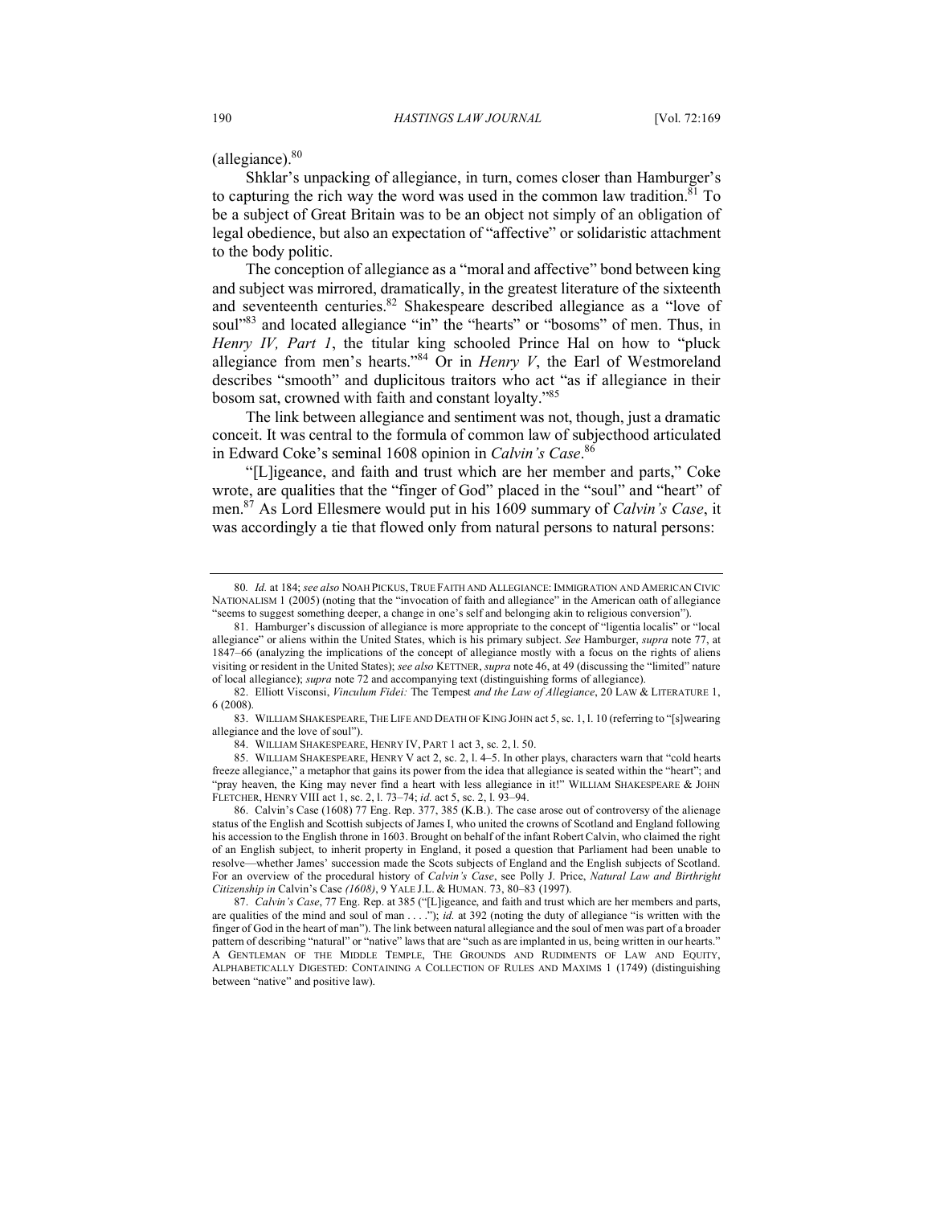(allegiance).[80]

Shklar's unpacking of allegiance, in turn, comes closer than Hamburger's to capturing the rich way the word was used in the common law tradition.[81] To be a subject of Great Britain was to be an object not simply of an obligation of legal obedience, but also an expectation of "affective" or solidaristic attachment to the body politic.

The conception of allegiance as a "moral and affective" bond between king and subject was mirrored, dramatically, in the greatest literature of the sixteenth and seventeenth centuries.[82] Shakespeare described allegiance as a "love of soul"[83] and located allegiance "in" the "hearts" or "bosoms" of men. Thus, in *Henry IV, Part 1*, the titular king schooled Prince Hal on how to "pluck allegiance from men's hearts."[84] Or in *Henry V*, the Earl of Westmoreland describes "smooth" and duplicitous traitors who act "as if allegiance in their bosom sat, crowned with faith and constant loyalty."[85]

The link between allegiance and sentiment was not, though, just a dramatic conceit. It was central to the formula of common law of subjecthood articulated in Edward Coke's seminal 1608 opinion in *Calvin's Case*.[86]

"[L]igeance, and faith and trust which are her member and parts," Coke wrote, are qualities that the "finger of God" placed in the "soul" and "heart" of men.[87] As Lord Ellesmere would put in his 1609 summary of *Calvin's Case*, it was accordingly a tie that flowed only from natural persons to natural persons:

---

80. *Id.* at 184; *see also* NOAH PICKUS, TRUE FAITH AND ALLEGIANCE: IMMIGRATION AND AMERICAN CIVIC NATIONALISM 1 (2005) (noting that the "invocation of faith and allegiance" in the American oath of allegiance "seems to suggest something deeper, a change in one's self and belonging akin to religious conversion").

81. Hamburger's discussion of allegiance is more appropriate to the concept of "ligentia localis" or "local allegiance" or aliens within the United States, which is his primary subject. *See* Hamburger, *supra* note 77, at 1847–66 (analyzing the implications of the concept of allegiance mostly with a focus on the rights of aliens visiting or resident in the United States); *see also* KETTNER, *supra* note 46, at 49 (discussing the "limited" nature of local allegiance); *supra* note 72 and accompanying text (distinguishing forms of allegiance).

82. Elliott Visconsi, *Vinculum Fidei:* The Tempest *and the Law of Allegiance*, 20 LAW & LITERATURE 1, 6 (2008).

83. WILLIAM SHAKESPEARE, THE LIFE AND DEATH OF KING JOHN act 5, sc. 1, l. 10 (referring to "[s]wearing allegiance and the love of soul").

84. WILLIAM SHAKESPEARE, HENRY IV, PART 1 act 3, sc. 2, l. 50.

85. WILLIAM SHAKESPEARE, HENRY V act 2, sc. 2, l. 4–5. In other plays, characters warn that "cold hearts freeze allegiance," a metaphor that gains its power from the idea that allegiance is seated within the "heart"; and "pray heaven, the King may never find a heart with less allegiance in it!" WILLIAM SHAKESPEARE & JOHN FLETCHER, HENRY VIII act 1, sc. 2, l. 73–74; *id.* act 5, sc. 2, l. 93–94.

86. Calvin's Case (1608) 77 Eng. Rep. 377, 385 (K.B.). The case arose out of controversy of the alienage status of the English and Scottish subjects of James I, who united the crowns of Scotland and England following his accession to the English throne in 1603. Brought on behalf of the infant Robert Calvin, who claimed the right of an English subject, to inherit property in England, it posed a question that Parliament had been unable to resolve—whether James' succession made the Scots subjects of England and the English subjects of Scotland. For an overview of the procedural history of *Calvin's Case*, see Polly J. Price, *Natural Law and Birthright Citizenship in* Calvin's Case *(1608)*, 9 YALE J.L. & HUMAN. 73, 80–83 (1997).

87. *Calvin's Case*, 77 Eng. Rep. at 385 ("[L]igeance, and faith and trust which are her members and parts, are qualities of the mind and soul of man . . . ."); *id.* at 392 (noting the duty of allegiance "is written with the finger of God in the heart of man"). The link between natural allegiance and the soul of men was part of a broader pattern of describing "natural" or "native" laws that are "such as are implanted in us, being written in our hearts." A GENTLEMAN OF THE MIDDLE TEMPLE, THE GROUNDS AND RUDIMENTS OF LAW AND EQUITY, ALPHABETICALLY DIGESTED: CONTAINING A COLLECTION OF RULES AND MAXIMS 1 (1749) (distinguishing between "native" and positive law).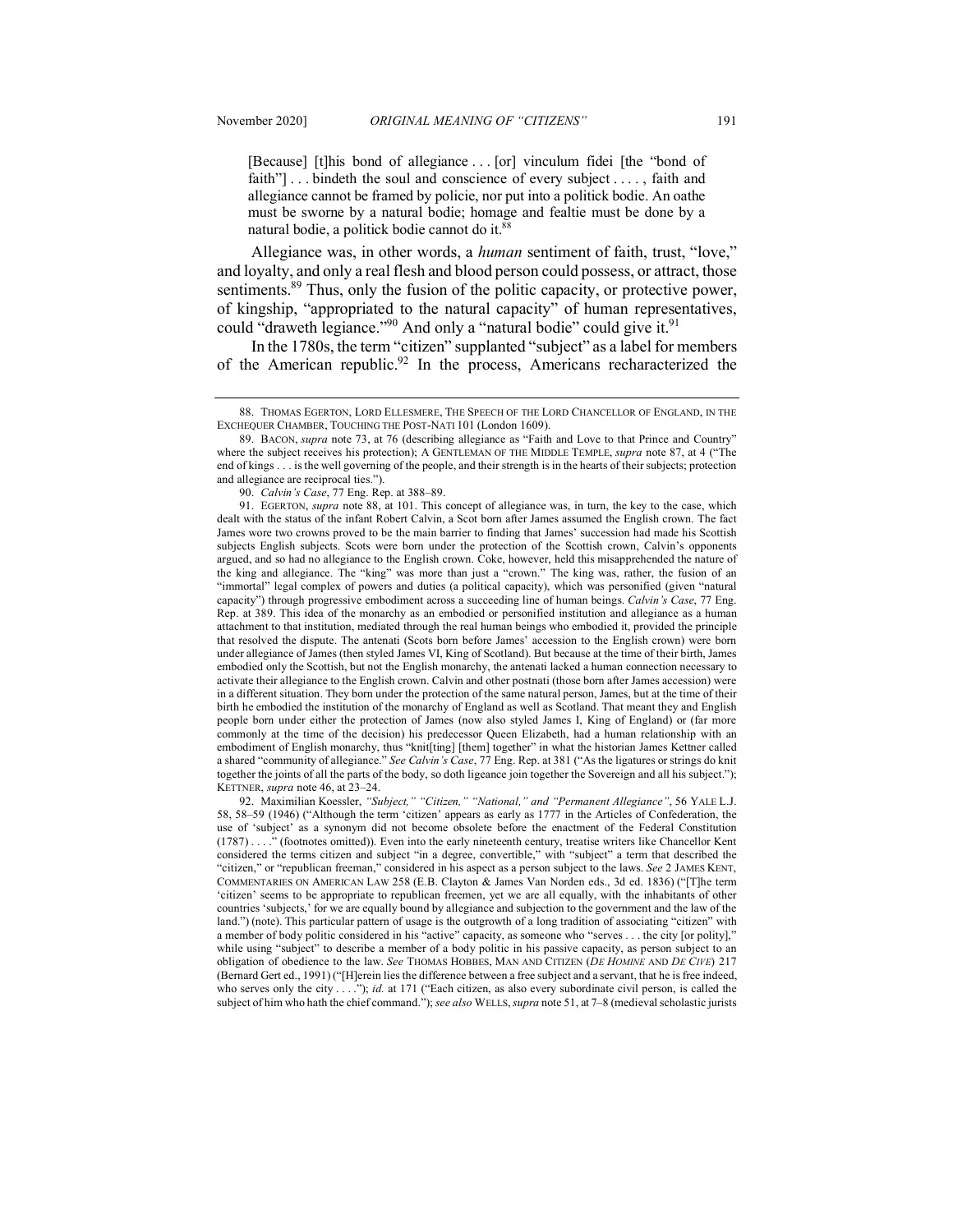[Because] [t]his bond of allegiance . . . [or] vinculum fidei [the "bond of faith"] . . . bindeth the soul and conscience of every subject . . . . , faith and allegiance cannot be framed by policie, nor put into a politick bodie. An oathe must be sworne by a natural bodie; homage and fealtie must be done by a natural bodie, a politick bodie cannot do it.[88]

Allegiance was, in other words, a *human* sentiment of faith, trust, "love," and loyalty, and only a real flesh and blood person could possess, or attract, those sentiments.[89] Thus, only the fusion of the politic capacity, or protective power, of kingship, "appropriated to the natural capacity" of human representatives, could "draweth legiance."[90] And only a "natural bodie" could give it.[91]

In the 1780s, the term "citizen" supplanted "subject" as a label for members of the American republic.[92] In the process, Americans recharacterized the

---

88. THOMAS EGERTON, LORD ELLESMERE, THE SPEECH OF THE LORD CHANCELLOR OF ENGLAND, IN THE EXCHEQUER CHAMBER, TOUCHING THE POST-NATI 101 (London 1609).

89. BACON, *supra* note 73, at 76 (describing allegiance as "Faith and Love to that Prince and Country" where the subject receives his protection); A GENTLEMAN OF THE MIDDLE TEMPLE, *supra* note 87, at 4 ("The end of kings . . . is the well governing of the people, and their strength is in the hearts of their subjects; protection and allegiance are reciprocal ties.").

90. *Calvin's Case*, 77 Eng. Rep. at 388–89.

91. EGERTON, *supra* note 88, at 101. This concept of allegiance was, in turn, the key to the case, which dealt with the status of the infant Robert Calvin, a Scot born after James assumed the English crown. The fact James wore two crowns proved to be the main barrier to finding that James' succession had made his Scottish subjects English subjects. Scots were born under the protection of the Scottish crown, Calvin's opponents argued, and so had no allegiance to the English crown. Coke, however, held this misapprehended the nature of the king and allegiance. The "king" was more than just a "crown." The king was, rather, the fusion of an "immortal" legal complex of powers and duties (a political capacity), which was personified (given "natural capacity") through progressive embodiment across a succeeding line of human beings. *Calvin's Case*, 77 Eng. Rep. at 389. This idea of the monarchy as an embodied or personified institution and allegiance as a human attachment to that institution, mediated through the real human beings who embodied it, provided the principle that resolved the dispute. The antenati (Scots born before James' accession to the English crown) were born under allegiance of James (then styled James VI, King of Scotland). But because at the time of their birth, James embodied only the Scottish, but not the English monarchy, the antenati lacked a human connection necessary to activate their allegiance to the English crown. Calvin and other postnati (those born after James accession) were in a different situation. They born under the protection of the same natural person, James, but at the time of their birth he embodied the institution of the monarchy of England as well as Scotland. That meant they and English people born under either the protection of James (now also styled James I, King of England) or (far more commonly at the time of the decision) his predecessor Queen Elizabeth, had a human relationship with an embodiment of English monarchy, thus "knit[ting] [them] together" in what the historian James Kettner called a shared "community of allegiance." *See Calvin's Case*, 77 Eng. Rep. at 381 ("As the ligatures or strings do knit together the joints of all the parts of the body, so doth ligeance join together the Sovereign and all his subject."); KETTNER, *supra* note 46, at 23–24.

92. Maximilian Koessler, *"Subject," "Citizen," "National," and "Permanent Allegiance"*, 56 YALE L.J. 58, 58–59 (1946) ("Although the term 'citizen' appears as early as 1777 in the Articles of Confederation, the use of 'subject' as a synonym did not become obsolete before the enactment of the Federal Constitution (1787) . . . ." (footnotes omitted)). Even into the early nineteenth century, treatise writers like Chancellor Kent considered the terms citizen and subject "in a degree, convertible," with "subject" a term that described the "citizen," or "republican freeman," considered in his aspect as a person subject to the laws. *See* 2 JAMES KENT, COMMENTARIES ON AMERICAN LAW 258 (E.B. Clayton & James Van Norden eds., 3d ed. 1836) ("[T]he term 'citizen' seems to be appropriate to republican freemen, yet we are all equally, with the inhabitants of other countries 'subjects,' for we are equally bound by allegiance and subjection to the government and the law of the land.") (note). This particular pattern of usage is the outgrowth of a long tradition of associating "citizen" with a member of body politic considered in his "active" capacity, as someone who "serves . . . the city [or polity]," while using "subject" to describe a member of a body politic in his passive capacity, as person subject to an obligation of obedience to the law. *See* THOMAS HOBBES, MAN AND CITIZEN (*DE HOMINE* AND *DE CIVE*) 217 (Bernard Gert ed., 1991) ("[H]erein lies the difference between a free subject and a servant, that he is free indeed, who serves only the city . . . ."); *id.* at 171 ("Each citizen, as also every subordinate civil person, is called the subject of him who hath the chief command."); *see also* WELLS, *supra* note 51, at 7–8 (medieval scholastic jurists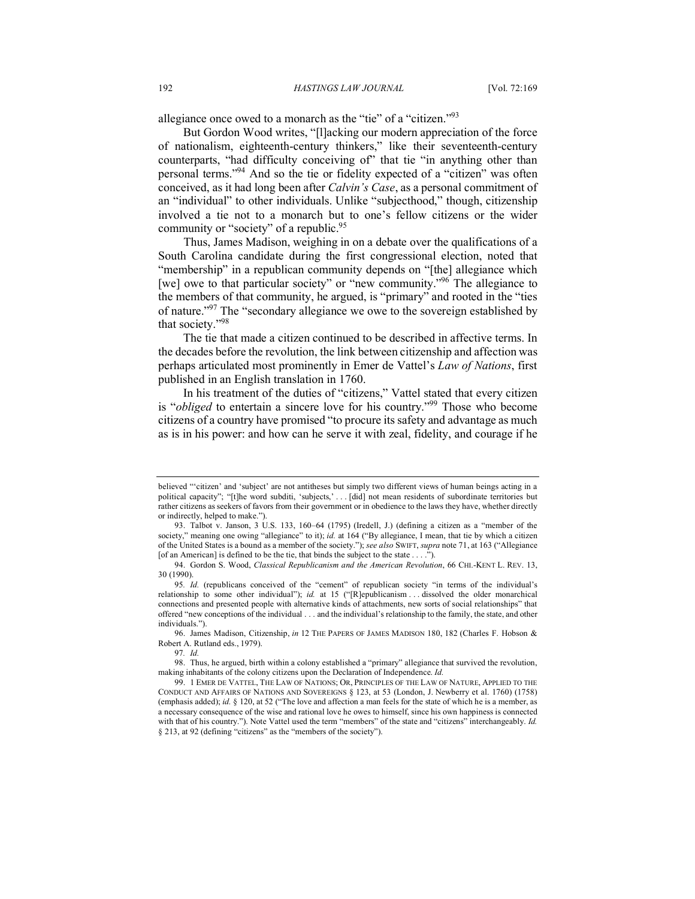allegiance once owed to a monarch as the "tie" of a "citizen."[93]

But Gordon Wood writes, "[l]acking our modern appreciation of the force of nationalism, eighteenth-century thinkers," like their seventeenth-century counterparts, "had difficulty conceiving of" that tie "in anything other than personal terms."[94] And so the tie or fidelity expected of a "citizen" was often conceived, as it had long been after *Calvin's Case*, as a personal commitment of an "individual" to other individuals. Unlike "subjecthood," though, citizenship involved a tie not to a monarch but to one's fellow citizens or the wider community or "society" of a republic.[95]

Thus, James Madison, weighing in on a debate over the qualifications of a South Carolina candidate during the first congressional election, noted that "membership" in a republican community depends on "[the] allegiance which [we] owe to that particular society" or "new community."[96] The allegiance to the members of that community, he argued, is "primary" and rooted in the "ties of nature."[97] The "secondary allegiance we owe to the sovereign established by that society."[98]

The tie that made a citizen continued to be described in affective terms. In the decades before the revolution, the link between citizenship and affection was perhaps articulated most prominently in Emer de Vattel's *Law of Nations*, first published in an English translation in 1760.

In his treatment of the duties of "citizens," Vattel stated that every citizen is "*obliged* to entertain a sincere love for his country."[99] Those who become citizens of a country have promised "to procure its safety and advantage as much as is in his power: and how can he serve it with zeal, fidelity, and courage if he

---

believed "'citizen' and 'subject' are not antitheses but simply two different views of human beings acting in a political capacity"; "[t]he word subditi, 'subjects,' . . . [did] not mean residents of subordinate territories but rather citizens as seekers of favors from their government or in obedience to the laws they have, whether directly or indirectly, helped to make.").

93. Talbot v. Janson, 3 U.S. 133, 160–64 (1795) (Iredell, J.) (defining a citizen as a "member of the society," meaning one owing "allegiance" to it); *id.* at 164 ("By allegiance, I mean, that tie by which a citizen of the United States is a bound as a member of the society."); *see also* SWIFT, *supra* note 71, at 163 ("Allegiance [of an American] is defined to be the tie, that binds the subject to the state . . . .").

94. Gordon S. Wood, *Classical Republicanism and the American Revolution*, 66 CHI.-KENT L. REV. 13, 30 (1990).

95. *Id.* (republicans conceived of the "cement" of republican society "in terms of the individual's relationship to some other individual"); *id.* at 15 ("[R]epublicanism . . . dissolved the older monarchical connections and presented people with alternative kinds of attachments, new sorts of social relationships" that offered "new conceptions of the individual . . . and the individual's relationship to the family, the state, and other individuals.").

96. James Madison, Citizenship, *in* 12 THE PAPERS OF JAMES MADISON 180, 182 (Charles F. Hobson & Robert A. Rutland eds., 1979).

97. *Id.*

98. Thus, he argued, birth within a colony established a "primary" allegiance that survived the revolution, making inhabitants of the colony citizens upon the Declaration of Independence. *Id.*

99. 1 EMER DE VATTEL, THE LAW OF NATIONS; OR, PRINCIPLES OF THE LAW OF NATURE, APPLIED TO THE CONDUCT AND AFFAIRS OF NATIONS AND SOVEREIGNS § 123, at 53 (London, J. Newberry et al. 1760) (1758) (emphasis added); *id.* § 120, at 52 ("The love and affection a man feels for the state of which he is a member, as a necessary consequence of the wise and rational love he owes to himself, since his own happiness is connected with that of his country."). Note Vattel used the term "members" of the state and "citizens" interchangeably. *Id.* § 213, at 92 (defining "citizens" as the "members of the society").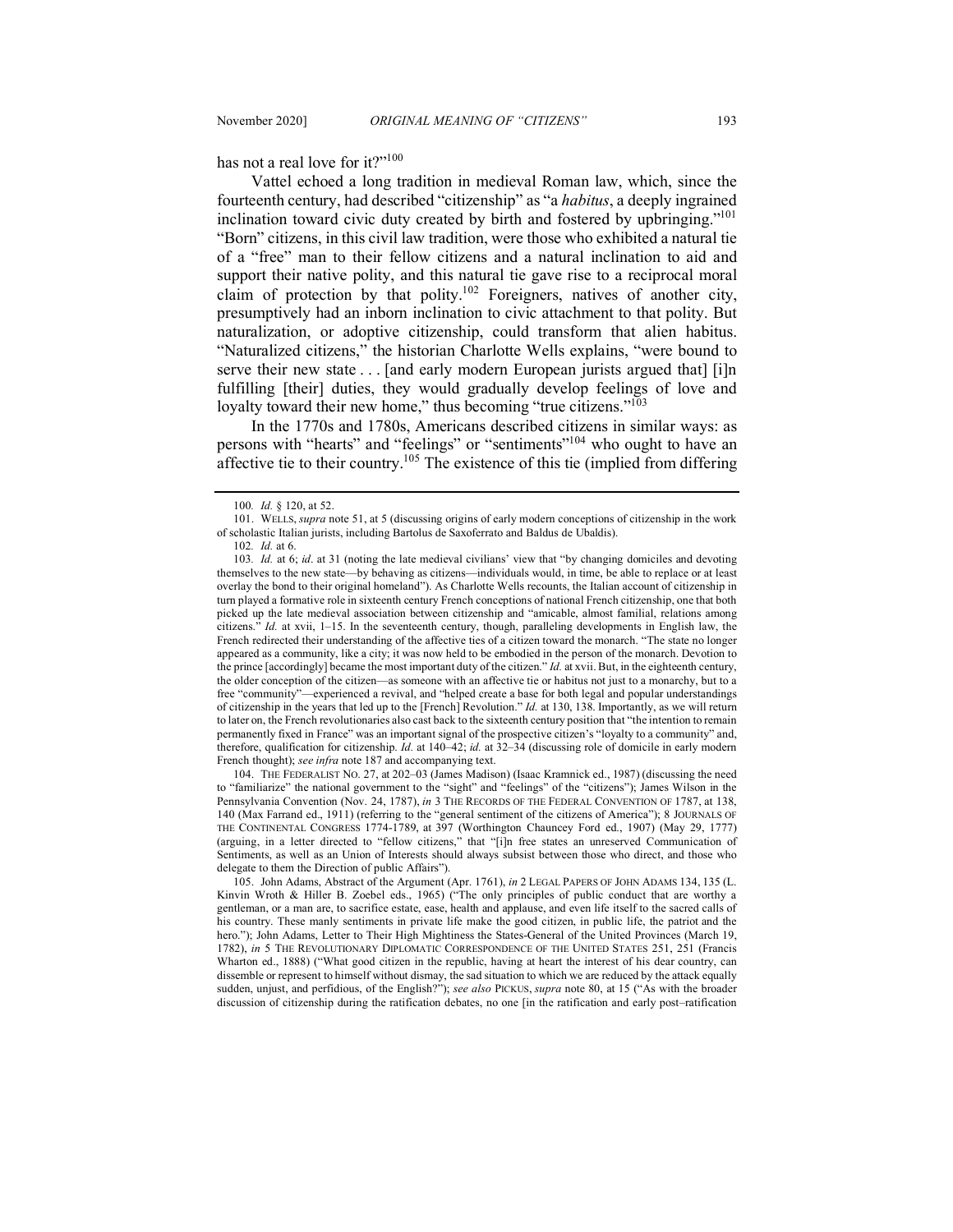has not a real love for it?"[100]

Vattel echoed a long tradition in medieval Roman law, which, since the fourteenth century, had described "citizenship" as "a *habitus*, a deeply ingrained inclination toward civic duty created by birth and fostered by upbringing."[101] "Born" citizens, in this civil law tradition, were those who exhibited a natural tie of a "free" man to their fellow citizens and a natural inclination to aid and support their native polity, and this natural tie gave rise to a reciprocal moral claim of protection by that polity.[102] Foreigners, natives of another city, presumptively had an inborn inclination to civic attachment to that polity. But naturalization, or adoptive citizenship, could transform that alien habitus. "Naturalized citizens," the historian Charlotte Wells explains, "were bound to serve their new state . . . [and early modern European jurists argued that] [i]n fulfilling [their] duties, they would gradually develop feelings of love and loyalty toward their new home," thus becoming "true citizens."[103]

In the 1770s and 1780s, Americans described citizens in similar ways: as persons with "hearts" and "feelings" or "sentiments"[104] who ought to have an affective tie to their country.[105] The existence of this tie (implied from differing

---

100. *Id.* § 120, at 52.

101. WELLS, *supra* note 51, at 5 (discussing origins of early modern conceptions of citizenship in the work of scholastic Italian jurists, including Bartolus de Saxoferrato and Baldus de Ubaldis).

102. *Id.* at 6.

103. *Id.* at 6; *id*. at 31 (noting the late medieval civilians' view that "by changing domiciles and devoting themselves to the new state—by behaving as citizens—individuals would, in time, be able to replace or at least overlay the bond to their original homeland"). As Charlotte Wells recounts, the Italian account of citizenship in turn played a formative role in sixteenth century French conceptions of national French citizenship, one that both picked up the late medieval association between citizenship and "amicable, almost familial, relations among citizens." *Id.* at xvii, 1–15. In the seventeenth century, though, paralleling developments in English law, the French redirected their understanding of the affective ties of a citizen toward the monarch. "The state no longer appeared as a community, like a city; it was now held to be embodied in the person of the monarch. Devotion to the prince [accordingly] became the most important duty of the citizen." *Id.* at xvii. But, in the eighteenth century, the older conception of the citizen—as someone with an affective tie or habitus not just to a monarchy, but to a free "community"—experienced a revival, and "helped create a base for both legal and popular understandings of citizenship in the years that led up to the [French] Revolution." *Id.* at 130, 138. Importantly, as we will return to later on, the French revolutionaries also cast back to the sixteenth century position that "the intention to remain permanently fixed in France" was an important signal of the prospective citizen's "loyalty to a community" and, therefore, qualification for citizenship. *Id.* at 140–42; *id.* at 32–34 (discussing role of domicile in early modern French thought); *see infra* note 187 and accompanying text.

104. THE FEDERALIST NO. 27, at 202–03 (James Madison) (Isaac Kramnick ed., 1987) (discussing the need to "familiarize" the national government to the "sight" and "feelings" of the "citizens"); James Wilson in the Pennsylvania Convention (Nov. 24, 1787), *in* 3 THE RECORDS OF THE FEDERAL CONVENTION OF 1787, at 138, 140 (Max Farrand ed., 1911) (referring to the "general sentiment of the citizens of America"); 8 JOURNALS OF THE CONTINENTAL CONGRESS 1774-1789, at 397 (Worthington Chauncey Ford ed., 1907) (May 29, 1777) (arguing, in a letter directed to "fellow citizens," that "[i]n free states an unreserved Communication of Sentiments, as well as an Union of Interests should always subsist between those who direct, and those who delegate to them the Direction of public Affairs").

105. John Adams, Abstract of the Argument (Apr. 1761), *in* 2 LEGAL PAPERS OF JOHN ADAMS 134, 135 (L. Kinvin Wroth & Hiller B. Zoebel eds., 1965) ("The only principles of public conduct that are worthy a gentleman, or a man are, to sacrifice estate, ease, health and applause, and even life itself to the sacred calls of his country. These manly sentiments in private life make the good citizen, in public life, the patriot and the hero."); John Adams, Letter to Their High Mightiness the States-General of the United Provinces (March 19, 1782), *in* 5 THE REVOLUTIONARY DIPLOMATIC CORRESPONDENCE OF THE UNITED STATES 251, 251 (Francis Wharton ed., 1888) ("What good citizen in the republic, having at heart the interest of his dear country, can dissemble or represent to himself without dismay, the sad situation to which we are reduced by the attack equally sudden, unjust, and perfidious, of the English?"); *see also* PICKUS, *supra* note 80, at 15 ("As with the broader discussion of citizenship during the ratification debates, no one [in the ratification and early post–ratification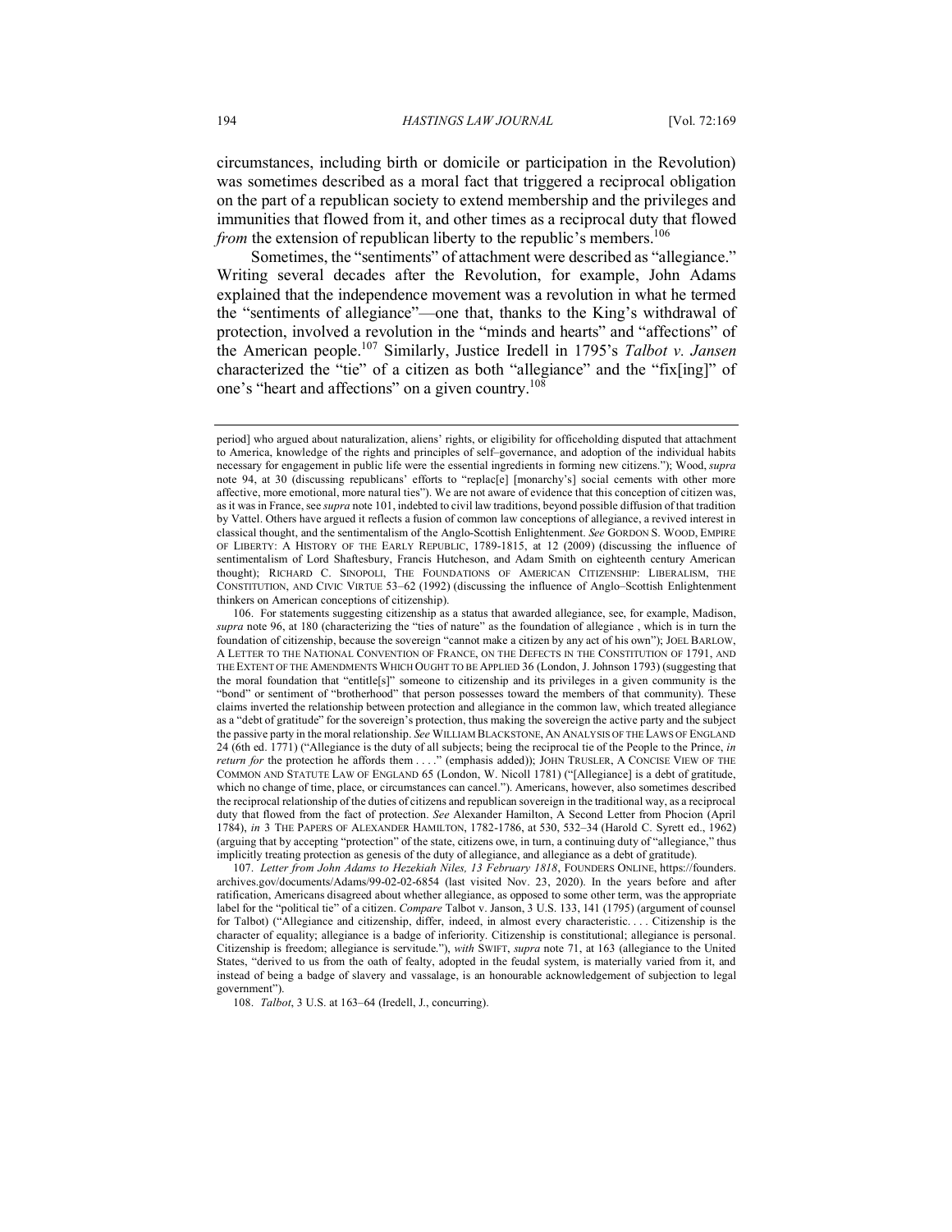circumstances, including birth or domicile or participation in the Revolution) was sometimes described as a moral fact that triggered a reciprocal obligation on the part of a republican society to extend membership and the privileges and immunities that flowed from it, and other times as a reciprocal duty that flowed *from* the extension of republican liberty to the republic's members.[106]

Sometimes, the "sentiments" of attachment were described as "allegiance." Writing several decades after the Revolution, for example, John Adams explained that the independence movement was a revolution in what he termed the "sentiments of allegiance"—one that, thanks to the King's withdrawal of protection, involved a revolution in the "minds and hearts" and "affections" of the American people.[107] Similarly, Justice Iredell in 1795's *Talbot v. Jansen* characterized the "tie" of a citizen as both "allegiance" and the "fix[ing]" of one's "heart and affections" on a given country.[108]

---

period] who argued about naturalization, aliens' rights, or eligibility for officeholding disputed that attachment to America, knowledge of the rights and principles of self–governance, and adoption of the individual habits necessary for engagement in public life were the essential ingredients in forming new citizens."); Wood, *supra* note 94, at 30 (discussing republicans' efforts to "replac[e] [monarchy's] social cements with other more affective, more emotional, more natural ties"). We are not aware of evidence that this conception of citizen was, as it was in France, see *supra* note 101, indebted to civil law traditions, beyond possible diffusion of that tradition by Vattel. Others have argued it reflects a fusion of common law conceptions of allegiance, a revived interest in classical thought, and the sentimentalism of the Anglo-Scottish Enlightenment. *See* GORDON S. WOOD, EMPIRE OF LIBERTY: A HISTORY OF THE EARLY REPUBLIC, 1789-1815, at 12 (2009) (discussing the influence of sentimentalism of Lord Shaftesbury, Francis Hutcheson, and Adam Smith on eighteenth century American thought); RICHARD C. SINOPOLI, THE FOUNDATIONS OF AMERICAN CITIZENSHIP: LIBERALISM, THE CONSTITUTION, AND CIVIC VIRTUE 53–62 (1992) (discussing the influence of Anglo–Scottish Enlightenment thinkers on American conceptions of citizenship).

106. For statements suggesting citizenship as a status that awarded allegiance, see, for example, Madison, *supra* note 96, at 180 (characterizing the "ties of nature" as the foundation of allegiance , which is in turn the foundation of citizenship, because the sovereign "cannot make a citizen by any act of his own"); JOEL BARLOW, A LETTER TO THE NATIONAL CONVENTION OF FRANCE, ON THE DEFECTS IN THE CONSTITUTION OF 1791, AND THE EXTENT OF THE AMENDMENTS WHICH OUGHT TO BE APPLIED 36 (London, J. Johnson 1793) (suggesting that the moral foundation that "entitle[s]" someone to citizenship and its privileges in a given community is the "bond" or sentiment of "brotherhood" that person possesses toward the members of that community). These claims inverted the relationship between protection and allegiance in the common law, which treated allegiance as a "debt of gratitude" for the sovereign's protection, thus making the sovereign the active party and the subject the passive party in the moral relationship. *See* WILLIAM BLACKSTONE, AN ANALYSIS OF THE LAWS OF ENGLAND 24 (6th ed. 1771) ("Allegiance is the duty of all subjects; being the reciprocal tie of the People to the Prince, *in return for* the protection he affords them . . . ." (emphasis added)); JOHN TRUSLER, A CONCISE VIEW OF THE COMMON AND STATUTE LAW OF ENGLAND 65 (London, W. Nicoll 1781) ("[Allegiance] is a debt of gratitude, which no change of time, place, or circumstances can cancel."). Americans, however, also sometimes described the reciprocal relationship of the duties of citizens and republican sovereign in the traditional way, as a reciprocal duty that flowed from the fact of protection. *See* Alexander Hamilton, A Second Letter from Phocion (April 1784), *in* 3 THE PAPERS OF ALEXANDER HAMILTON, 1782-1786, at 530, 532–34 (Harold C. Syrett ed., 1962) (arguing that by accepting "protection" of the state, citizens owe, in turn, a continuing duty of "allegiance," thus implicitly treating protection as genesis of the duty of allegiance, and allegiance as a debt of gratitude).

107. *Letter from John Adams to Hezekiah Niles, 13 February 1818*, FOUNDERS ONLINE, https://founders.archives.gov/documents/Adams/99-02-02-6854 (last visited Nov. 23, 2020). In the years before and after ratification, Americans disagreed about whether allegiance, as opposed to some other term, was the appropriate label for the "political tie" of a citizen. *Compare* Talbot v. Janson, 3 U.S. 133, 141 (1795) (argument of counsel for Talbot) ("Allegiance and citizenship, differ, indeed, in almost every characteristic. . . . Citizenship is the character of equality; allegiance is a badge of inferiority. Citizenship is constitutional; allegiance is personal. Citizenship is freedom; allegiance is servitude."), *with* SWIFT, *supra* note 71, at 163 (allegiance to the United States, "derived to us from the oath of fealty, adopted in the feudal system, is materially varied from it, and instead of being a badge of slavery and vassalage, is an honourable acknowledgement of subjection to legal government").

108. *Talbot*, 3 U.S. at 163–64 (Iredell, J., concurring).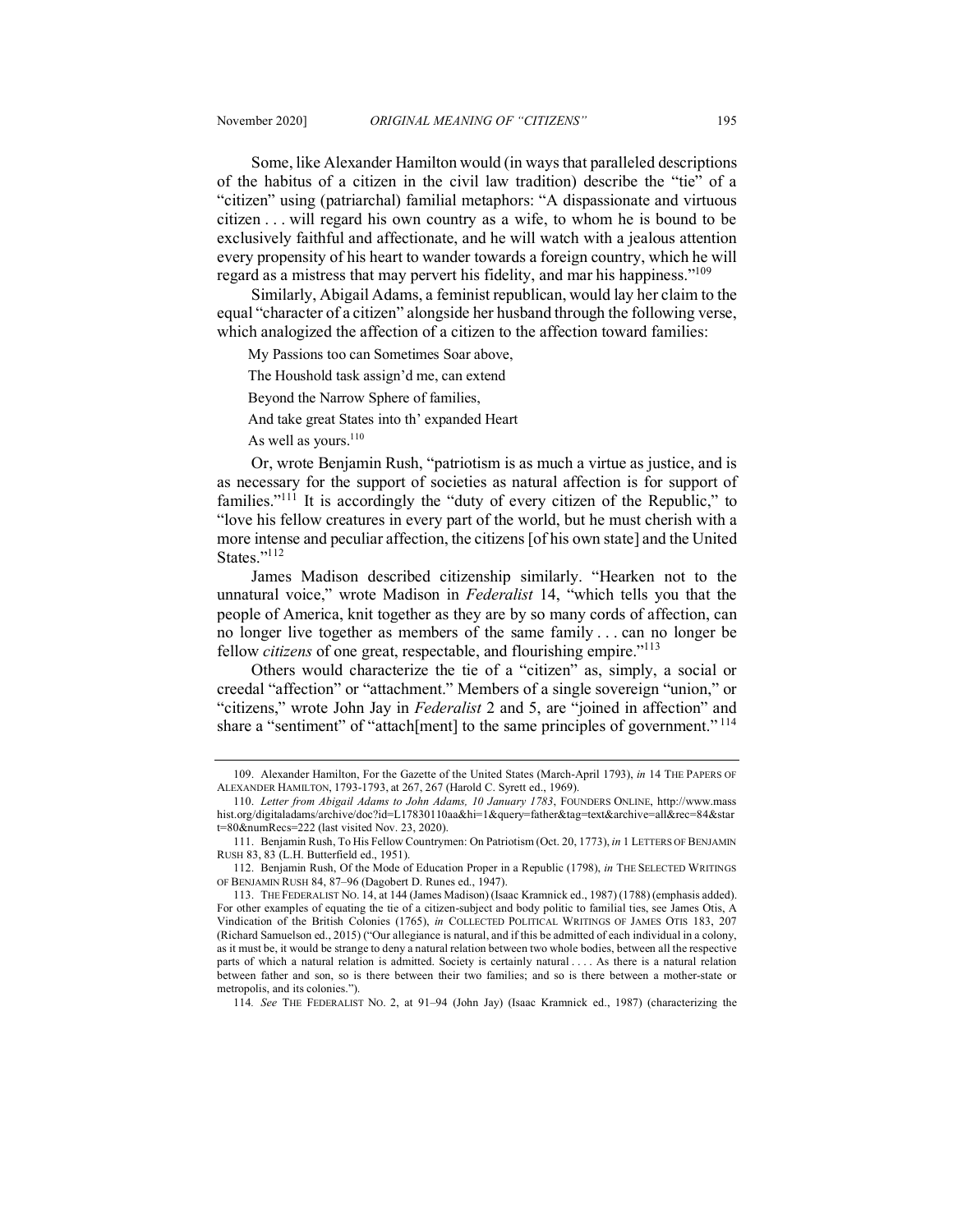Some, like Alexander Hamilton would (in ways that paralleled descriptions of the habitus of a citizen in the civil law tradition) describe the "tie" of a "citizen" using (patriarchal) familial metaphors: "A dispassionate and virtuous citizen . . . will regard his own country as a wife, to whom he is bound to be exclusively faithful and affectionate, and he will watch with a jealous attention every propensity of his heart to wander towards a foreign country, which he will regard as a mistress that may pervert his fidelity, and mar his happiness."[109]

Similarly, Abigail Adams, a feminist republican, would lay her claim to the equal "character of a citizen" alongside her husband through the following verse, which analogized the affection of a citizen to the affection toward families:

> My Passions too can Sometimes Soar above,
>
> The Houshold task assign'd me, can extend
>
> Beyond the Narrow Sphere of families,
>
> And take great States into th' expanded Heart
>
> As well as yours.[110]

Or, wrote Benjamin Rush, "patriotism is as much a virtue as justice, and is as necessary for the support of societies as natural affection is for support of families."[111] It is accordingly the "duty of every citizen of the Republic," to "love his fellow creatures in every part of the world, but he must cherish with a more intense and peculiar affection, the citizens [of his own state] and the United States."[112]

James Madison described citizenship similarly. "Hearken not to the unnatural voice," wrote Madison in *Federalist* 14, "which tells you that the people of America, knit together as they are by so many cords of affection, can no longer live together as members of the same family . . . can no longer be fellow *citizens* of one great, respectable, and flourishing empire."[113]

Others would characterize the tie of a "citizen" as, simply, a social or creedal "affection" or "attachment." Members of a single sovereign "union," or "citizens," wrote John Jay in *Federalist* 2 and 5, are "joined in affection" and share a "sentiment" of "attach[ment] to the same principles of government."[114]

---

109. Alexander Hamilton, For the Gazette of the United States (March-April 1793), *in* 14 THE PAPERS OF ALEXANDER HAMILTON, 1793-1793, at 267, 267 (Harold C. Syrett ed., 1969).

110. *Letter from Abigail Adams to John Adams, 10 January 1783*, FOUNDERS ONLINE, http://www.masshist.org/digitaladams/archive/doc?id=L17830110aa&hi=1&query=father&tag=text&archive=all&rec=84&start=80&numRecs=222 (last visited Nov. 23, 2020).

111. Benjamin Rush, To His Fellow Countrymen: On Patriotism (Oct. 20, 1773), *in* 1 LETTERS OF BENJAMIN RUSH 83, 83 (L.H. Butterfield ed., 1951).

112. Benjamin Rush, Of the Mode of Education Proper in a Republic (1798), *in* THE SELECTED WRITINGS OF BENJAMIN RUSH 84, 87–96 (Dagobert D. Runes ed., 1947).

113. THE FEDERALIST NO. 14, at 144 (James Madison) (Isaac Kramnick ed., 1987) (1788) (emphasis added). For other examples of equating the tie of a citizen-subject and body politic to familial ties, see James Otis, A Vindication of the British Colonies (1765), *in* COLLECTED POLITICAL WRITINGS OF JAMES OTIS 183, 207 (Richard Samuelson ed., 2015) ("Our allegiance is natural, and if this be admitted of each individual in a colony, as it must be, it would be strange to deny a natural relation between two whole bodies, between all the respective parts of which a natural relation is admitted. Society is certainly natural . . . . As there is a natural relation between father and son, so is there between their two families; and so is there between a mother-state or metropolis, and its colonies.").

114. *See* THE FEDERALIST NO. 2, at 91–94 (John Jay) (Isaac Kramnick ed., 1987) (characterizing the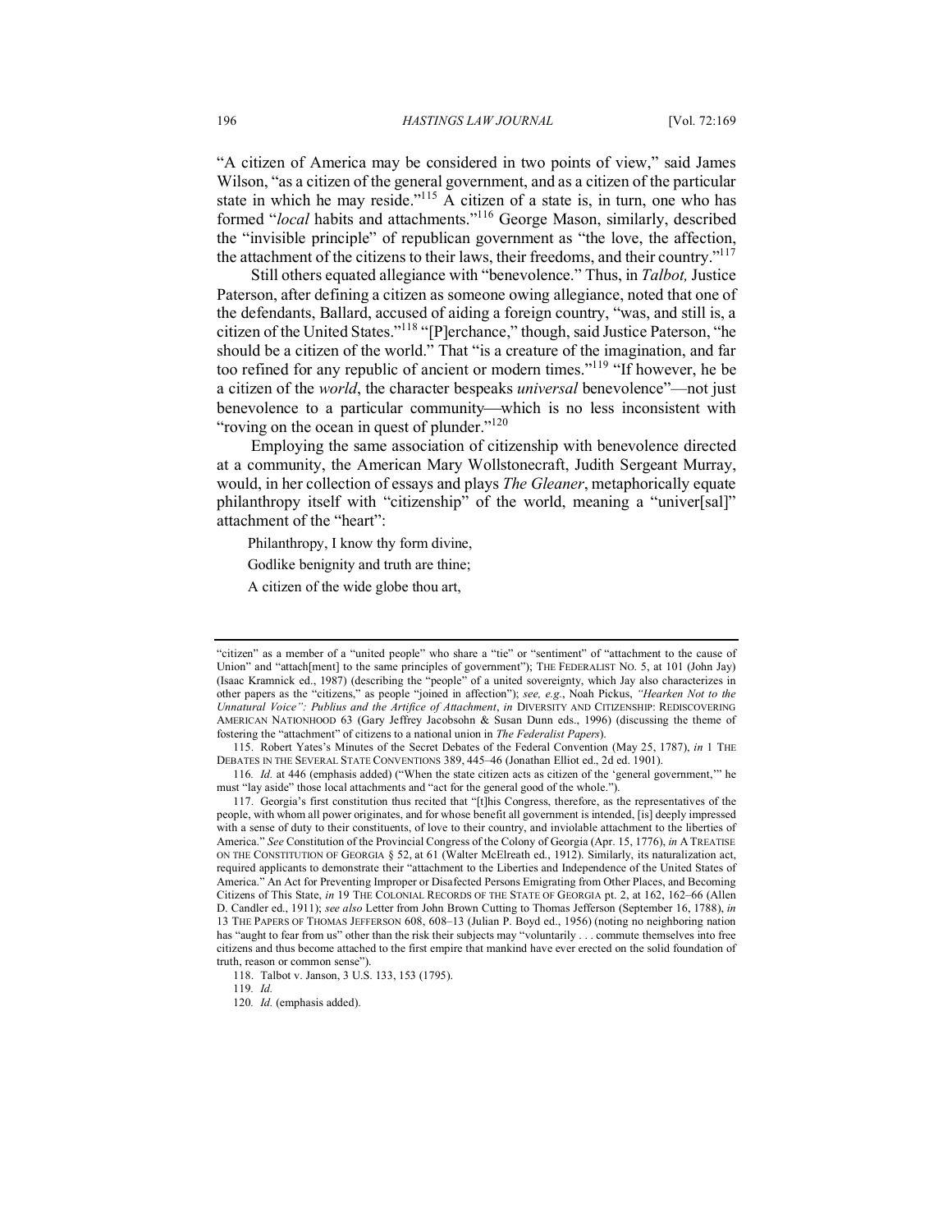"A citizen of America may be considered in two points of view," said James Wilson, "as a citizen of the general government, and as a citizen of the particular state in which he may reside."[115] A citizen of a state is, in turn, one who has formed "*local* habits and attachments."[116] George Mason, similarly, described the "invisible principle" of republican government as "the love, the affection, the attachment of the citizens to their laws, their freedoms, and their country."[117]

Still others equated allegiance with "benevolence." Thus, in *Talbot,* Justice Paterson, after defining a citizen as someone owing allegiance, noted that one of the defendants, Ballard, accused of aiding a foreign country, "was, and still is, a citizen of the United States."[118] "[P]erchance," though, said Justice Paterson, "he should be a citizen of the world." That "is a creature of the imagination, and far too refined for any republic of ancient or modern times."[119] "If however, he be a citizen of the *world*, the character bespeaks *universal* benevolence"—not just benevolence to a particular community—which is no less inconsistent with "roving on the ocean in quest of plunder."[120]

Employing the same association of citizenship with benevolence directed at a community, the American Mary Wollstonecraft, Judith Sergeant Murray, would, in her collection of essays and plays *The Gleaner*, metaphorically equate philanthropy itself with "citizenship" of the world, meaning a "univer[sal]" attachment of the "heart":

> Philanthropy, I know thy form divine,
>
> Godlike benignity and truth are thine;
>
> A citizen of the wide globe thou art,

---

"citizen" as a member of a "united people" who share a "tie" or "sentiment" of "attachment to the cause of Union" and "attach[ment] to the same principles of government"); THE FEDERALIST NO. 5, at 101 (John Jay) (Isaac Kramnick ed., 1987) (describing the "people" of a united sovereignty, which Jay also characterizes in other papers as the "citizens," as people "joined in affection"); *see, e.g.*, Noah Pickus, *"Hearken Not to the Unnatural Voice": Publius and the Artifice of Attachment*, *in* DIVERSITY AND CITIZENSHIP: REDISCOVERING AMERICAN NATIONHOOD 63 (Gary Jeffrey Jacobsohn & Susan Dunn eds., 1996) (discussing the theme of fostering the "attachment" of citizens to a national union in *The Federalist Papers*).

115. Robert Yates's Minutes of the Secret Debates of the Federal Convention (May 25, 1787), *in* 1 THE DEBATES IN THE SEVERAL STATE CONVENTIONS 389, 445–46 (Jonathan Elliot ed., 2d ed. 1901).

116. *Id.* at 446 (emphasis added) ("When the state citizen acts as citizen of the 'general government,'" he must "lay aside" those local attachments and "act for the general good of the whole.").

117. Georgia's first constitution thus recited that "[t]his Congress, therefore, as the representatives of the people, with whom all power originates, and for whose benefit all government is intended, [is] deeply impressed with a sense of duty to their constituents, of love to their country, and inviolable attachment to the liberties of America." *See* Constitution of the Provincial Congress of the Colony of Georgia (Apr. 15, 1776), *in* A TREATISE ON THE CONSTITUTION OF GEORGIA § 52, at 61 (Walter McElreath ed., 1912). Similarly, its naturalization act, required applicants to demonstrate their "attachment to the Liberties and Independence of the United States of America." An Act for Preventing Improper or Disafected Persons Emigrating from Other Places, and Becoming Citizens of This State, *in* 19 THE COLONIAL RECORDS OF THE STATE OF GEORGIA pt. 2, at 162, 162–66 (Allen D. Candler ed., 1911); *see also* Letter from John Brown Cutting to Thomas Jefferson (September 16, 1788), *in* 13 THE PAPERS OF THOMAS JEFFERSON 608, 608–13 (Julian P. Boyd ed., 1956) (noting no neighboring nation has "aught to fear from us" other than the risk their subjects may "voluntarily . . . commute themselves into free citizens and thus become attached to the first empire that mankind have ever erected on the solid foundation of truth, reason or common sense").

118. Talbot v. Janson, 3 U.S. 133, 153 (1795).

119. *Id.*

120. *Id.* (emphasis added).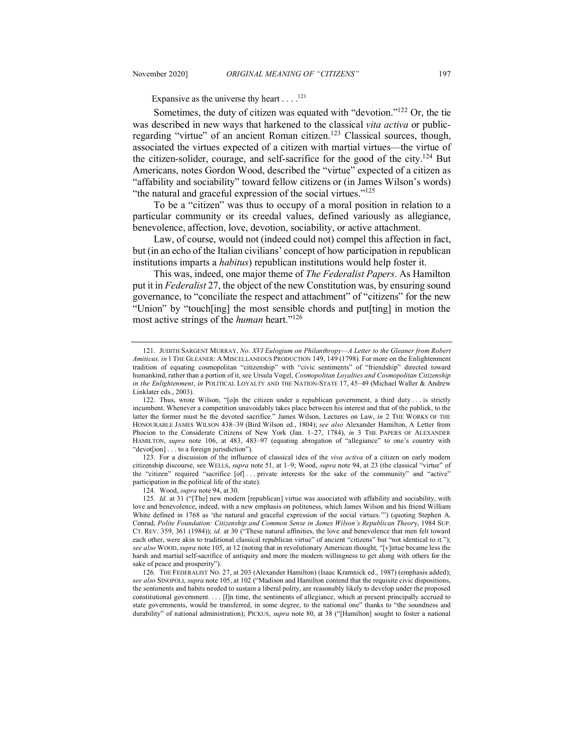Expansive as the universe thy heart . . . .[121]

Sometimes, the duty of citizen was equated with "devotion."[122] Or, the tie was described in new ways that harkened to the classical *vita activa* or public-regarding "virtue" of an ancient Roman citizen.[123] Classical sources, though, associated the virtues expected of a citizen with martial virtues—the virtue of the citizen-solider, courage, and self-sacrifice for the good of the city.[124] But Americans, notes Gordon Wood, described the "virtue" expected of a citizen as "affability and sociability" toward fellow citizens or (in James Wilson's words) "the natural and graceful expression of the social virtues."[125]

To be a "citizen" was thus to occupy of a moral position in relation to a particular community or its creedal values, defined variously as allegiance, benevolence, affection, love, devotion, sociability, or active attachment.

Law, of course, would not (indeed could not) compel this affection in fact, but (in an echo of the Italian civilians' concept of how participation in republican institutions imparts a *habitus*) republican institutions would help foster it.

This was, indeed, one major theme of *The Federalist Papers*. As Hamilton put it in *Federalist* 27, the object of the new Constitution was, by ensuring sound governance, to "conciliate the respect and attachment" of "citizens" for the new "Union" by "touch[ing] the most sensible chords and put[ting] in motion the most active strings of the *human* heart."[126]

---

121. JUDITH SARGENT MURRAY, *No. XVI Eulogium on Philanthropy—A Letter to the Gleaner from Robert Amiticus, in* 1 THE GLEANER: A MISCELLANEOUS PRODUCTION 149, 149 (1798). For more on the Enlightenment tradition of equating cosmopolitan "citizenship" with "civic sentiments" of "friendship" directed toward humankind, rather than a portion of it, see Ursula Vogel, *Cosmopolitan Loyalties and Cosmopolitan Citizenship in the Enlightenment*, *in* POLITICAL LOYALTY AND THE NATION-STATE 17, 45–49 (Michael Waller & Andrew Linklater eds., 2003).

122. Thus, wrote Wilson, "[o]n the citizen under a republican government, a third duty . . . is strictly incumbent. Whenever a competition unavoidably takes place between his interest and that of the publick, to the latter the former must be the devoted sacrifice." James Wilson, Lectures on Law, *in* 2 THE WORKS OF THE HONOURABLE JAMES WILSON 438–39 (Bird Wilson ed., 1804); *see also* Alexander Hamilton, A Letter from Phocion to the Considerate Citizens of New York (Jan. 1–27, 1784), *in* 3 THE PAPERS OF ALEXANDER HAMILTON, *supra* note 106, at 483, 483–97 (equating abrogation of "allegiance" to one's country with "devot[ion] . . . to a foreign jurisdiction").

123. For a discussion of the influence of classical idea of the *viva activa* of a citizen on early modern citizenship discourse, see WELLS, *supra* note 51, at 1–9; Wood, *supra* note 94, at 23 (the classical "virtue" of the "citizen" required "sacrifice [of] . . . private interests for the sake of the community" and "active" participation in the political life of the state).

124. Wood, *supra* note 94, at 30.

125. *Id.* at 31 ("[The] new modern [republican] virtue was associated with affability and sociability, with love and benevolence, indeed, with a new emphasis on politeness, which James Wilson and his friend William White defined in 1768 as 'the natural and graceful expression of the social virtues.'") (quoting Stephen A. Conrad, *Polite Foundation: Citizenship and Common Sense in James Wilson's Republican Theory*, 1984 SUP. CT. REV. 359, 361 (1984)); *id.* at 30 ("These natural affinities, the love and benevolence that men felt toward each other, were akin to traditional classical republican virtue" of ancient "citizens" but "not identical to it."); *see also* WOOD, *supra* note 105, at 12 (noting that in revolutionary American thought, "[v]irtue became less the harsh and martial self-sacrifice of antiquity and more the modern willingness to get along with others for the sake of peace and prosperity").

126. THE FEDERALIST NO. 27, at 203 (Alexander Hamilton) (Isaac Kramnick ed., 1987) (emphasis added); *see also* SINOPOLI, *supra* note 105, at 102 ("Madison and Hamilton contend that the requisite civic dispositions, the sentiments and habits needed to sustain a liberal polity, are reasonably likely to develop under the proposed constitutional government. . . . [I]n time, the sentiments of allegiance, which at present principally accrued to state governments, would be transferred, in some degree, to the national one" thanks to "the soundness and durability" of national administration); PICKUS, *supra* note 80, at 38 ("[Hamilton] sought to foster a national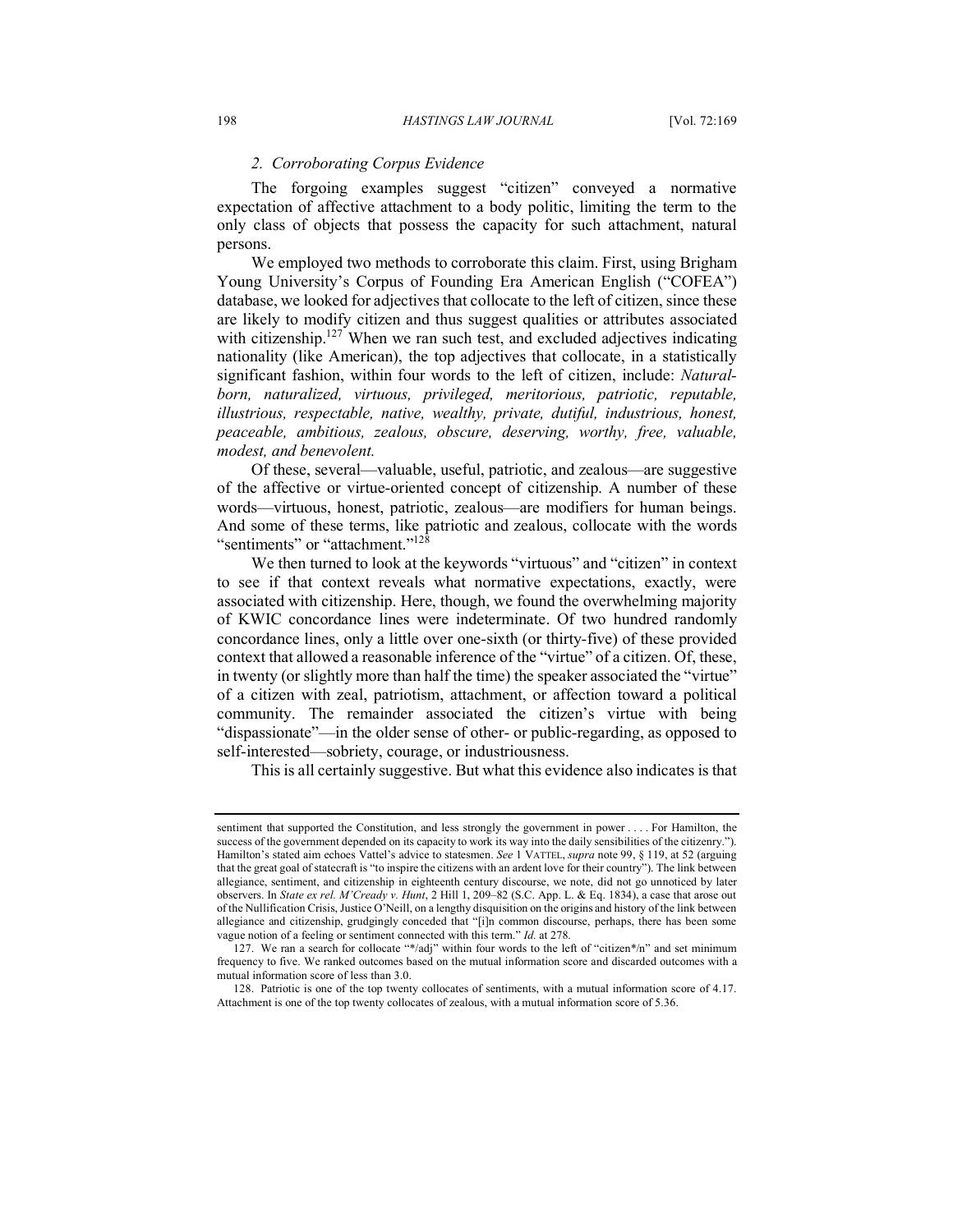### 2. Corroborating Corpus Evidence

The forgoing examples suggest "citizen" conveyed a normative expectation of affective attachment to a body politic, limiting the term to the only class of objects that possess the capacity for such attachment, natural persons.

We employed two methods to corroborate this claim. First, using Brigham Young University's Corpus of Founding Era American English ("COFEA") database, we looked for adjectives that collocate to the left of citizen, since these are likely to modify citizen and thus suggest qualities or attributes associated with citizenship.[127] When we ran such test, and excluded adjectives indicating nationality (like American), the top adjectives that collocate, in a statistically significant fashion, within four words to the left of citizen, include: *Natural-born, naturalized, virtuous, privileged, meritorious, patriotic, reputable, illustrious, respectable, native, wealthy, private, dutiful, industrious, honest, peaceable, ambitious, zealous, obscure, deserving, worthy, free, valuable, modest, and benevolent.*

Of these, several—valuable, useful, patriotic, and zealous—are suggestive of the affective or virtue-oriented concept of citizenship. A number of these words—virtuous, honest, patriotic, zealous—are modifiers for human beings. And some of these terms, like patriotic and zealous, collocate with the words "sentiments" or "attachment."[128]

We then turned to look at the keywords "virtuous" and "citizen" in context to see if that context reveals what normative expectations, exactly, were associated with citizenship. Here, though, we found the overwhelming majority of KWIC concordance lines were indeterminate. Of two hundred randomly concordance lines, only a little over one-sixth (or thirty-five) of these provided context that allowed a reasonable inference of the "virtue" of a citizen. Of, these, in twenty (or slightly more than half the time) the speaker associated the "virtue" of a citizen with zeal, patriotism, attachment, or affection toward a political community. The remainder associated the citizen's virtue with being "dispassionate"—in the older sense of other- or public-regarding, as opposed to self-interested—sobriety, courage, or industriousness.

This is all certainly suggestive. But what this evidence also indicates is that

---

sentiment that supported the Constitution, and less strongly the government in power . . . . For Hamilton, the success of the government depended on its capacity to work its way into the daily sensibilities of the citizenry."). Hamilton's stated aim echoes Vattel's advice to statesmen. *See* 1 VATTEL, *supra* note 99, § 119, at 52 (arguing that the great goal of statecraft is "to inspire the citizens with an ardent love for their country"). The link between allegiance, sentiment, and citizenship in eighteenth century discourse, we note, did not go unnoticed by later observers. In *State ex rel. M'Cready v. Hunt*, 2 Hill 1, 209–82 (S.C. App. L. & Eq. 1834), a case that arose out of the Nullification Crisis, Justice O'Neill, on a lengthy disquisition on the origins and history of the link between allegiance and citizenship, grudgingly conceded that "[i]n common discourse, perhaps, there has been some vague notion of a feeling or sentiment connected with this term." *Id.* at 278.

127. We ran a search for collocate "*/adj" within four words to the left of "citizen*/n" and set minimum frequency to five. We ranked outcomes based on the mutual information score and discarded outcomes with a mutual information score of less than 3.0.

128. Patriotic is one of the top twenty collocates of sentiments, with a mutual information score of 4.17. Attachment is one of the top twenty collocates of zealous, with a mutual information score of 5.36.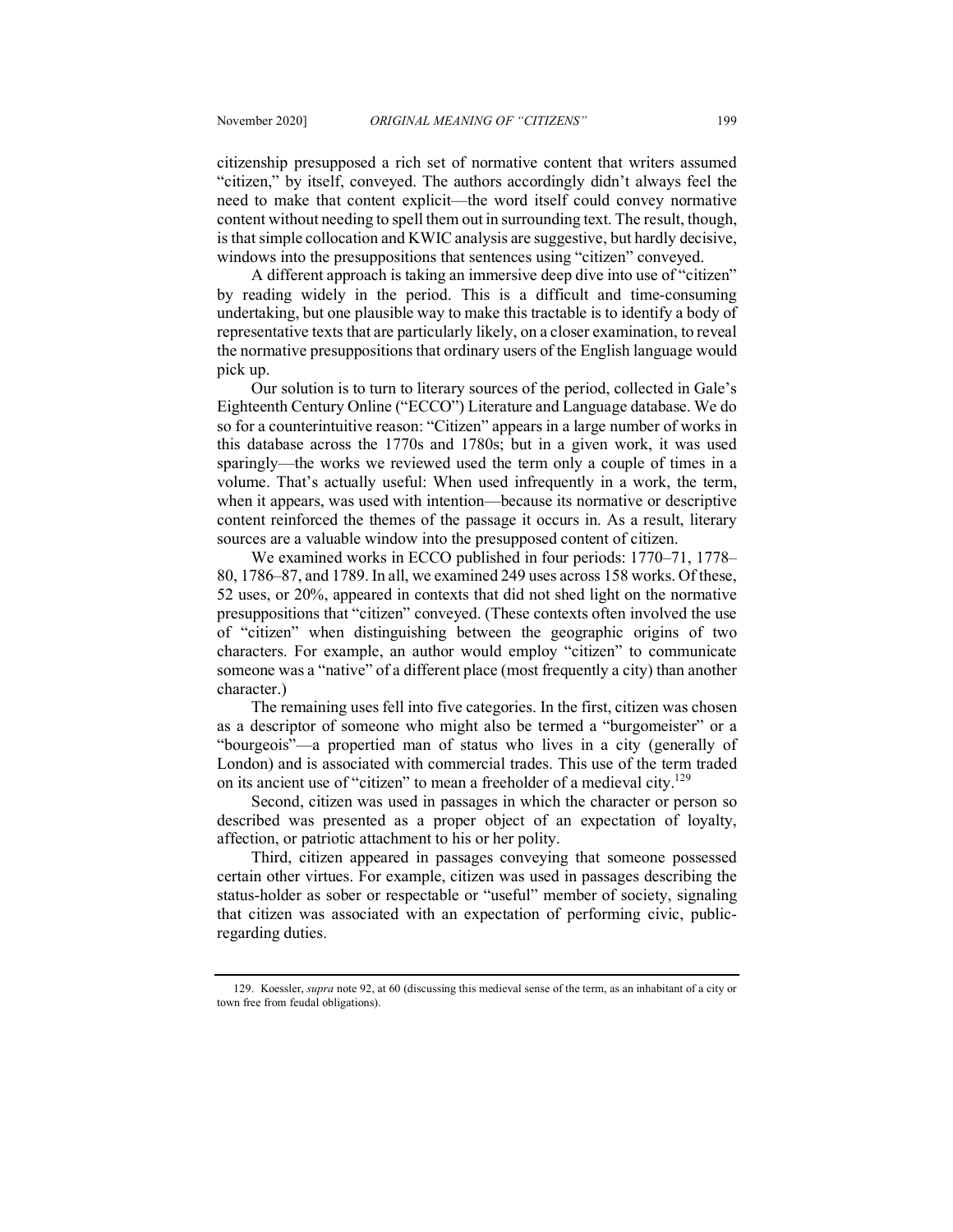citizenship presupposed a rich set of normative content that writers assumed "citizen," by itself, conveyed. The authors accordingly didn't always feel the need to make that content explicit—the word itself could convey normative content without needing to spell them out in surrounding text. The result, though, is that simple collocation and KWIC analysis are suggestive, but hardly decisive, windows into the presuppositions that sentences using "citizen" conveyed.

A different approach is taking an immersive deep dive into use of "citizen" by reading widely in the period. This is a difficult and time-consuming undertaking, but one plausible way to make this tractable is to identify a body of representative texts that are particularly likely, on a closer examination, to reveal the normative presuppositions that ordinary users of the English language would pick up.

Our solution is to turn to literary sources of the period, collected in Gale's Eighteenth Century Online ("ECCO") Literature and Language database. We do so for a counterintuitive reason: "Citizen" appears in a large number of works in this database across the 1770s and 1780s; but in a given work, it was used sparingly—the works we reviewed used the term only a couple of times in a volume. That's actually useful: When used infrequently in a work, the term, when it appears, was used with intention—because its normative or descriptive content reinforced the themes of the passage it occurs in. As a result, literary sources are a valuable window into the presupposed content of citizen.

We examined works in ECCO published in four periods: 1770–71, 1778–80, 1786–87, and 1789. In all, we examined 249 uses across 158 works. Of these, 52 uses, or 20%, appeared in contexts that did not shed light on the normative presuppositions that "citizen" conveyed. (These contexts often involved the use of "citizen" when distinguishing between the geographic origins of two characters. For example, an author would employ "citizen" to communicate someone was a "native" of a different place (most frequently a city) than another character.)

The remaining uses fell into five categories. In the first, citizen was chosen as a descriptor of someone who might also be termed a "burgomeister" or a "bourgeois"—a propertied man of status who lives in a city (generally of London) and is associated with commercial trades. This use of the term traded on its ancient use of "citizen" to mean a freeholder of a medieval city.[129]

Second, citizen was used in passages in which the character or person so described was presented as a proper object of an expectation of loyalty, affection, or patriotic attachment to his or her polity.

Third, citizen appeared in passages conveying that someone possessed certain other virtues. For example, citizen was used in passages describing the status-holder as sober or respectable or "useful" member of society, signaling that citizen was associated with an expectation of performing civic, public-regarding duties.

129. Koessler, *supra* note 92, at 60 (discussing this medieval sense of the term, as an inhabitant of a city or town free from feudal obligations).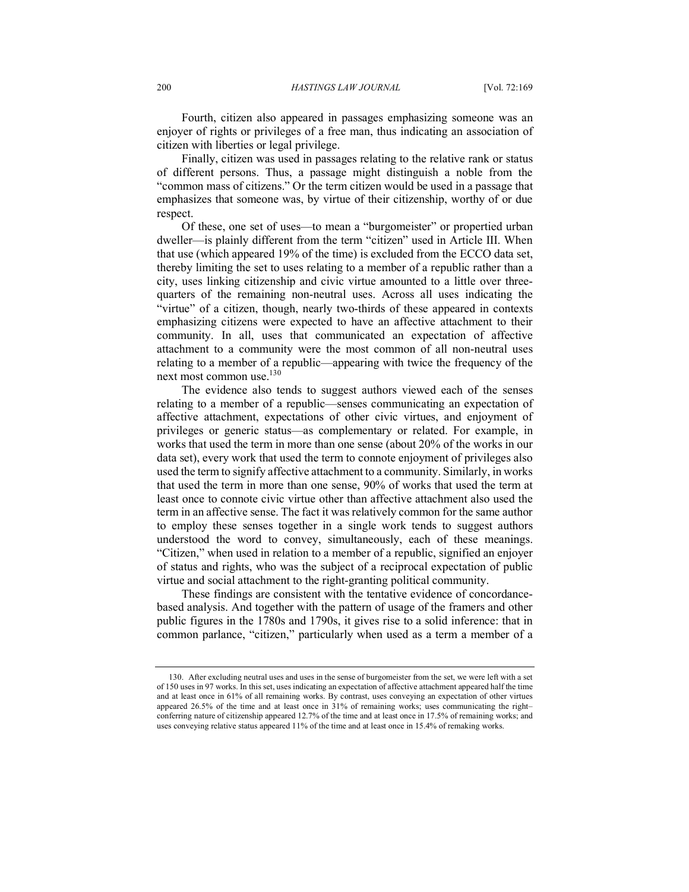Fourth, citizen also appeared in passages emphasizing someone was an enjoyer of rights or privileges of a free man, thus indicating an association of citizen with liberties or legal privilege.

Finally, citizen was used in passages relating to the relative rank or status of different persons. Thus, a passage might distinguish a noble from the "common mass of citizens." Or the term citizen would be used in a passage that emphasizes that someone was, by virtue of their citizenship, worthy of or due respect.

Of these, one set of uses—to mean a "burgomeister" or propertied urban dweller—is plainly different from the term "citizen" used in Article III. When that use (which appeared 19% of the time) is excluded from the ECCO data set, thereby limiting the set to uses relating to a member of a republic rather than a city, uses linking citizenship and civic virtue amounted to a little over three-quarters of the remaining non-neutral uses. Across all uses indicating the "virtue" of a citizen, though, nearly two-thirds of these appeared in contexts emphasizing citizens were expected to have an affective attachment to their community. In all, uses that communicated an expectation of affective attachment to a community were the most common of all non-neutral uses relating to a member of a republic—appearing with twice the frequency of the next most common use.[130]

The evidence also tends to suggest authors viewed each of the senses relating to a member of a republic—senses communicating an expectation of affective attachment, expectations of other civic virtues, and enjoyment of privileges or generic status—as complementary or related. For example, in works that used the term in more than one sense (about 20% of the works in our data set), every work that used the term to connote enjoyment of privileges also used the term to signify affective attachment to a community. Similarly, in works that used the term in more than one sense, 90% of works that used the term at least once to connote civic virtue other than affective attachment also used the term in an affective sense. The fact it was relatively common for the same author to employ these senses together in a single work tends to suggest authors understood the word to convey, simultaneously, each of these meanings. "Citizen," when used in relation to a member of a republic, signified an enjoyer of status and rights, who was the subject of a reciprocal expectation of public virtue and social attachment to the right-granting political community.

These findings are consistent with the tentative evidence of concordance-based analysis. And together with the pattern of usage of the framers and other public figures in the 1780s and 1790s, it gives rise to a solid inference: that in common parlance, "citizen," particularly when used as a term a member of a

---

130. After excluding neutral uses and uses in the sense of burgomeister from the set, we were left with a set of 150 uses in 97 works. In this set, uses indicating an expectation of affective attachment appeared half the time and at least once in 61% of all remaining works. By contrast, uses conveying an expectation of other virtues appeared 26.5% of the time and at least once in 31% of remaining works; uses communicating the right–conferring nature of citizenship appeared 12.7% of the time and at least once in 17.5% of remaining works; and uses conveying relative status appeared 11% of the time and at least once in 15.4% of remaking works.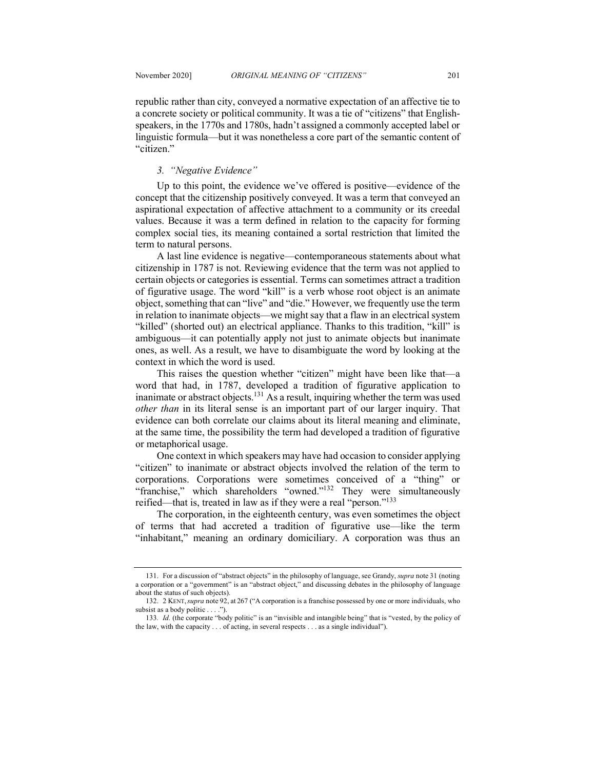republic rather than city, conveyed a normative expectation of an affective tie to a concrete society or political community. It was a tie of "citizens" that English-speakers, in the 1770s and 1780s, hadn't assigned a commonly accepted label or linguistic formula—but it was nonetheless a core part of the semantic content of "citizen."

### *3. "Negative Evidence"*

Up to this point, the evidence we've offered is positive—evidence of the concept that the citizenship positively conveyed. It was a term that conveyed an aspirational expectation of affective attachment to a community or its creedal values. Because it was a term defined in relation to the capacity for forming complex social ties, its meaning contained a sortal restriction that limited the term to natural persons.

A last line evidence is negative—contemporaneous statements about what citizenship in 1787 is not. Reviewing evidence that the term was not applied to certain objects or categories is essential. Terms can sometimes attract a tradition of figurative usage. The word "kill" is a verb whose root object is an animate object, something that can "live" and "die." However, we frequently use the term in relation to inanimate objects—we might say that a flaw in an electrical system "killed" (shorted out) an electrical appliance. Thanks to this tradition, "kill" is ambiguous—it can potentially apply not just to animate objects but inanimate ones, as well. As a result, we have to disambiguate the word by looking at the context in which the word is used.

This raises the question whether "citizen" might have been like that—a word that had, in 1787, developed a tradition of figurative application to inanimate or abstract objects.[131] As a result, inquiring whether the term was used *other than* in its literal sense is an important part of our larger inquiry. That evidence can both correlate our claims about its literal meaning and eliminate, at the same time, the possibility the term had developed a tradition of figurative or metaphorical usage.

One context in which speakers may have had occasion to consider applying "citizen" to inanimate or abstract objects involved the relation of the term to corporations. Corporations were sometimes conceived of a "thing" or "franchise," which shareholders "owned."[132] They were simultaneously reified—that is, treated in law as if they were a real "person."[133]

The corporation, in the eighteenth century, was even sometimes the object of terms that had accreted a tradition of figurative use—like the term "inhabitant," meaning an ordinary domiciliary. A corporation was thus an

---

131. For a discussion of "abstract objects" in the philosophy of language, see Grandy, *supra* note 31 (noting a corporation or a "government" is an "abstract object," and discussing debates in the philosophy of language about the status of such objects).

132. 2 KENT, *supra* note 92, at 267 ("A corporation is a franchise possessed by one or more individuals, who subsist as a body politic . . . .").

133. *Id.* (the corporate "body politic" is an "invisible and intangible being" that is "vested, by the policy of the law, with the capacity . . . of acting, in several respects . . . as a single individual").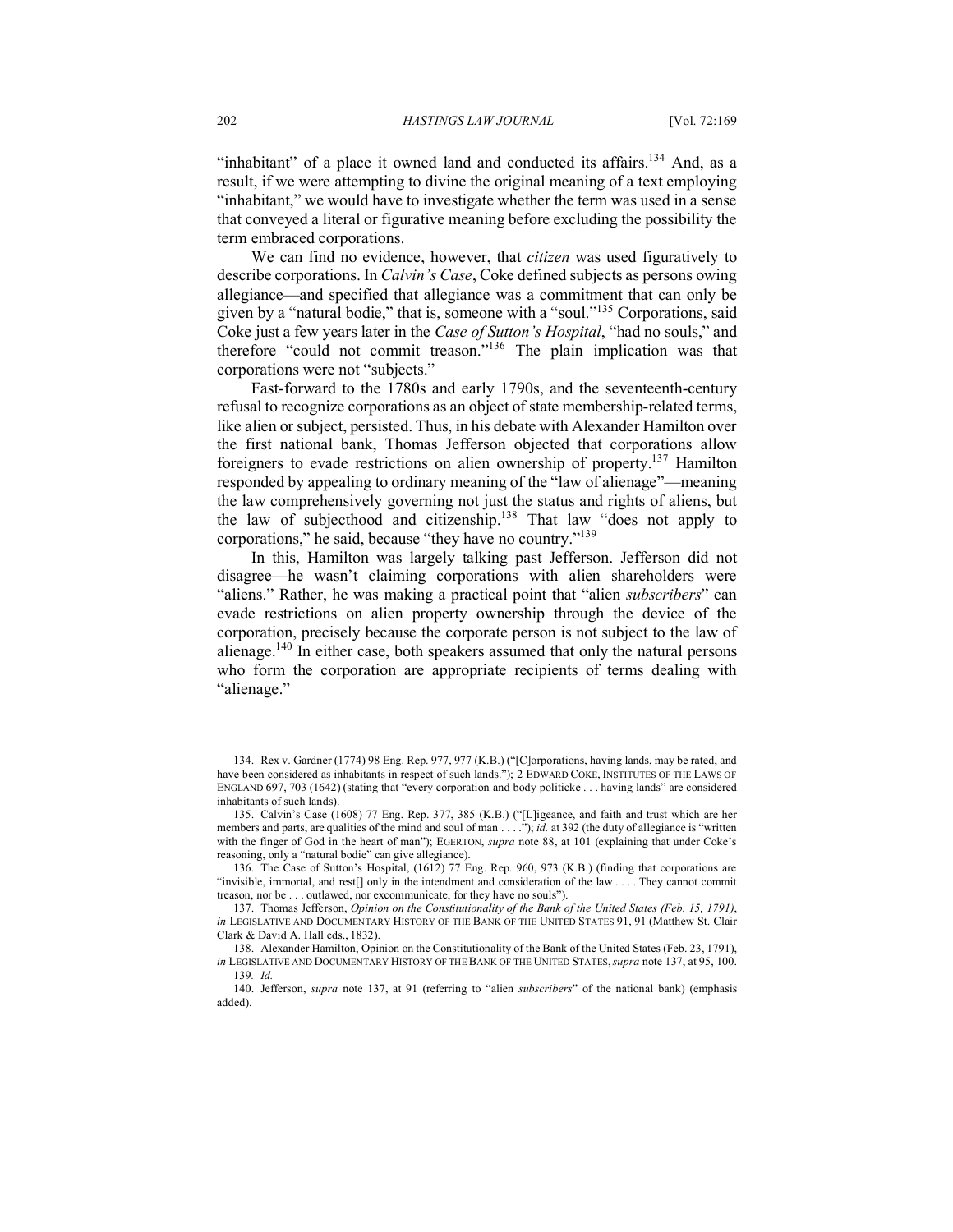"inhabitant" of a place it owned land and conducted its affairs.[134] And, as a result, if we were attempting to divine the original meaning of a text employing "inhabitant," we would have to investigate whether the term was used in a sense that conveyed a literal or figurative meaning before excluding the possibility the term embraced corporations.

We can find no evidence, however, that *citizen* was used figuratively to describe corporations. In *Calvin's Case*, Coke defined subjects as persons owing allegiance—and specified that allegiance was a commitment that can only be given by a "natural bodie," that is, someone with a "soul."[135] Corporations, said Coke just a few years later in the *Case of Sutton's Hospital*, "had no souls," and therefore "could not commit treason."[136] The plain implication was that corporations were not "subjects."

Fast-forward to the 1780s and early 1790s, and the seventeenth-century refusal to recognize corporations as an object of state membership-related terms, like alien or subject, persisted. Thus, in his debate with Alexander Hamilton over the first national bank, Thomas Jefferson objected that corporations allow foreigners to evade restrictions on alien ownership of property.[137] Hamilton responded by appealing to ordinary meaning of the "law of alienage"—meaning the law comprehensively governing not just the status and rights of aliens, but the law of subjecthood and citizenship.[138] That law "does not apply to corporations," he said, because "they have no country."[139]

In this, Hamilton was largely talking past Jefferson. Jefferson did not disagree—he wasn't claiming corporations with alien shareholders were "aliens." Rather, he was making a practical point that "alien *subscribers*" can evade restrictions on alien property ownership through the device of the corporation, precisely because the corporate person is not subject to the law of alienage.[140] In either case, both speakers assumed that only the natural persons who form the corporation are appropriate recipients of terms dealing with "alienage."

---

134. Rex v. Gardner (1774) 98 Eng. Rep. 977, 977 (K.B.) ("[C]orporations, having lands, may be rated, and have been considered as inhabitants in respect of such lands."); 2 EDWARD COKE, INSTITUTES OF THE LAWS OF ENGLAND 697, 703 (1642) (stating that "every corporation and body politicke . . . having lands" are considered inhabitants of such lands).

135. Calvin's Case (1608) 77 Eng. Rep. 377, 385 (K.B.) ("[L]igeance, and faith and trust which are her members and parts, are qualities of the mind and soul of man . . . ."); *id.* at 392 (the duty of allegiance is "written with the finger of God in the heart of man"); EGERTON, *supra* note 88, at 101 (explaining that under Coke's reasoning, only a "natural bodie" can give allegiance).

136. The Case of Sutton's Hospital, (1612) 77 Eng. Rep. 960, 973 (K.B.) (finding that corporations are "invisible, immortal, and rest[] only in the intendment and consideration of the law . . . . They cannot commit treason, nor be . . . outlawed, nor excommunicate, for they have no souls").

137. Thomas Jefferson, *Opinion on the Constitutionality of the Bank of the United States (Feb. 15, 1791)*, *in* LEGISLATIVE AND DOCUMENTARY HISTORY OF THE BANK OF THE UNITED STATES 91, 91 (Matthew St. Clair Clark & David A. Hall eds., 1832).

138. Alexander Hamilton, Opinion on the Constitutionality of the Bank of the United States (Feb. 23, 1791), *in* LEGISLATIVE AND DOCUMENTARY HISTORY OF THE BANK OF THE UNITED STATES, *supra* note 137, at 95, 100.

139. *Id.*

140. Jefferson, *supra* note 137, at 91 (referring to "alien *subscribers*" of the national bank) (emphasis added).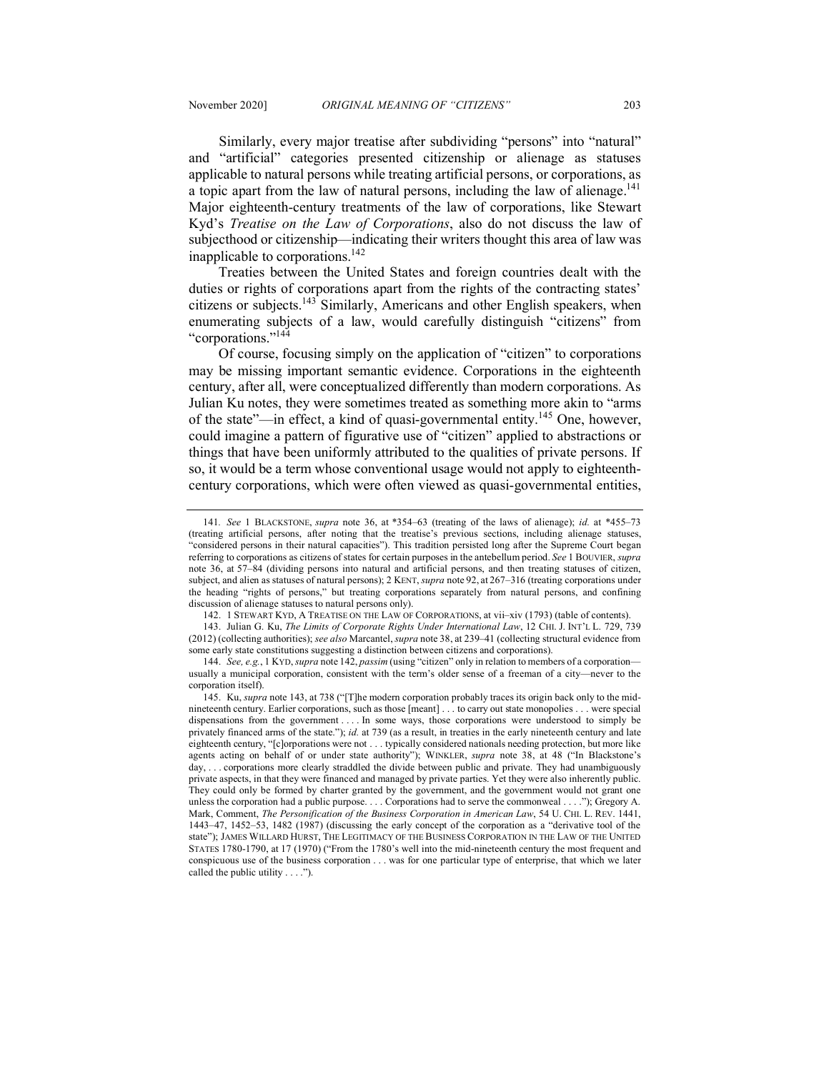Similarly, every major treatise after subdividing "persons" into "natural" and "artificial" categories presented citizenship or alienage as statuses applicable to natural persons while treating artificial persons, or corporations, as a topic apart from the law of natural persons, including the law of alienage.[141] Major eighteenth-century treatments of the law of corporations, like Stewart Kyd's *Treatise on the Law of Corporations*, also do not discuss the law of subjecthood or citizenship—indicating their writers thought this area of law was inapplicable to corporations.[142]

Treaties between the United States and foreign countries dealt with the duties or rights of corporations apart from the rights of the contracting states' citizens or subjects.[143] Similarly, Americans and other English speakers, when enumerating subjects of a law, would carefully distinguish "citizens" from "corporations."[144]

Of course, focusing simply on the application of "citizen" to corporations may be missing important semantic evidence. Corporations in the eighteenth century, after all, were conceptualized differently than modern corporations. As Julian Ku notes, they were sometimes treated as something more akin to "arms of the state"—in effect, a kind of quasi-governmental entity.[145] One, however, could imagine a pattern of figurative use of "citizen" applied to abstractions or things that have been uniformly attributed to the qualities of private persons. If so, it would be a term whose conventional usage would not apply to eighteenth-century corporations, which were often viewed as quasi-governmental entities,

---

141. *See* 1 BLACKSTONE, *supra* note 36, at \*354–63 (treating of the laws of alienage); *id.* at \*455–73 (treating artificial persons, after noting that the treatise's previous sections, including alienage statuses, "considered persons in their natural capacities"). This tradition persisted long after the Supreme Court began referring to corporations as citizens of states for certain purposes in the antebellum period. *See* 1 BOUVIER, *supra* note 36, at 57–84 (dividing persons into natural and artificial persons, and then treating statuses of citizen, subject, and alien as statuses of natural persons); 2 KENT, *supra* note 92, at 267–316 (treating corporations under the heading "rights of persons," but treating corporations separately from natural persons, and confining discussion of alienage statuses to natural persons only).

142. 1 STEWART KYD, A TREATISE ON THE LAW OF CORPORATIONS, at vii–xiv (1793) (table of contents).

143. Julian G. Ku, *The Limits of Corporate Rights Under International Law*, 12 CHI. J. INT'L L. 729, 739 (2012) (collecting authorities); *see also* Marcantel, *supra* note 38, at 239–41 (collecting structural evidence from some early state constitutions suggesting a distinction between citizens and corporations).

144. *See, e.g.*, 1 KYD, *supra* note 142, *passim* (using "citizen" only in relation to members of a corporation—usually a municipal corporation, consistent with the term's older sense of a freeman of a city—never to the corporation itself).

145. Ku, *supra* note 143, at 738 ("[T]he modern corporation probably traces its origin back only to the mid-nineteenth century. Earlier corporations, such as those [meant] . . . to carry out state monopolies . . . were special dispensations from the government . . . . In some ways, those corporations were understood to simply be privately financed arms of the state."); *id.* at 739 (as a result, in treaties in the early nineteenth century and late eighteenth century, "[c]orporations were not . . . typically considered nationals needing protection, but more like agents acting on behalf of or under state authority"); WINKLER, *supra* note 38, at 48 ("In Blackstone's day, . . . corporations more clearly straddled the divide between public and private. They had unambiguously private aspects, in that they were financed and managed by private parties. Yet they were also inherently public. They could only be formed by charter granted by the government, and the government would not grant one unless the corporation had a public purpose. . . . Corporations had to serve the commonweal . . . ."); Gregory A. Mark, Comment, *The Personification of the Business Corporation in American Law*, 54 U. CHI. L. REV. 1441, 1443–47, 1452–53, 1482 (1987) (discussing the early concept of the corporation as a "derivative tool of the state"); JAMES WILLARD HURST, THE LEGITIMACY OF THE BUSINESS CORPORATION IN THE LAW OF THE UNITED STATES 1780-1790, at 17 (1970) ("From the 1780's well into the mid-nineteenth century the most frequent and conspicuous use of the business corporation . . . was for one particular type of enterprise, that which we later called the public utility . . . .").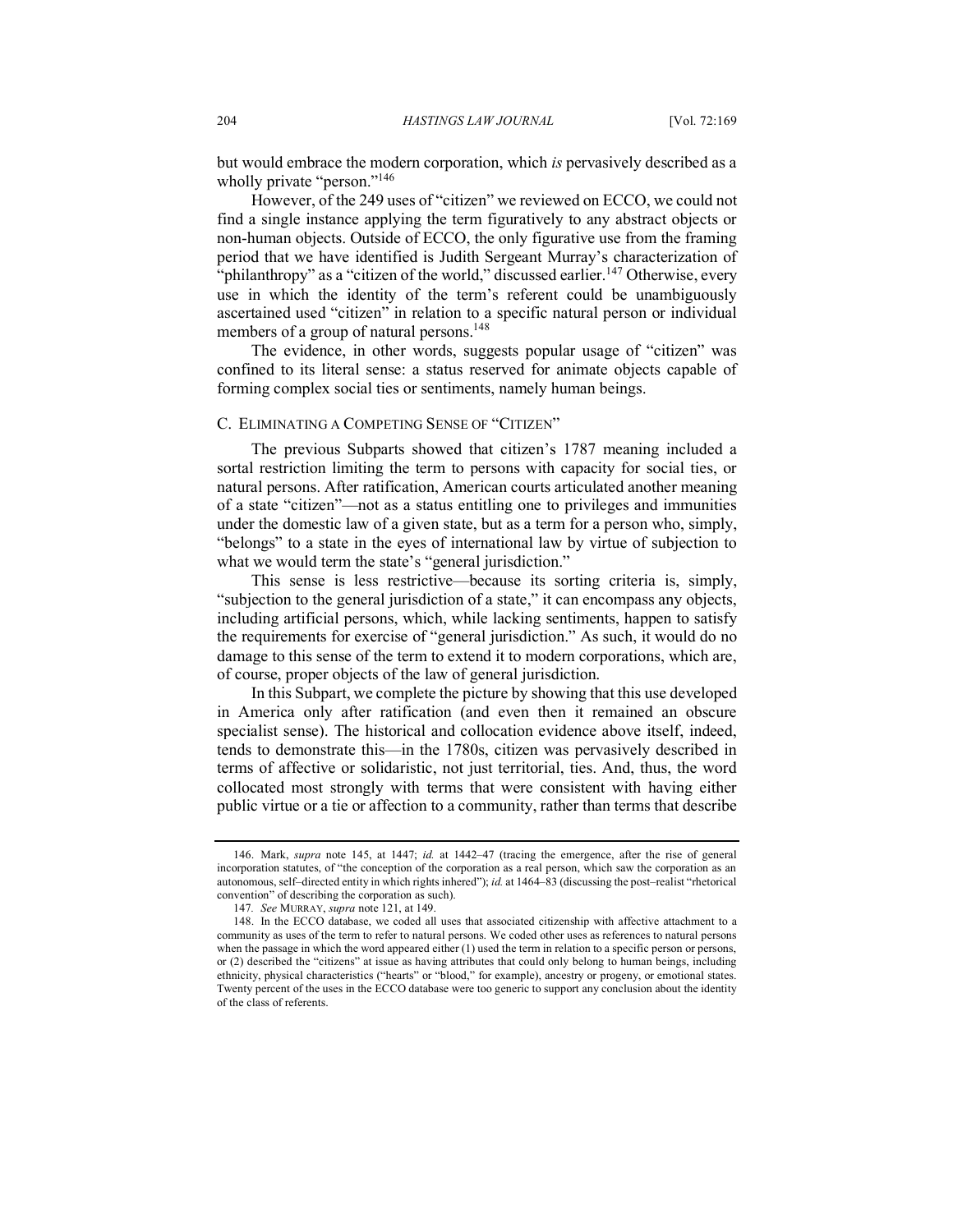but would embrace the modern corporation, which *is* pervasively described as a wholly private "person."[146]

However, of the 249 uses of "citizen" we reviewed on ECCO, we could not find a single instance applying the term figuratively to any abstract objects or non-human objects. Outside of ECCO, the only figurative use from the framing period that we have identified is Judith Sergeant Murray's characterization of "philanthropy" as a "citizen of the world," discussed earlier.[147] Otherwise, every use in which the identity of the term's referent could be unambiguously ascertained used "citizen" in relation to a specific natural person or individual members of a group of natural persons.[148]

The evidence, in other words, suggests popular usage of "citizen" was confined to its literal sense: a status reserved for animate objects capable of forming complex social ties or sentiments, namely human beings.

### C. ELIMINATING A COMPETING SENSE OF "CITIZEN"

The previous Subparts showed that citizen's 1787 meaning included a sortal restriction limiting the term to persons with capacity for social ties, or natural persons. After ratification, American courts articulated another meaning of a state "citizen"—not as a status entitling one to privileges and immunities under the domestic law of a given state, but as a term for a person who, simply, "belongs" to a state in the eyes of international law by virtue of subjection to what we would term the state's "general jurisdiction."

This sense is less restrictive—because its sorting criteria is, simply, "subjection to the general jurisdiction of a state," it can encompass any objects, including artificial persons, which, while lacking sentiments, happen to satisfy the requirements for exercise of "general jurisdiction." As such, it would do no damage to this sense of the term to extend it to modern corporations, which are, of course, proper objects of the law of general jurisdiction.

In this Subpart, we complete the picture by showing that this use developed in America only after ratification (and even then it remained an obscure specialist sense). The historical and collocation evidence above itself, indeed, tends to demonstrate this—in the 1780s, citizen was pervasively described in terms of affective or solidaristic, not just territorial, ties. And, thus, the word collocated most strongly with terms that were consistent with having either public virtue or a tie or affection to a community, rather than terms that describe

---

146. Mark, *supra* note 145, at 1447; *id.* at 1442–47 (tracing the emergence, after the rise of general incorporation statutes, of "the conception of the corporation as a real person, which saw the corporation as an autonomous, self–directed entity in which rights inhered"); *id.* at 1464–83 (discussing the post–realist "rhetorical convention" of describing the corporation as such).

147. *See* MURRAY, *supra* note 121, at 149.

148. In the ECCO database, we coded all uses that associated citizenship with affective attachment to a community as uses of the term to refer to natural persons. We coded other uses as references to natural persons when the passage in which the word appeared either (1) used the term in relation to a specific person or persons, or (2) described the "citizens" at issue as having attributes that could only belong to human beings, including ethnicity, physical characteristics ("hearts" or "blood," for example), ancestry or progeny, or emotional states. Twenty percent of the uses in the ECCO database were too generic to support any conclusion about the identity of the class of referents.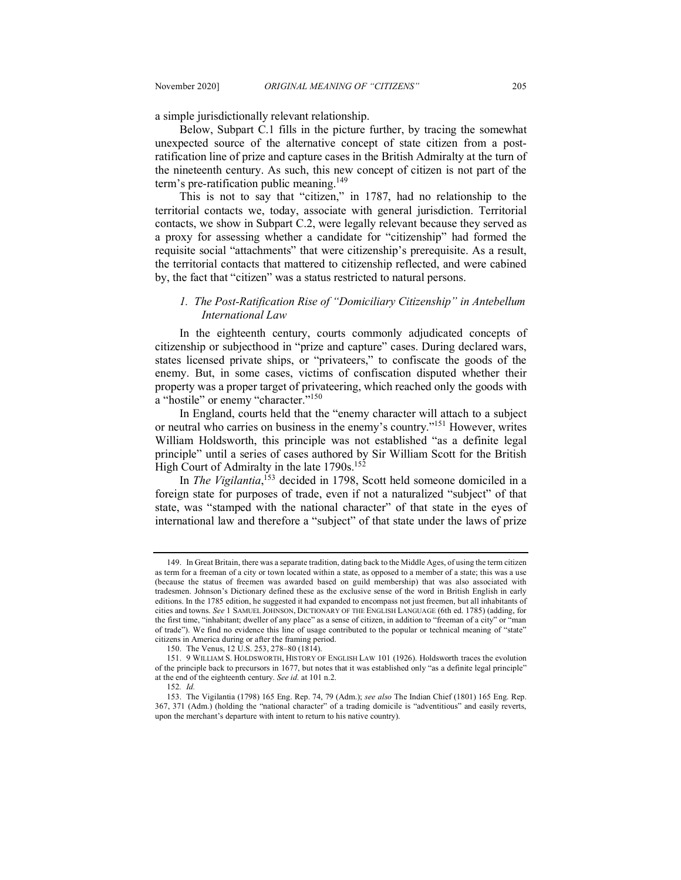a simple jurisdictionally relevant relationship.

Below, Subpart C.1 fills in the picture further, by tracing the somewhat unexpected source of the alternative concept of state citizen from a post-ratification line of prize and capture cases in the British Admiralty at the turn of the nineteenth century. As such, this new concept of citizen is not part of the term's pre-ratification public meaning.[149]

This is not to say that "citizen," in 1787, had no relationship to the territorial contacts we, today, associate with general jurisdiction. Territorial contacts, we show in Subpart C.2, were legally relevant because they served as a proxy for assessing whether a candidate for "citizenship" had formed the requisite social "attachments" that were citizenship's prerequisite. As a result, the territorial contacts that mattered to citizenship reflected, and were cabined by, the fact that "citizen" was a status restricted to natural persons.

### *1. The Post-Ratification Rise of "Domiciliary Citizenship" in Antebellum International Law*

In the eighteenth century, courts commonly adjudicated concepts of citizenship or subjecthood in "prize and capture" cases. During declared wars, states licensed private ships, or "privateers," to confiscate the goods of the enemy. But, in some cases, victims of confiscation disputed whether their property was a proper target of privateering, which reached only the goods with a "hostile" or enemy "character."[150]

In England, courts held that the "enemy character will attach to a subject or neutral who carries on business in the enemy's country."[151] However, writes William Holdsworth, this principle was not established "as a definite legal principle" until a series of cases authored by Sir William Scott for the British High Court of Admiralty in the late 1790s.[152]

In *The Vigilantia*,[153] decided in 1798, Scott held someone domiciled in a foreign state for purposes of trade, even if not a naturalized "subject" of that state, was "stamped with the national character" of that state in the eyes of international law and therefore a "subject" of that state under the laws of prize

---

149. In Great Britain, there was a separate tradition, dating back to the Middle Ages, of using the term citizen as term for a freeman of a city or town located within a state, as opposed to a member of a state; this was a use (because the status of freemen was awarded based on guild membership) that was also associated with tradesmen. Johnson's Dictionary defined these as the exclusive sense of the word in British English in early editions. In the 1785 edition, he suggested it had expanded to encompass not just freemen, but all inhabitants of cities and towns. *See* 1 SAMUEL JOHNSON, DICTIONARY OF THE ENGLISH LANGUAGE (6th ed. 1785) (adding, for the first time, "inhabitant; dweller of any place" as a sense of citizen, in addition to "freeman of a city" or "man of trade"). We find no evidence this line of usage contributed to the popular or technical meaning of "state" citizens in America during or after the framing period.

150. The Venus, 12 U.S. 253, 278–80 (1814).

151. 9 WILLIAM S. HOLDSWORTH, HISTORY OF ENGLISH LAW 101 (1926). Holdsworth traces the evolution of the principle back to precursors in 1677, but notes that it was established only "as a definite legal principle" at the end of the eighteenth century. *See id.* at 101 n.2.

152. *Id.*

153. The Vigilantia (1798) 165 Eng. Rep. 74, 79 (Adm.); *see also* The Indian Chief (1801) 165 Eng. Rep. 367, 371 (Adm.) (holding the "national character" of a trading domicile is "adventitious" and easily reverts, upon the merchant's departure with intent to return to his native country).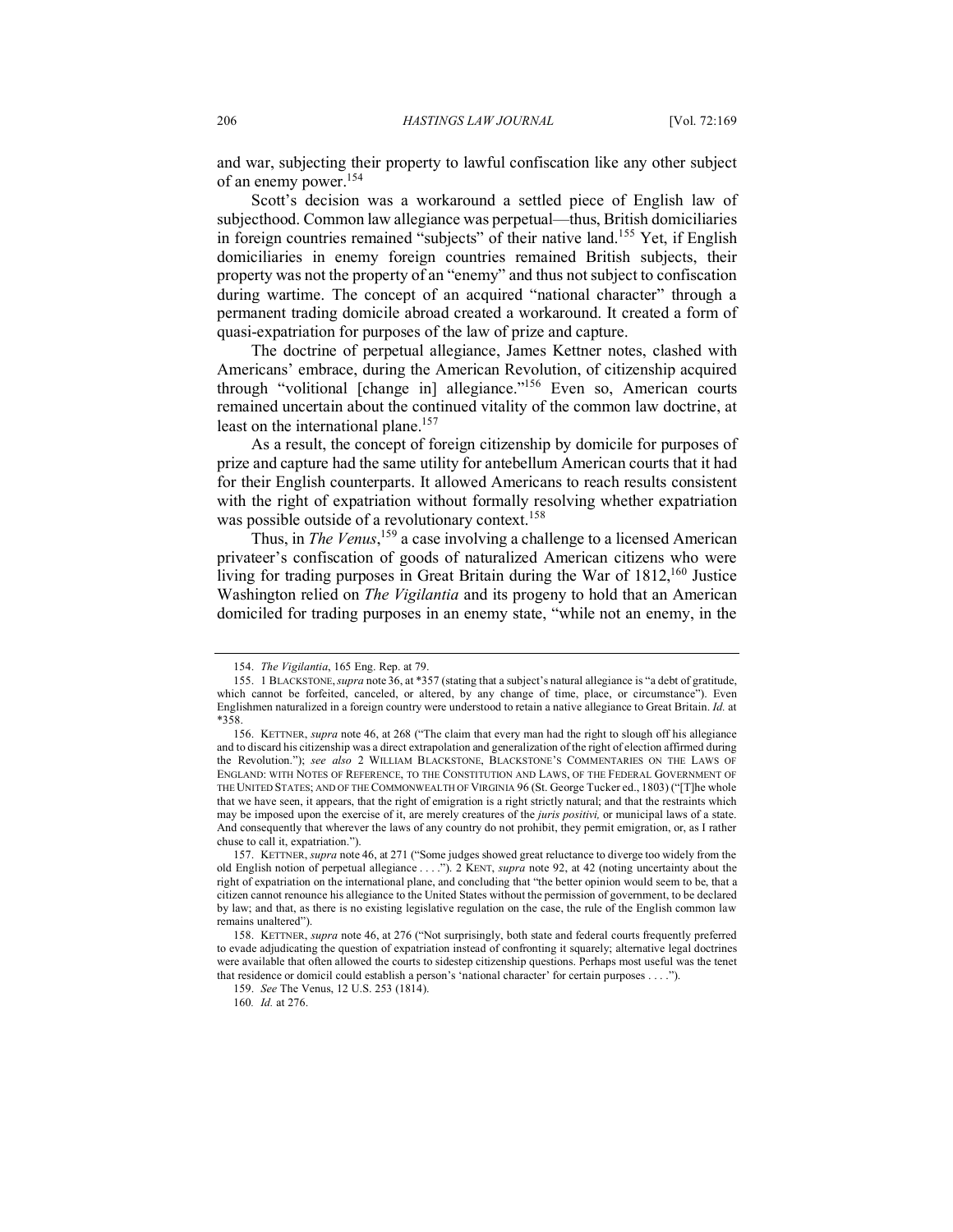and war, subjecting their property to lawful confiscation like any other subject of an enemy power.[154]

Scott's decision was a workaround a settled piece of English law of subjecthood. Common law allegiance was perpetual—thus, British domiciliaries in foreign countries remained "subjects" of their native land.[155] Yet, if English domiciliaries in enemy foreign countries remained British subjects, their property was not the property of an "enemy" and thus not subject to confiscation during wartime. The concept of an acquired "national character" through a permanent trading domicile abroad created a workaround. It created a form of quasi-expatriation for purposes of the law of prize and capture.

The doctrine of perpetual allegiance, James Kettner notes, clashed with Americans' embrace, during the American Revolution, of citizenship acquired through "volitional [change in] allegiance."[156] Even so, American courts remained uncertain about the continued vitality of the common law doctrine, at least on the international plane.[157]

As a result, the concept of foreign citizenship by domicile for purposes of prize and capture had the same utility for antebellum American courts that it had for their English counterparts. It allowed Americans to reach results consistent with the right of expatriation without formally resolving whether expatriation was possible outside of a revolutionary context.[158]

Thus, in *The Venus*,[159] a case involving a challenge to a licensed American privateer's confiscation of goods of naturalized American citizens who were living for trading purposes in Great Britain during the War of 1812,[160] Justice Washington relied on *The Vigilantia* and its progeny to hold that an American domiciled for trading purposes in an enemy state, "while not an enemy, in the

---

154. *The Vigilantia*, 165 Eng. Rep. at 79.

155. 1 BLACKSTONE, *supra* note 36, at *357 (stating that a subject's natural allegiance is "a debt of gratitude, which cannot be forfeited, canceled, or altered, by any change of time, place, or circumstance"). Even Englishmen naturalized in a foreign country were understood to retain a native allegiance to Great Britain. *Id.* at *358.

156. KETTNER, *supra* note 46, at 268 ("The claim that every man had the right to slough off his allegiance and to discard his citizenship was a direct extrapolation and generalization of the right of election affirmed during the Revolution."); *see also* 2 WILLIAM BLACKSTONE, BLACKSTONE'S COMMENTARIES ON THE LAWS OF ENGLAND: WITH NOTES OF REFERENCE, TO THE CONSTITUTION AND LAWS, OF THE FEDERAL GOVERNMENT OF THE UNITED STATES; AND OF THE COMMONWEALTH OF VIRGINIA 96 (St. George Tucker ed., 1803) ("[T]he whole that we have seen, it appears, that the right of emigration is a right strictly natural; and that the restraints which may be imposed upon the exercise of it, are merely creatures of the *juris positivi,* or municipal laws of a state. And consequently that wherever the laws of any country do not prohibit, they permit emigration, or, as I rather chuse to call it, expatriation.").

157. KETTNER, *supra* note 46, at 271 ("Some judges showed great reluctance to diverge too widely from the old English notion of perpetual allegiance . . . ."). 2 KENT, *supra* note 92, at 42 (noting uncertainty about the right of expatriation on the international plane, and concluding that "the better opinion would seem to be, that a citizen cannot renounce his allegiance to the United States without the permission of government, to be declared by law; and that, as there is no existing legislative regulation on the case, the rule of the English common law remains unaltered").

158. KETTNER, *supra* note 46, at 276 ("Not surprisingly, both state and federal courts frequently preferred to evade adjudicating the question of expatriation instead of confronting it squarely; alternative legal doctrines were available that often allowed the courts to sidestep citizenship questions. Perhaps most useful was the tenet that residence or domicil could establish a person's 'national character' for certain purposes . . . .").

159. *See* The Venus, 12 U.S. 253 (1814).

160. *Id.* at 276.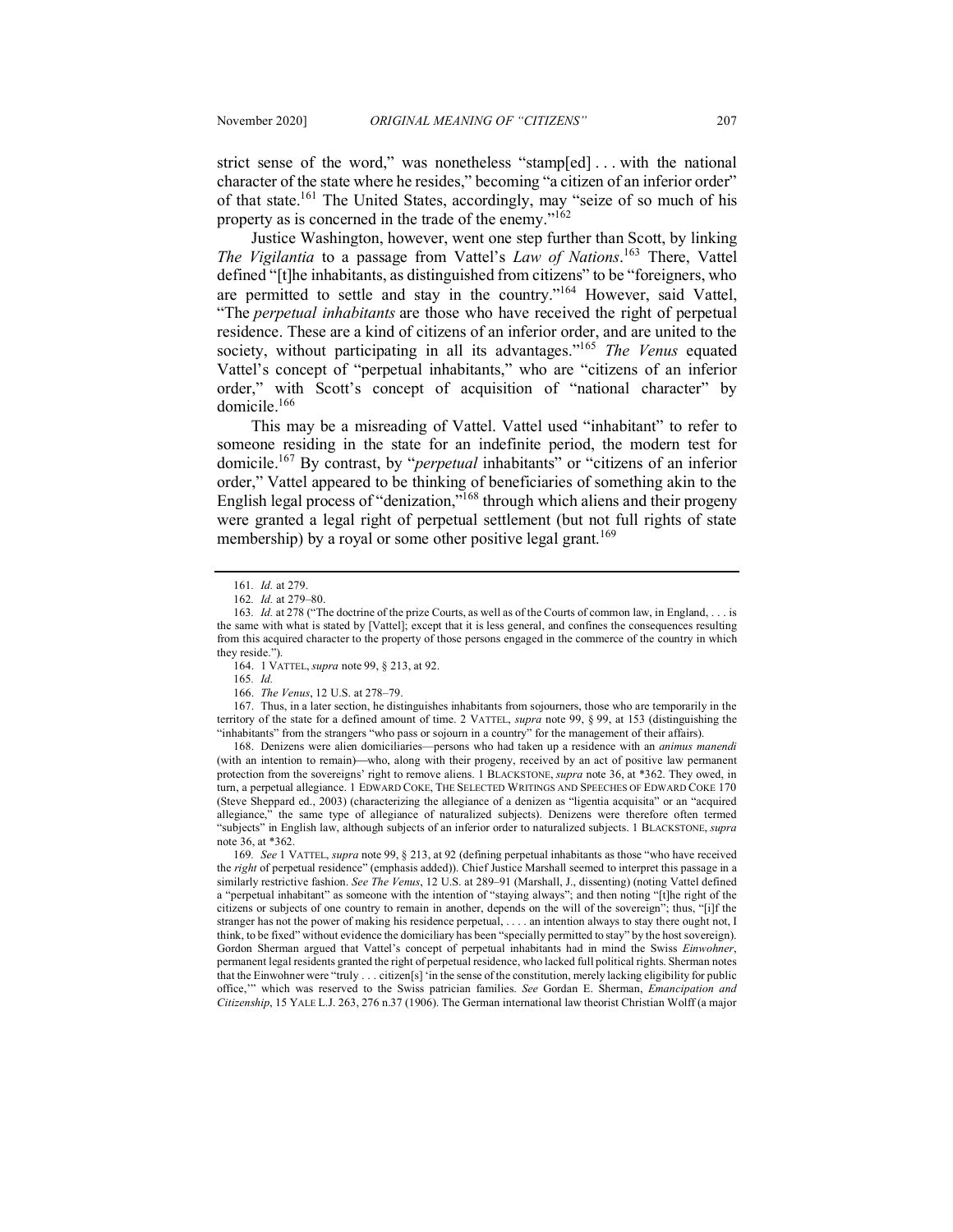strict sense of the word," was nonetheless "stamp[ed] . . . with the national character of the state where he resides," becoming "a citizen of an inferior order" of that state.[161] The United States, accordingly, may "seize of so much of his property as is concerned in the trade of the enemy."[162]

Justice Washington, however, went one step further than Scott, by linking *The Vigilantia* to a passage from Vattel's *Law of Nations*.[163] There, Vattel defined "[t]he inhabitants, as distinguished from citizens" to be "foreigners, who are permitted to settle and stay in the country."[164] However, said Vattel, "The *perpetual inhabitants* are those who have received the right of perpetual residence. These are a kind of citizens of an inferior order, and are united to the society, without participating in all its advantages."[165] *The Venus* equated Vattel's concept of "perpetual inhabitants," who are "citizens of an inferior order," with Scott's concept of acquisition of "national character" by domicile.[166]

This may be a misreading of Vattel. Vattel used "inhabitant" to refer to someone residing in the state for an indefinite period, the modern test for domicile.[167] By contrast, by "*perpetual* inhabitants" or "citizens of an inferior order," Vattel appeared to be thinking of beneficiaries of something akin to the English legal process of "denization,"[168] through which aliens and their progeny were granted a legal right of perpetual settlement (but not full rights of state membership) by a royal or some other positive legal grant.[169]

---

161. *Id.* at 279.

162. *Id.* at 279–80.

163. *Id.* at 278 ("The doctrine of the prize Courts, as well as of the Courts of common law, in England, . . . is the same with what is stated by [Vattel]; except that it is less general, and confines the consequences resulting from this acquired character to the property of those persons engaged in the commerce of the country in which they reside.").

164. 1 VATTEL, *supra* note 99, § 213, at 92.

165. *Id.*

166. *The Venus*, 12 U.S. at 278–79.

167. Thus, in a later section, he distinguishes inhabitants from sojourners, those who are temporarily in the territory of the state for a defined amount of time. 2 VATTEL, *supra* note 99, § 99, at 153 (distinguishing the "inhabitants" from the strangers "who pass or sojourn in a country" for the management of their affairs).

168. Denizens were alien domiciliaries—persons who had taken up a residence with an *animus manendi* (with an intention to remain)—who, along with their progeny, received by an act of positive law permanent protection from the sovereigns' right to remove aliens. 1 BLACKSTONE, *supra* note 36, at \*362. They owed, in turn, a perpetual allegiance. 1 EDWARD COKE, THE SELECTED WRITINGS AND SPEECHES OF EDWARD COKE 170 (Steve Sheppard ed., 2003) (characterizing the allegiance of a denizen as "ligentia acquisita" or an "acquired allegiance," the same type of allegiance of naturalized subjects). Denizens were therefore often termed "subjects" in English law, although subjects of an inferior order to naturalized subjects. 1 BLACKSTONE, *supra* note 36, at \*362.

169. *See* 1 VATTEL, *supra* note 99, § 213, at 92 (defining perpetual inhabitants as those "who have received the *right* of perpetual residence" (emphasis added)). Chief Justice Marshall seemed to interpret this passage in a similarly restrictive fashion. *See The Venus*, 12 U.S. at 289–91 (Marshall, J., dissenting) (noting Vattel defined a "perpetual inhabitant" as someone with the intention of "staying always"; and then noting "[t]he right of the citizens or subjects of one country to remain in another, depends on the will of the sovereign"; thus, "[i]f the stranger has not the power of making his residence perpetual, . . . . an intention always to stay there ought not, I think, to be fixed" without evidence the domiciliary has been "specially permitted to stay" by the host sovereign). Gordon Sherman argued that Vattel's concept of perpetual inhabitants had in mind the Swiss *Einwohner*, permanent legal residents granted the right of perpetual residence, who lacked full political rights. Sherman notes that the Einwohner were "truly . . . citizen[s] 'in the sense of the constitution, merely lacking eligibility for public office,'" which was reserved to the Swiss patrician families. *See* Gordan E. Sherman, *Emancipation and Citizenship*, 15 YALE L.J. 263, 276 n.37 (1906). The German international law theorist Christian Wolff (a major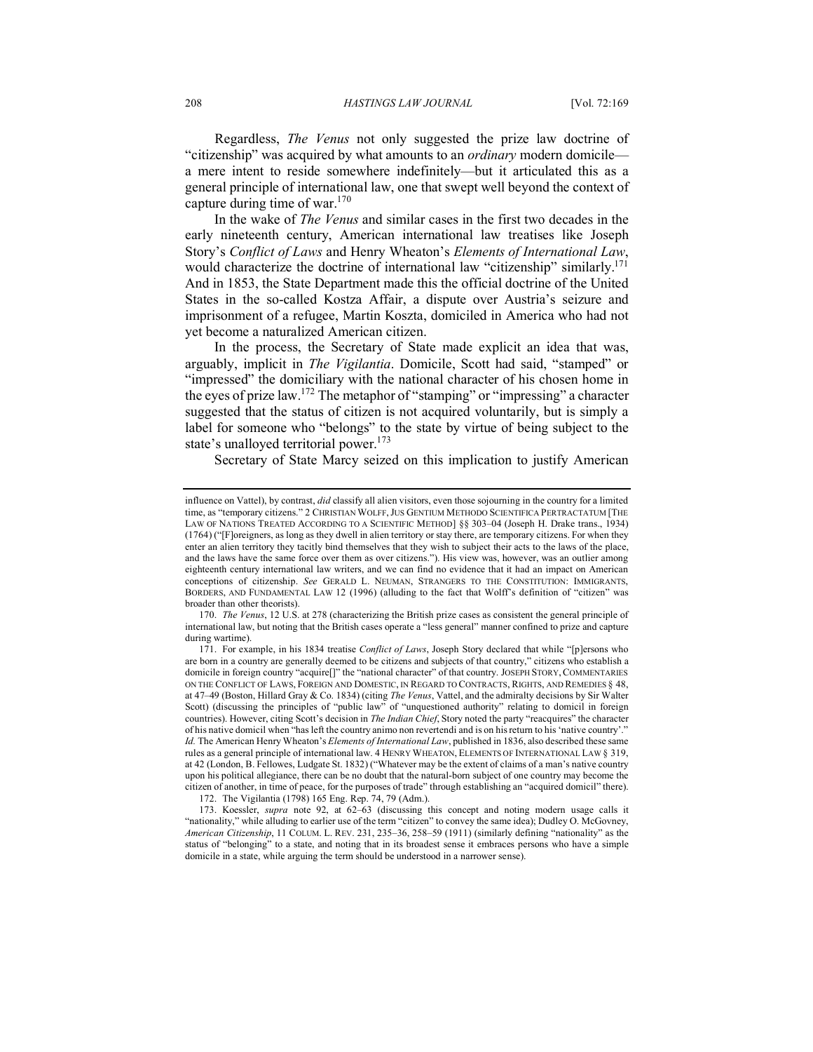Regardless, *The Venus* not only suggested the prize law doctrine of "citizenship" was acquired by what amounts to an *ordinary* modern domicile—a mere intent to reside somewhere indefinitely—but it articulated this as a general principle of international law, one that swept well beyond the context of capture during time of war.[170]

In the wake of *The Venus* and similar cases in the first two decades in the early nineteenth century, American international law treatises like Joseph Story's *Conflict of Laws* and Henry Wheaton's *Elements of International Law*, would characterize the doctrine of international law "citizenship" similarly.[171] And in 1853, the State Department made this the official doctrine of the United States in the so-called Kostza Affair, a dispute over Austria's seizure and imprisonment of a refugee, Martin Koszta, domiciled in America who had not yet become a naturalized American citizen.

In the process, the Secretary of State made explicit an idea that was, arguably, implicit in *The Vigilantia*. Domicile, Scott had said, "stamped" or "impressed" the domiciliary with the national character of his chosen home in the eyes of prize law.[172] The metaphor of "stamping" or "impressing" a character suggested that the status of citizen is not acquired voluntarily, but is simply a label for someone who "belongs" to the state by virtue of being subject to the state's unalloyed territorial power.[173]

Secretary of State Marcy seized on this implication to justify American

---

influence on Vattel), by contrast, *did* classify all alien visitors, even those sojourning in the country for a limited time, as "temporary citizens." 2 CHRISTIAN WOLFF, JUS GENTIUM METHODO SCIENTIFICA PERTRACTATUM [THE LAW OF NATIONS TREATED ACCORDING TO A SCIENTIFIC METHOD] §§ 303–04 (Joseph H. Drake trans., 1934) (1764) ("[F]oreigners, as long as they dwell in alien territory or stay there, are temporary citizens. For when they enter an alien territory they tacitly bind themselves that they wish to subject their acts to the laws of the place, and the laws have the same force over them as over citizens."). His view was, however, was an outlier among eighteenth century international law writers, and we can find no evidence that it had an impact on American conceptions of citizenship. *See* GERALD L. NEUMAN, STRANGERS TO THE CONSTITUTION: IMMIGRANTS, BORDERS, AND FUNDAMENTAL LAW 12 (1996) (alluding to the fact that Wolff's definition of "citizen" was broader than other theorists).

170. *The Venus*, 12 U.S. at 278 (characterizing the British prize cases as consistent the general principle of international law, but noting that the British cases operate a "less general" manner confined to prize and capture during wartime).

171. For example, in his 1834 treatise *Conflict of Laws*, Joseph Story declared that while "[p]ersons who are born in a country are generally deemed to be citizens and subjects of that country," citizens who establish a domicile in foreign country "acquire[]" the "national character" of that country. JOSEPH STORY, COMMENTARIES ON THE CONFLICT OF LAWS, FOREIGN AND DOMESTIC, IN REGARD TO CONTRACTS, RIGHTS, AND REMEDIES § 48, at 47–49 (Boston, Hillard Gray & Co. 1834) (citing *The Venus*, Vattel, and the admiralty decisions by Sir Walter Scott) (discussing the principles of "public law" of "unquestioned authority" relating to domicil in foreign countries). However, citing Scott's decision in *The Indian Chief*, Story noted the party "reacquires" the character of his native domicil when "has left the country animo non revertendi and is on his return to his 'native country'." *Id.* The American Henry Wheaton's *Elements of International Law*, published in 1836, also described these same rules as a general principle of international law. 4 HENRY WHEATON, ELEMENTS OF INTERNATIONAL LAW § 319, at 42 (London, B. Fellowes, Ludgate St. 1832) ("Whatever may be the extent of claims of a man's native country upon his political allegiance, there can be no doubt that the natural-born subject of one country may become the citizen of another, in time of peace, for the purposes of trade" through establishing an "acquired domicil" there).

172. The Vigilantia (1798) 165 Eng. Rep. 74, 79 (Adm.).

173. Koessler, *supra* note 92, at 62–63 (discussing this concept and noting modern usage calls it "nationality," while alluding to earlier use of the term "citizen" to convey the same idea); Dudley O. McGovney, *American Citizenship*, 11 COLUM. L. REV. 231, 235–36, 258–59 (1911) (similarly defining "nationality" as the status of "belonging" to a state, and noting that in its broadest sense it embraces persons who have a simple domicile in a state, while arguing the term should be understood in a narrower sense).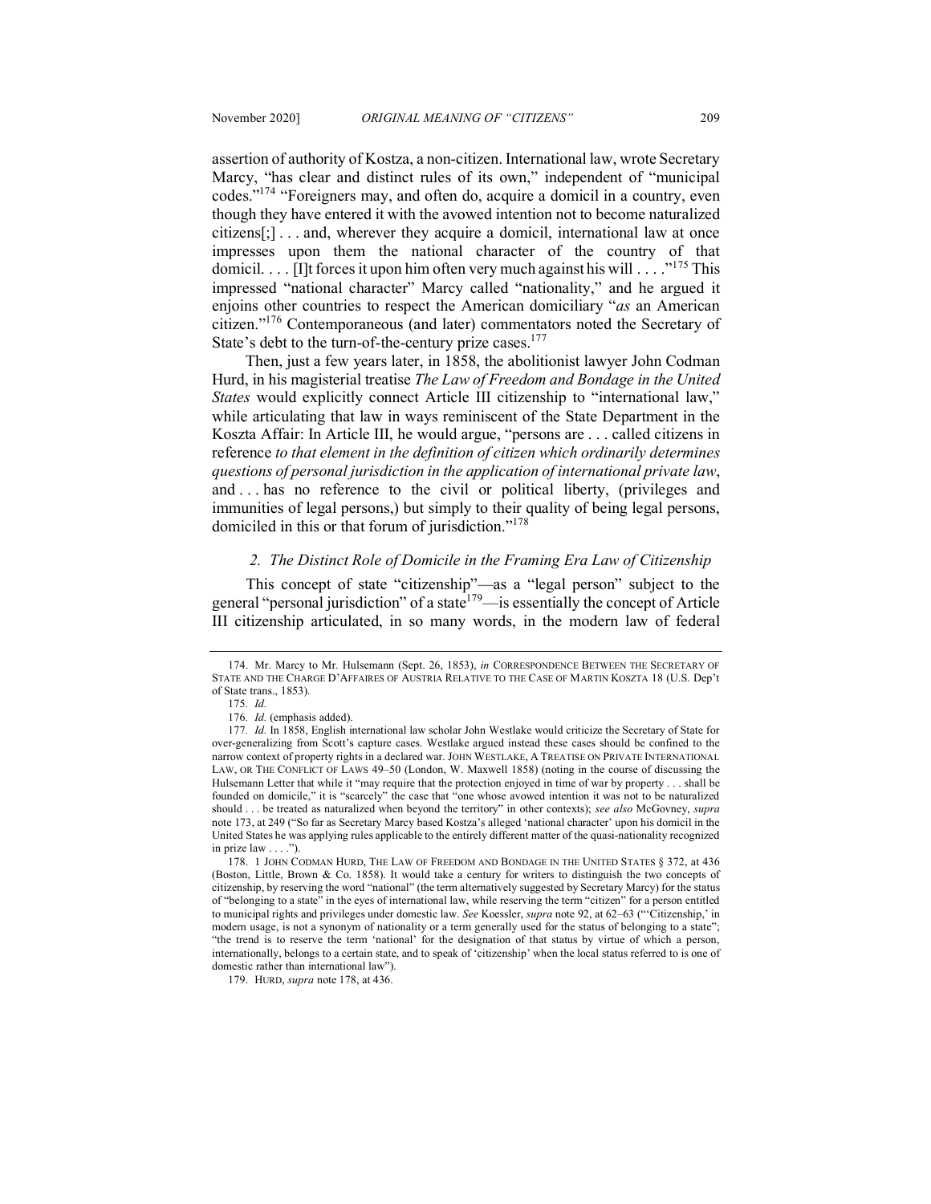assertion of authority of Kostza, a non-citizen. International law, wrote Secretary Marcy, "has clear and distinct rules of its own," independent of "municipal codes."[174] "Foreigners may, and often do, acquire a domicil in a country, even though they have entered it with the avowed intention not to become naturalized citizens[;] . . . and, wherever they acquire a domicil, international law at once impresses upon them the national character of the country of that domicil. . . . [I]t forces it upon him often very much against his will . . . ."[175] This impressed "national character" Marcy called "nationality," and he argued it enjoins other countries to respect the American domiciliary "*as* an American citizen."[176] Contemporaneous (and later) commentators noted the Secretary of State's debt to the turn-of-the-century prize cases.[177]

Then, just a few years later, in 1858, the abolitionist lawyer John Codman Hurd, in his magisterial treatise *The Law of Freedom and Bondage in the United States* would explicitly connect Article III citizenship to "international law," while articulating that law in ways reminiscent of the State Department in the Koszta Affair: In Article III, he would argue, "persons are . . . called citizens in reference *to that element in the definition of citizen which ordinarily determines questions of personal jurisdiction in the application of international private law*, and . . . has no reference to the civil or political liberty, (privileges and immunities of legal persons,) but simply to their quality of being legal persons, domiciled in this or that forum of jurisdiction."[178]

### *2. The Distinct Role of Domicile in the Framing Era Law of Citizenship*

This concept of state "citizenship"—as a "legal person" subject to the general "personal jurisdiction" of a state[179]—is essentially the concept of Article III citizenship articulated, in so many words, in the modern law of federal

---

174. Mr. Marcy to Mr. Hulsemann (Sept. 26, 1853), *in* CORRESPONDENCE BETWEEN THE SECRETARY OF STATE AND THE CHARGE D'AFFAIRES OF AUSTRIA RELATIVE TO THE CASE OF MARTIN KOSZTA 18 (U.S. Dep't of State trans., 1853).

175. *Id.*

176. *Id.* (emphasis added).

177. *Id.* In 1858, English international law scholar John Westlake would criticize the Secretary of State for over-generalizing from Scott's capture cases. Westlake argued instead these cases should be confined to the narrow context of property rights in a declared war. JOHN WESTLAKE, A TREATISE ON PRIVATE INTERNATIONAL LAW, OR THE CONFLICT OF LAWS 49–50 (London, W. Maxwell 1858) (noting in the course of discussing the Hulsemann Letter that while it "may require that the protection enjoyed in time of war by property . . . shall be founded on domicile," it is "scarcely" the case that "one whose avowed intention it was not to be naturalized should . . . be treated as naturalized when beyond the territory" in other contexts); *see also* McGovney, *supra* note 173, at 249 ("So far as Secretary Marcy based Kostza's alleged 'national character' upon his domicil in the United States he was applying rules applicable to the entirely different matter of the quasi-nationality recognized in prize law . . . .").

178. 1 JOHN CODMAN HURD, THE LAW OF FREEDOM AND BONDAGE IN THE UNITED STATES § 372, at 436 (Boston, Little, Brown & Co. 1858). It would take a century for writers to distinguish the two concepts of citizenship, by reserving the word "national" (the term alternatively suggested by Secretary Marcy) for the status of "belonging to a state" in the eyes of international law, while reserving the term "citizen" for a person entitled to municipal rights and privileges under domestic law. *See* Koessler, *supra* note 92, at 62–63 ("'Citizenship,' in modern usage, is not a synonym of nationality or a term generally used for the status of belonging to a state"; "the trend is to reserve the term 'national' for the designation of that status by virtue of which a person, internationally, belongs to a certain state, and to speak of 'citizenship' when the local status referred to is one of domestic rather than international law").

179. HURD, *supra* note 178, at 436.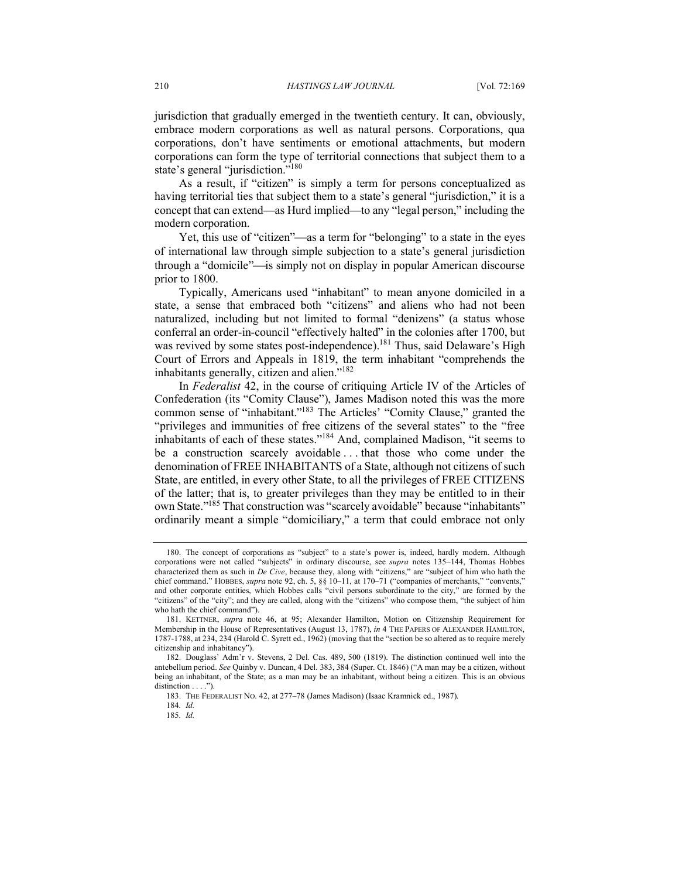jurisdiction that gradually emerged in the twentieth century. It can, obviously, embrace modern corporations as well as natural persons. Corporations, qua corporations, don't have sentiments or emotional attachments, but modern corporations can form the type of territorial connections that subject them to a state's general "jurisdiction."[180]

As a result, if "citizen" is simply a term for persons conceptualized as having territorial ties that subject them to a state's general "jurisdiction," it is a concept that can extend—as Hurd implied—to any "legal person," including the modern corporation.

Yet, this use of "citizen"—as a term for "belonging" to a state in the eyes of international law through simple subjection to a state's general jurisdiction through a "domicile"—is simply not on display in popular American discourse prior to 1800.

Typically, Americans used "inhabitant" to mean anyone domiciled in a state, a sense that embraced both "citizens" and aliens who had not been naturalized, including but not limited to formal "denizens" (a status whose conferral an order-in-council "effectively halted" in the colonies after 1700, but was revived by some states post-independence).[181] Thus, said Delaware's High Court of Errors and Appeals in 1819, the term inhabitant "comprehends the inhabitants generally, citizen and alien."[182]

In *Federalist* 42, in the course of critiquing Article IV of the Articles of Confederation (its "Comity Clause"), James Madison noted this was the more common sense of "inhabitant."[183] The Articles' "Comity Clause," granted the "privileges and immunities of free citizens of the several states" to the "free inhabitants of each of these states."[184] And, complained Madison, "it seems to be a construction scarcely avoidable . . . that those who come under the denomination of FREE INHABITANTS of a State, although not citizens of such State, are entitled, in every other State, to all the privileges of FREE CITIZENS of the latter; that is, to greater privileges than they may be entitled to in their own State."[185] That construction was "scarcely avoidable" because "inhabitants" ordinarily meant a simple "domiciliary," a term that could embrace not only

---

180. The concept of corporations as "subject" to a state's power is, indeed, hardly modern. Although corporations were not called "subjects" in ordinary discourse, see *supra* notes 135–144, Thomas Hobbes characterized them as such in *De Cive*, because they, along with "citizens," are "subject of him who hath the chief command." HOBBES, *supra* note 92, ch. 5, §§ 10–11, at 170–71 ("companies of merchants," "convents," and other corporate entities, which Hobbes calls "civil persons subordinate to the city," are formed by the "citizens" of the "city"; and they are called, along with the "citizens" who compose them, "the subject of him who hath the chief command").

181. KETTNER, *supra* note 46, at 95; Alexander Hamilton, Motion on Citizenship Requirement for Membership in the House of Representatives (August 13, 1787), *in* 4 THE PAPERS OF ALEXANDER HAMILTON, 1787-1788, at 234, 234 (Harold C. Syrett ed., 1962) (moving that the "section be so altered as to require merely citizenship and inhabitancy").

182. Douglass' Adm'r v. Stevens, 2 Del. Cas. 489, 500 (1819). The distinction continued well into the antebellum period. *See* Quinby v. Duncan, 4 Del. 383, 384 (Super. Ct. 1846) ("A man may be a citizen, without being an inhabitant, of the State; as a man may be an inhabitant, without being a citizen. This is an obvious distinction . . . .").

183. THE FEDERALIST NO. 42, at 277–78 (James Madison) (Isaac Kramnick ed., 1987).

184. *Id.*

185. *Id.*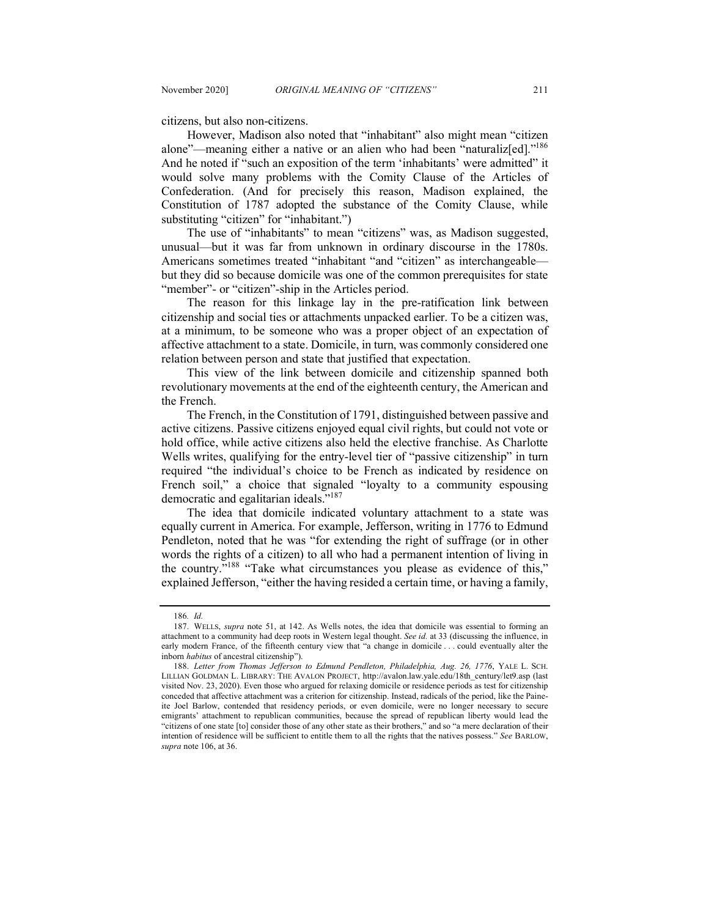citizens, but also non-citizens.

However, Madison also noted that "inhabitant" also might mean "citizen alone"—meaning either a native or an alien who had been "naturaliz[ed]."[186] And he noted if "such an exposition of the term 'inhabitants' were admitted" it would solve many problems with the Comity Clause of the Articles of Confederation. (And for precisely this reason, Madison explained, the Constitution of 1787 adopted the substance of the Comity Clause, while substituting "citizen" for "inhabitant.")

The use of "inhabitants" to mean "citizens" was, as Madison suggested, unusual—but it was far from unknown in ordinary discourse in the 1780s. Americans sometimes treated "inhabitant "and "citizen" as interchangeable—but they did so because domicile was one of the common prerequisites for state "member"- or "citizen"-ship in the Articles period.

The reason for this linkage lay in the pre-ratification link between citizenship and social ties or attachments unpacked earlier. To be a citizen was, at a minimum, to be someone who was a proper object of an expectation of affective attachment to a state. Domicile, in turn, was commonly considered one relation between person and state that justified that expectation.

This view of the link between domicile and citizenship spanned both revolutionary movements at the end of the eighteenth century, the American and the French.

The French, in the Constitution of 1791, distinguished between passive and active citizens. Passive citizens enjoyed equal civil rights, but could not vote or hold office, while active citizens also held the elective franchise. As Charlotte Wells writes, qualifying for the entry-level tier of "passive citizenship" in turn required "the individual's choice to be French as indicated by residence on French soil," a choice that signaled "loyalty to a community espousing democratic and egalitarian ideals."[187]

The idea that domicile indicated voluntary attachment to a state was equally current in America. For example, Jefferson, writing in 1776 to Edmund Pendleton, noted that he was "for extending the right of suffrage (or in other words the rights of a citizen) to all who had a permanent intention of living in the country."[188] "Take what circumstances you please as evidence of this," explained Jefferson, "either the having resided a certain time, or having a family,

---

186. *Id.*

187. WELLS, *supra* note 51, at 142. As Wells notes, the idea that domicile was essential to forming an attachment to a community had deep roots in Western legal thought. *See id.* at 33 (discussing the influence, in early modern France, of the fifteenth century view that "a change in domicile . . . could eventually alter the inborn *habitus* of ancestral citizenship").

188. *Letter from Thomas Jefferson to Edmund Pendleton, Philadelphia, Aug. 26, 1776*, YALE L. SCH. LILLIAN GOLDMAN L. LIBRARY: THE AVALON PROJECT, http://avalon.law.yale.edu/18th_century/let9.asp (last visited Nov. 23, 2020). Even those who argued for relaxing domicile or residence periods as test for citizenship conceded that affective attachment was a criterion for citizenship. Instead, radicals of the period, like the Paineite Joel Barlow, contended that residency periods, or even domicile, were no longer necessary to secure emigrants' attachment to republican communities, because the spread of republican liberty would lead the "citizens of one state [to] consider those of any other state as their brothers," and so "a mere declaration of their intention of residence will be sufficient to entitle them to all the rights that the natives possess." *See* BARLOW, *supra* note 106, at 36.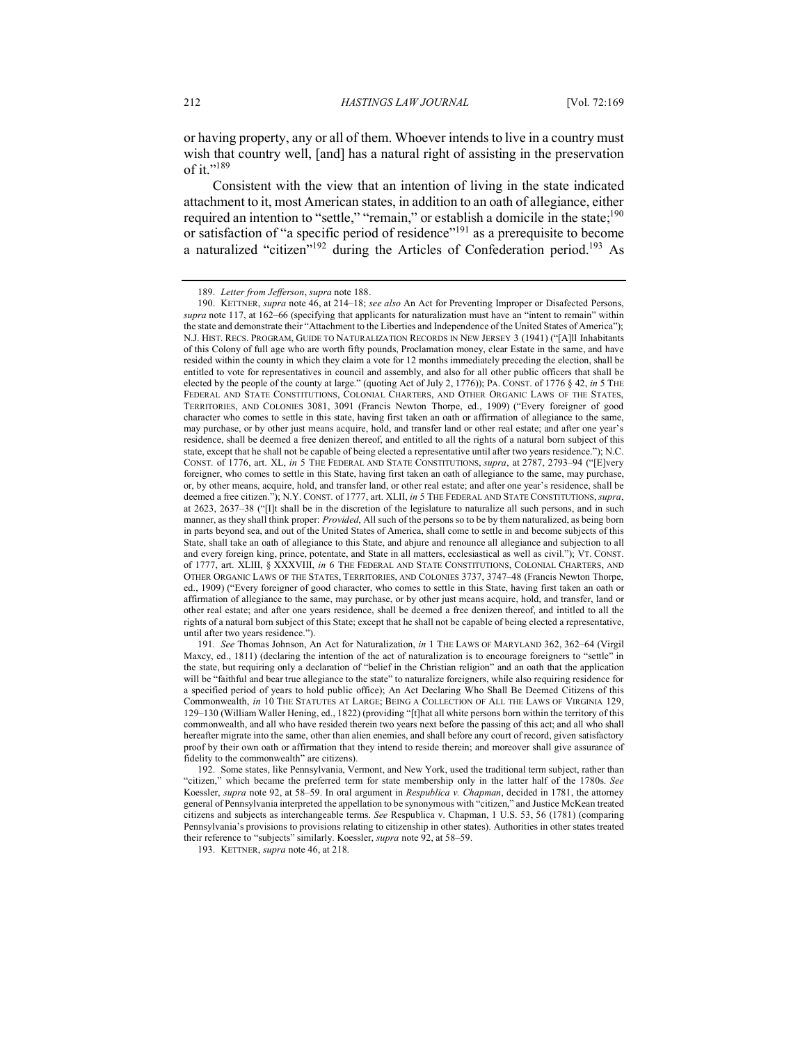or having property, any or all of them. Whoever intends to live in a country must wish that country well, [and] has a natural right of assisting in the preservation of it."[189]

Consistent with the view that an intention of living in the state indicated attachment to it, most American states, in addition to an oath of allegiance, either required an intention to "settle," "remain," or establish a domicile in the state;[190] or satisfaction of "a specific period of residence"[191] as a prerequisite to become a naturalized "citizen"[192] during the Articles of Confederation period.[193] As

---

189. *Letter from Jefferson*, *supra* note 188.

190. KETTNER, *supra* note 46, at 214–18; *see also* An Act for Preventing Improper or Disafected Persons, *supra* note 117, at 162–66 (specifying that applicants for naturalization must have an "intent to remain" within the state and demonstrate their "Attachment to the Liberties and Independence of the United States of America"); N.J. HIST. RECS. PROGRAM, GUIDE TO NATURALIZATION RECORDS IN NEW JERSEY 3 (1941) ("[A]ll Inhabitants of this Colony of full age who are worth fifty pounds, Proclamation money, clear Estate in the same, and have resided within the county in which they claim a vote for 12 months immediately preceding the election, shall be entitled to vote for representatives in council and assembly, and also for all other public officers that shall be elected by the people of the county at large." (quoting Act of July 2, 1776)); PA. CONST. of 1776 § 42, *in* 5 THE FEDERAL AND STATE CONSTITUTIONS, COLONIAL CHARTERS, AND OTHER ORGANIC LAWS OF THE STATES, TERRITORIES, AND COLONIES 3081, 3091 (Francis Newton Thorpe, ed., 1909) ("Every foreigner of good character who comes to settle in this state, having first taken an oath or affirmation of allegiance to the same, may purchase, or by other just means acquire, hold, and transfer land or other real estate; and after one year's residence, shall be deemed a free denizen thereof, and entitled to all the rights of a natural born subject of this state, except that he shall not be capable of being elected a representative until after two years residence."); N.C. CONST. of 1776, art. XL, *in* 5 THE FEDERAL AND STATE CONSTITUTIONS, *supra*, at 2787, 2793–94 ("[E]very foreigner, who comes to settle in this State, having first taken an oath of allegiance to the same, may purchase, or, by other means, acquire, hold, and transfer land, or other real estate; and after one year's residence, shall be deemed a free citizen."); N.Y. CONST. of 1777, art. XLII, *in* 5 THE FEDERAL AND STATE CONSTITUTIONS, *supra*, at 2623, 2637–38 ("[I]t shall be in the discretion of the legislature to naturalize all such persons, and in such manner, as they shall think proper: *Provided*, All such of the persons so to be by them naturalized, as being born in parts beyond sea, and out of the United States of America, shall come to settle in and become subjects of this State, shall take an oath of allegiance to this State, and abjure and renounce all allegiance and subjection to all and every foreign king, prince, potentate, and State in all matters, ecclesiastical as well as civil."); VT. CONST. of 1777, art. XLIII, § XXXVIII, *in* 6 THE FEDERAL AND STATE CONSTITUTIONS, COLONIAL CHARTERS, AND OTHER ORGANIC LAWS OF THE STATES, TERRITORIES, AND COLONIES 3737, 3747–48 (Francis Newton Thorpe, ed., 1909) ("Every foreigner of good character, who comes to settle in this State, having first taken an oath or affirmation of allegiance to the same, may purchase, or by other just means acquire, hold, and transfer, land or other real estate; and after one years residence, shall be deemed a free denizen thereof, and intitled to all the rights of a natural born subject of this State; except that he shall not be capable of being elected a representative, until after two years residence.").

191. *See* Thomas Johnson, An Act for Naturalization, *in* 1 THE LAWS OF MARYLAND 362, 362–64 (Virgil Maxcy, ed., 1811) (declaring the intention of the act of naturalization is to encourage foreigners to "settle" in the state, but requiring only a declaration of "belief in the Christian religion" and an oath that the application will be "faithful and bear true allegiance to the state" to naturalize foreigners, while also requiring residence for a specified period of years to hold public office); An Act Declaring Who Shall Be Deemed Citizens of this Commonwealth, *in* 10 THE STATUTES AT LARGE; BEING A COLLECTION OF ALL THE LAWS OF VIRGINIA 129, 129–130 (William Waller Hening, ed., 1822) (providing "[t]hat all white persons born within the territory of this commonwealth, and all who have resided therein two years next before the passing of this act; and all who shall hereafter migrate into the same, other than alien enemies, and shall before any court of record, given satisfactory proof by their own oath or affirmation that they intend to reside therein; and moreover shall give assurance of fidelity to the commonwealth" are citizens).

192. Some states, like Pennsylvania, Vermont, and New York, used the traditional term subject, rather than "citizen," which became the preferred term for state membership only in the latter half of the 1780s. *See* Koessler, *supra* note 92, at 58–59. In oral argument in *Respublica v. Chapman*, decided in 1781, the attorney general of Pennsylvania interpreted the appellation to be synonymous with "citizen," and Justice McKean treated citizens and subjects as interchangeable terms. *See* Respublica v. Chapman, 1 U.S. 53, 56 (1781) (comparing Pennsylvania's provisions to provisions relating to citizenship in other states). Authorities in other states treated their reference to "subjects" similarly. Koessler, *supra* note 92, at 58–59.

193. KETTNER, *supra* note 46, at 218.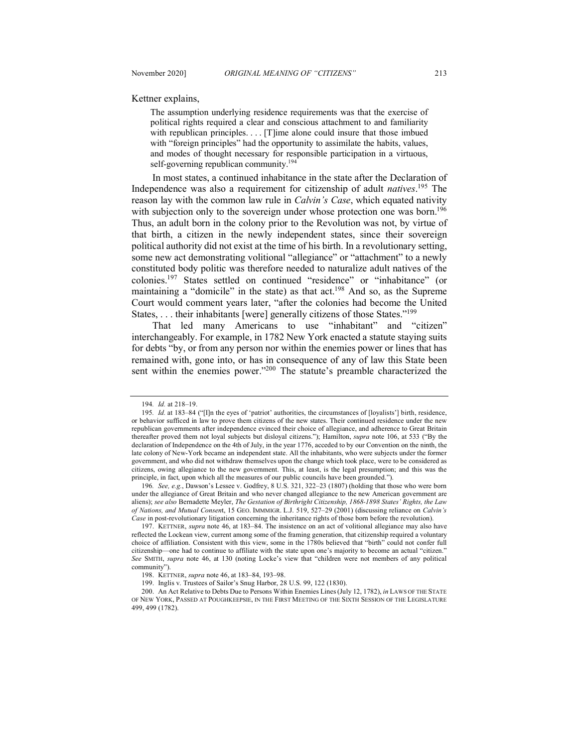Kettner explains,

> The assumption underlying residence requirements was that the exercise of political rights required a clear and conscious attachment to and familiarity with republican principles. . . . [T]ime alone could insure that those imbued with "foreign principles" had the opportunity to assimilate the habits, values, and modes of thought necessary for responsible participation in a virtuous, self-governing republican community.[194]

In most states, a continued inhabitance in the state after the Declaration of Independence was also a requirement for citizenship of adult *natives*.[195] The reason lay with the common law rule in *Calvin's Case*, which equated nativity with subjection only to the sovereign under whose protection one was born.[196] Thus, an adult born in the colony prior to the Revolution was not, by virtue of that birth, a citizen in the newly independent states, since their sovereign political authority did not exist at the time of his birth. In a revolutionary setting, some new act demonstrating volitional "allegiance" or "attachment" to a newly constituted body politic was therefore needed to naturalize adult natives of the colonies.[197] States settled on continued "residence" or "inhabitance" (or maintaining a "domicile" in the state) as that act.[198] And so, as the Supreme Court would comment years later, "after the colonies had become the United States, . . . their inhabitants [were] generally citizens of those States."[199]

That led many Americans to use "inhabitant" and "citizen" interchangeably. For example, in 1782 New York enacted a statute staying suits for debts "by, or from any person nor within the enemies power or lines that has remained with, gone into, or has in consequence of any of law this State been sent within the enemies power."[200] The statute's preamble characterized the

---

194. *Id.* at 218–19.

195. *Id.* at 183–84 ("[I]n the eyes of 'patriot' authorities, the circumstances of [loyalists'] birth, residence, or behavior sufficed in law to prove them citizens of the new states. Their continued residence under the new republican governments after independence evinced their choice of allegiance, and adherence to Great Britain thereafter proved them not loyal subjects but disloyal citizens."); Hamilton, *supra* note 106, at 533 ("By the declaration of Independence on the 4th of July, in the year 1776, acceded to by our Convention on the ninth, the late colony of New-York became an independent state. All the inhabitants, who were subjects under the former government, and who did not withdraw themselves upon the change which took place, were to be considered as citizens, owing allegiance to the new government. This, at least, is the legal presumption; and this was the principle, in fact, upon which all the measures of our public councils have been grounded.").

196. *See, e.g.*, Dawson's Lessee v. Godfrey, 8 U.S. 321, 322–23 (1807) (holding that those who were born under the allegiance of Great Britain and who never changed allegiance to the new American government are aliens); *see also* Bernadette Meyler, *The Gestation of Birthright Citizenship, 1868-1898 States' Rights, the Law of Nations, and Mutual Consent*, 15 GEO. IMMIGR. L.J. 519, 527–29 (2001) (discussing reliance on *Calvin's Case* in post-revolutionary litigation concerning the inheritance rights of those born before the revolution).

197. KETTNER, *supra* note 46, at 183–84. The insistence on an act of volitional allegiance may also have reflected the Lockean view, current among some of the framing generation, that citizenship required a voluntary choice of affiliation. Consistent with this view, some in the 1780s believed that "birth" could not confer full citizenship—one had to continue to affiliate with the state upon one's majority to become an actual "citizen." *See* SMITH, *supra* note 46, at 130 (noting Locke's view that "children were not members of any political community").

198. KETTNER, *supra* note 46, at 183–84, 193–98.

199. Inglis v. Trustees of Sailor's Snug Harbor, 28 U.S. 99, 122 (1830).

200. An Act Relative to Debts Due to Persons Within Enemies Lines (July 12, 1782), *in* LAWS OF THE STATE OF NEW YORK, PASSED AT POUGHKEEPSIE, IN THE FIRST MEETING OF THE SIXTH SESSION OF THE LEGISLATURE 499, 499 (1782).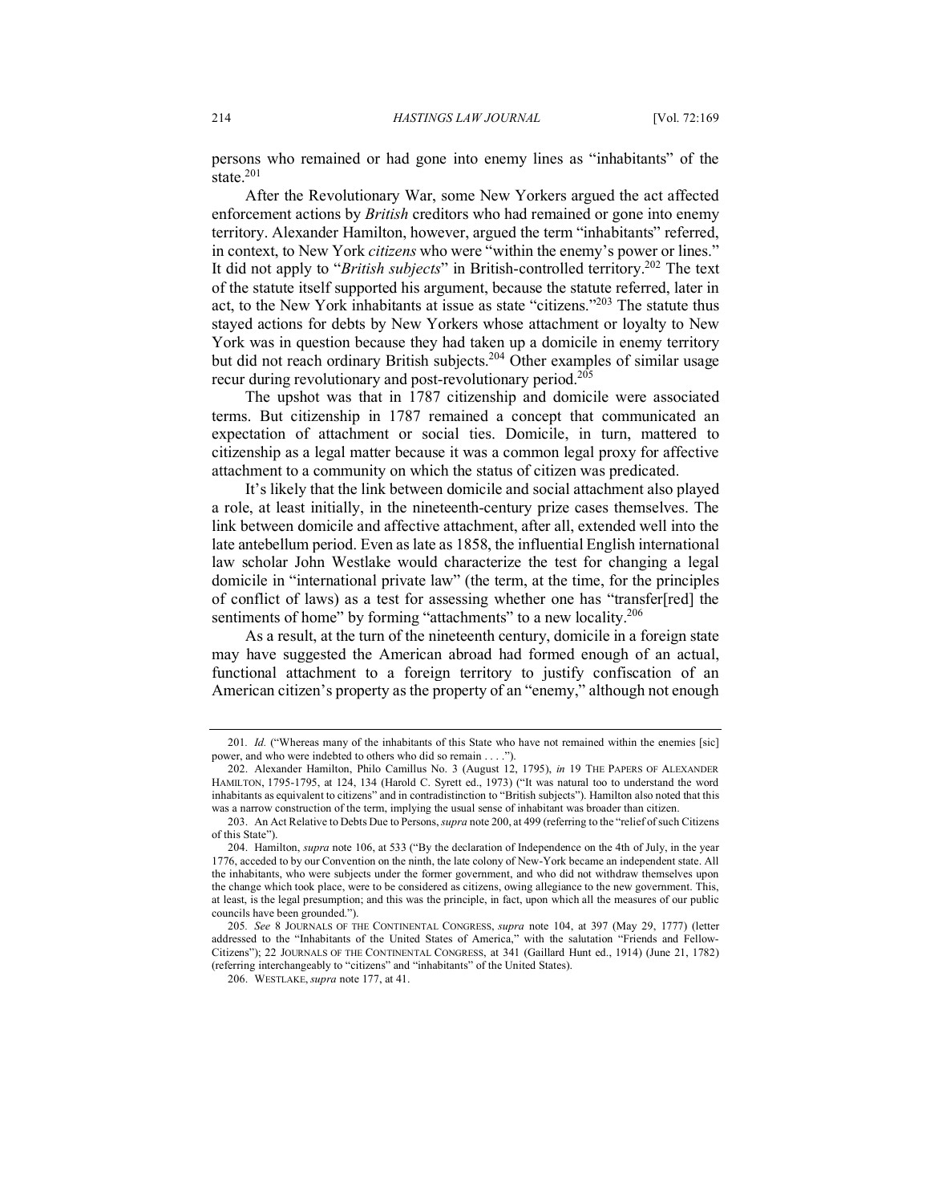persons who remained or had gone into enemy lines as "inhabitants" of the state.[201]

After the Revolutionary War, some New Yorkers argued the act affected enforcement actions by *British* creditors who had remained or gone into enemy territory. Alexander Hamilton, however, argued the term "inhabitants" referred, in context, to New York *citizens* who were "within the enemy's power or lines." It did not apply to "*British subjects*" in British-controlled territory.[202] The text of the statute itself supported his argument, because the statute referred, later in act, to the New York inhabitants at issue as state "citizens."[203] The statute thus stayed actions for debts by New Yorkers whose attachment or loyalty to New York was in question because they had taken up a domicile in enemy territory but did not reach ordinary British subjects.[204] Other examples of similar usage recur during revolutionary and post-revolutionary period.[205]

The upshot was that in 1787 citizenship and domicile were associated terms. But citizenship in 1787 remained a concept that communicated an expectation of attachment or social ties. Domicile, in turn, mattered to citizenship as a legal matter because it was a common legal proxy for affective attachment to a community on which the status of citizen was predicated.

It's likely that the link between domicile and social attachment also played a role, at least initially, in the nineteenth-century prize cases themselves. The link between domicile and affective attachment, after all, extended well into the late antebellum period. Even as late as 1858, the influential English international law scholar John Westlake would characterize the test for changing a legal domicile in "international private law" (the term, at the time, for the principles of conflict of laws) as a test for assessing whether one has "transfer[red] the sentiments of home" by forming "attachments" to a new locality.[206]

As a result, at the turn of the nineteenth century, domicile in a foreign state may have suggested the American abroad had formed enough of an actual, functional attachment to a foreign territory to justify confiscation of an American citizen's property as the property of an "enemy," although not enough

---

201. *Id.* ("Whereas many of the inhabitants of this State who have not remained within the enemies [sic] power, and who were indebted to others who did so remain . . . .").

202. Alexander Hamilton, Philo Camillus No. 3 (August 12, 1795), *in* 19 THE PAPERS OF ALEXANDER HAMILTON, 1795-1795, at 124, 134 (Harold C. Syrett ed., 1973) ("It was natural too to understand the word inhabitants as equivalent to citizens" and in contradistinction to "British subjects"). Hamilton also noted that this was a narrow construction of the term, implying the usual sense of inhabitant was broader than citizen.

203. An Act Relative to Debts Due to Persons, *supra* note 200, at 499 (referring to the "relief of such Citizens of this State").

204. Hamilton, *supra* note 106, at 533 ("By the declaration of Independence on the 4th of July, in the year 1776, acceded to by our Convention on the ninth, the late colony of New-York became an independent state. All the inhabitants, who were subjects under the former government, and who did not withdraw themselves upon the change which took place, were to be considered as citizens, owing allegiance to the new government. This, at least, is the legal presumption; and this was the principle, in fact, upon which all the measures of our public councils have been grounded.").

205. *See* 8 JOURNALS OF THE CONTINENTAL CONGRESS, *supra* note 104, at 397 (May 29, 1777) (letter addressed to the "Inhabitants of the United States of America," with the salutation "Friends and Fellow-Citizens"); 22 JOURNALS OF THE CONTINENTAL CONGRESS, at 341 (Gaillard Hunt ed., 1914) (June 21, 1782) (referring interchangeably to "citizens" and "inhabitants" of the United States).

206. WESTLAKE, *supra* note 177, at 41.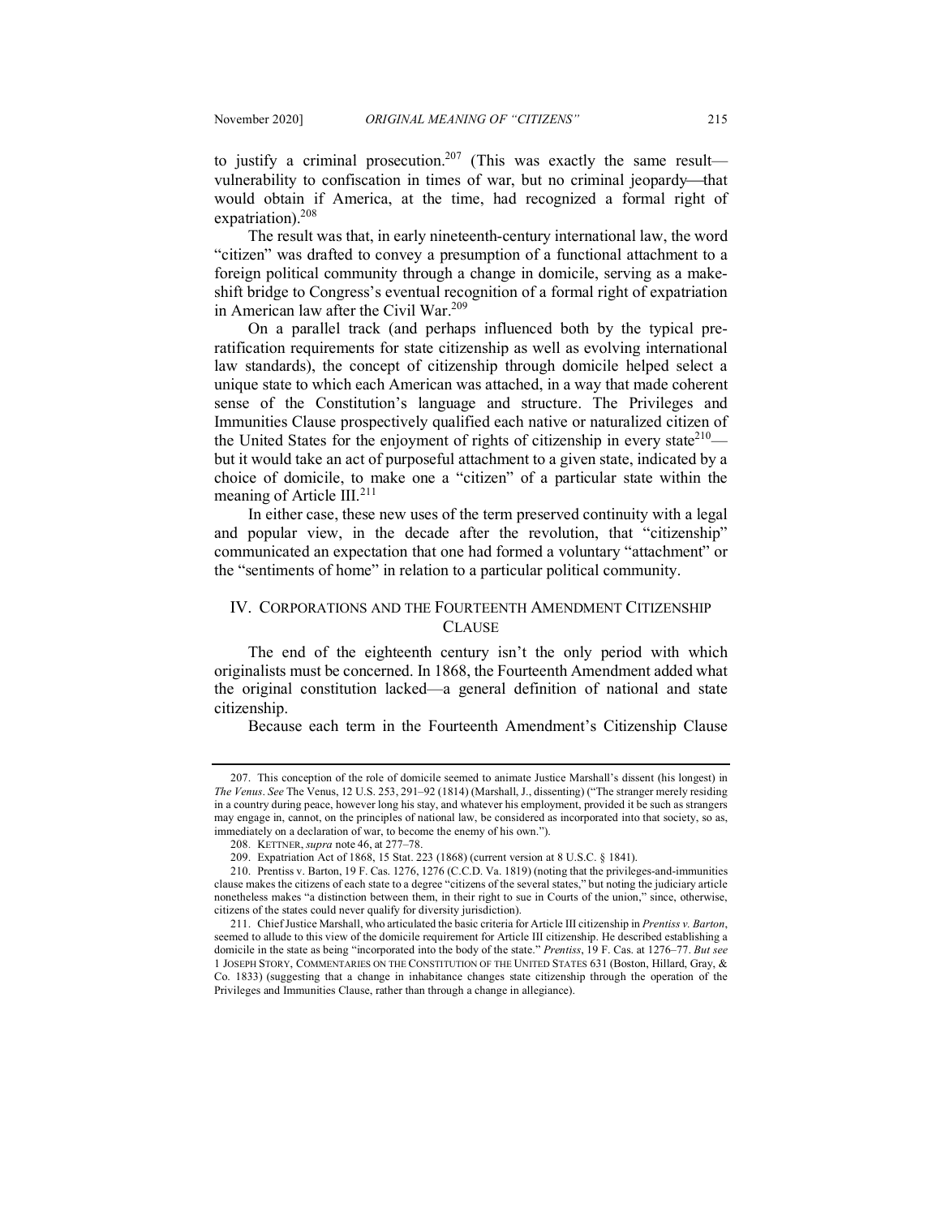to justify a criminal prosecution.[207] (This was exactly the same result—vulnerability to confiscation in times of war, but no criminal jeopardy—that would obtain if America, at the time, had recognized a formal right of expatriation).[208]

The result was that, in early nineteenth-century international law, the word "citizen" was drafted to convey a presumption of a functional attachment to a foreign political community through a change in domicile, serving as a makeshift bridge to Congress's eventual recognition of a formal right of expatriation in American law after the Civil War.[209]

On a parallel track (and perhaps influenced both by the typical pre-ratification requirements for state citizenship as well as evolving international law standards), the concept of citizenship through domicile helped select a unique state to which each American was attached, in a way that made coherent sense of the Constitution's language and structure. The Privileges and Immunities Clause prospectively qualified each native or naturalized citizen of the United States for the enjoyment of rights of citizenship in every state[210]—but it would take an act of purposeful attachment to a given state, indicated by a choice of domicile, to make one a "citizen" of a particular state within the meaning of Article III.[211]

In either case, these new uses of the term preserved continuity with a legal and popular view, in the decade after the revolution, that "citizenship" communicated an expectation that one had formed a voluntary "attachment" or the "sentiments of home" in relation to a particular political community.

## IV. CORPORATIONS AND THE FOURTEENTH AMENDMENT CITIZENSHIP CLAUSE

The end of the eighteenth century isn't the only period with which originalists must be concerned. In 1868, the Fourteenth Amendment added what the original constitution lacked—a general definition of national and state citizenship.

Because each term in the Fourteenth Amendment's Citizenship Clause

---

207. This conception of the role of domicile seemed to animate Justice Marshall's dissent (his longest) in *The Venus*. *See* The Venus, 12 U.S. 253, 291–92 (1814) (Marshall, J., dissenting) ("The stranger merely residing in a country during peace, however long his stay, and whatever his employment, provided it be such as strangers may engage in, cannot, on the principles of national law, be considered as incorporated into that society, so as, immediately on a declaration of war, to become the enemy of his own.").

208. KETTNER, *supra* note 46, at 277–78.

209. Expatriation Act of 1868, 15 Stat. 223 (1868) (current version at 8 U.S.C. § 1841).

210. Prentiss v. Barton, 19 F. Cas. 1276, 1276 (C.C.D. Va. 1819) (noting that the privileges-and-immunities clause makes the citizens of each state to a degree "citizens of the several states," but noting the judiciary article nonetheless makes "a distinction between them, in their right to sue in Courts of the union," since, otherwise, citizens of the states could never qualify for diversity jurisdiction).

211. Chief Justice Marshall, who articulated the basic criteria for Article III citizenship in *Prentiss v. Barton*, seemed to allude to this view of the domicile requirement for Article III citizenship. He described establishing a domicile in the state as being "incorporated into the body of the state." *Prentiss*, 19 F. Cas. at 1276–77. *But see* 1 JOSEPH STORY, COMMENTARIES ON THE CONSTITUTION OF THE UNITED STATES 631 (Boston, Hillard, Gray, & Co. 1833) (suggesting that a change in inhabitance changes state citizenship through the operation of the Privileges and Immunities Clause, rather than through a change in allegiance).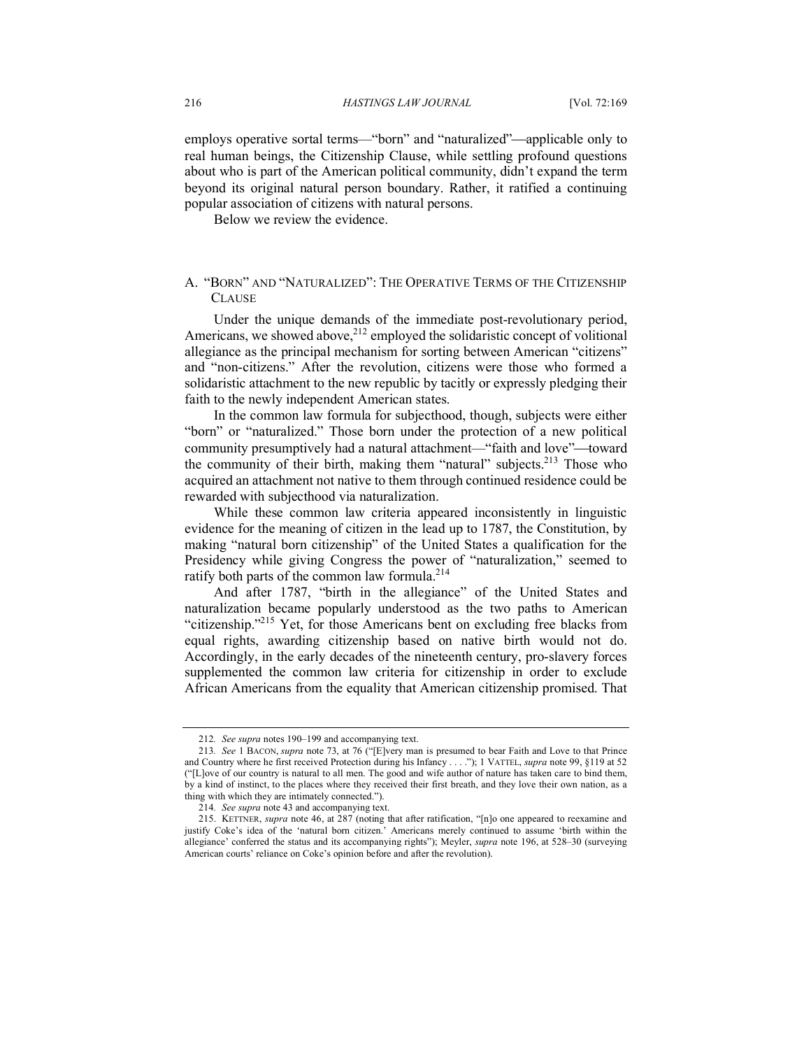employs operative sortal terms—"born" and "naturalized"—applicable only to real human beings, the Citizenship Clause, while settling profound questions about who is part of the American political community, didn't expand the term beyond its original natural person boundary. Rather, it ratified a continuing popular association of citizens with natural persons.

Below we review the evidence.

### A. "BORN" AND "NATURALIZED": THE OPERATIVE TERMS OF THE CITIZENSHIP CLAUSE

Under the unique demands of the immediate post-revolutionary period, Americans, we showed above,[212] employed the solidaristic concept of volitional allegiance as the principal mechanism for sorting between American "citizens" and "non-citizens." After the revolution, citizens were those who formed a solidaristic attachment to the new republic by tacitly or expressly pledging their faith to the newly independent American states.

In the common law formula for subjecthood, though, subjects were either "born" or "naturalized." Those born under the protection of a new political community presumptively had a natural attachment—"faith and love"—toward the community of their birth, making them "natural" subjects.[213] Those who acquired an attachment not native to them through continued residence could be rewarded with subjecthood via naturalization.

While these common law criteria appeared inconsistently in linguistic evidence for the meaning of citizen in the lead up to 1787, the Constitution, by making "natural born citizenship" of the United States a qualification for the Presidency while giving Congress the power of "naturalization," seemed to ratify both parts of the common law formula.[214]

And after 1787, "birth in the allegiance" of the United States and naturalization became popularly understood as the two paths to American "citizenship."[215] Yet, for those Americans bent on excluding free blacks from equal rights, awarding citizenship based on native birth would not do. Accordingly, in the early decades of the nineteenth century, pro-slavery forces supplemented the common law criteria for citizenship in order to exclude African Americans from the equality that American citizenship promised. That

---

212. *See supra* notes 190–199 and accompanying text.

213. *See* 1 BACON, *supra* note 73, at 76 ("[E]very man is presumed to bear Faith and Love to that Prince and Country where he first received Protection during his Infancy . . . ."); 1 VATTEL, *supra* note 99, §119 at 52 ("[L]ove of our country is natural to all men. The good and wife author of nature has taken care to bind them, by a kind of instinct, to the places where they received their first breath, and they love their own nation, as a thing with which they are intimately connected.").

214. *See supra* note 43 and accompanying text.

215. KETTNER, *supra* note 46, at 287 (noting that after ratification, "[n]o one appeared to reexamine and justify Coke's idea of the 'natural born citizen.' Americans merely continued to assume 'birth within the allegiance' conferred the status and its accompanying rights"); Meyler, *supra* note 196, at 528–30 (surveying American courts' reliance on Coke's opinion before and after the revolution).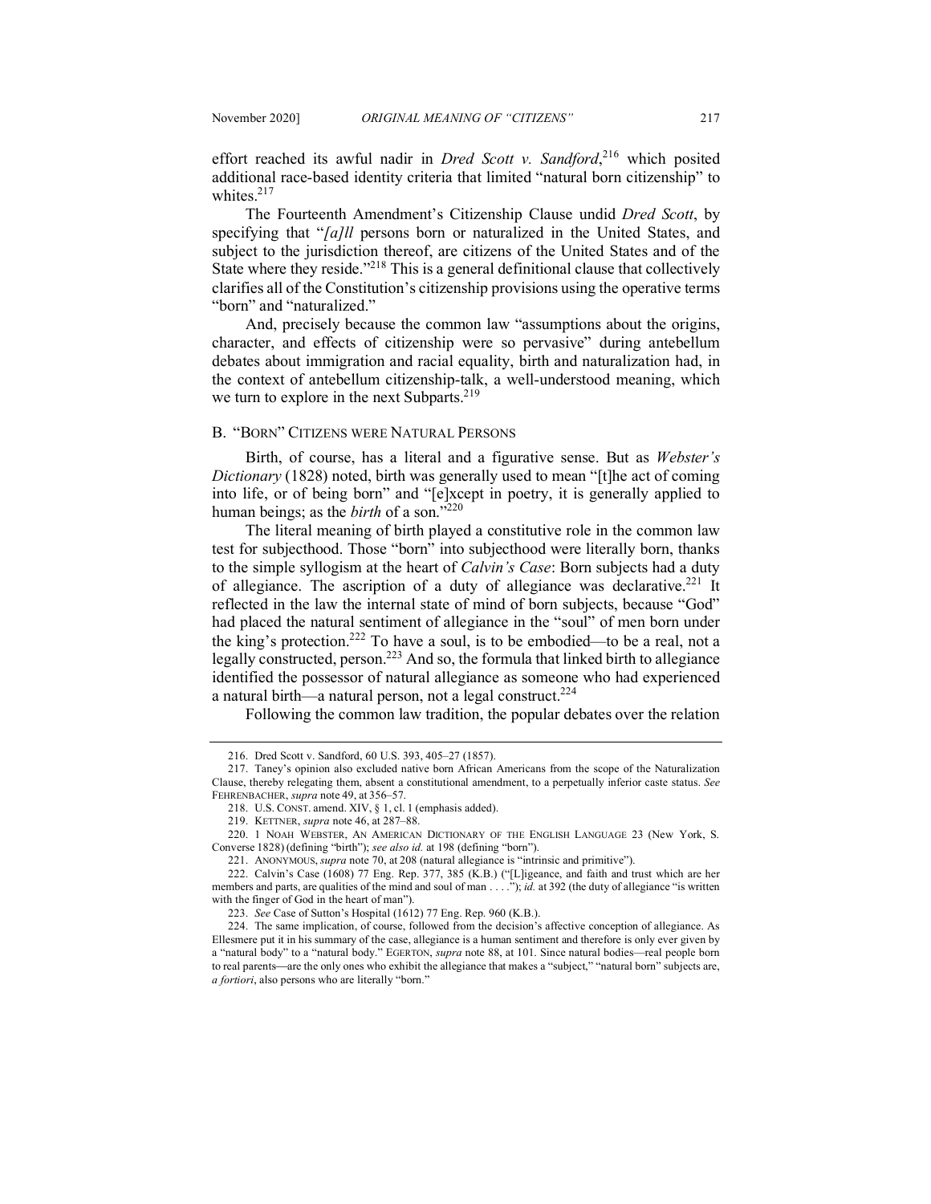effort reached its awful nadir in *Dred Scott v. Sandford*,[216] which posited additional race-based identity criteria that limited "natural born citizenship" to whites.[217]

The Fourteenth Amendment's Citizenship Clause undid *Dred Scott*, by specifying that "*[a]ll* persons born or naturalized in the United States, and subject to the jurisdiction thereof, are citizens of the United States and of the State where they reside."[218] This is a general definitional clause that collectively clarifies all of the Constitution's citizenship provisions using the operative terms "born" and "naturalized."

And, precisely because the common law "assumptions about the origins, character, and effects of citizenship were so pervasive" during antebellum debates about immigration and racial equality, birth and naturalization had, in the context of antebellum citizenship-talk, a well-understood meaning, which we turn to explore in the next Subparts.[219]

### B. "BORN" CITIZENS WERE NATURAL PERSONS

Birth, of course, has a literal and a figurative sense. But as *Webster's Dictionary* (1828) noted, birth was generally used to mean "[t]he act of coming into life, or of being born" and "[e]xcept in poetry, it is generally applied to human beings; as the *birth* of a son."[220]

The literal meaning of birth played a constitutive role in the common law test for subjecthood. Those "born" into subjecthood were literally born, thanks to the simple syllogism at the heart of *Calvin's Case*: Born subjects had a duty of allegiance. The ascription of a duty of allegiance was declarative.[221] It reflected in the law the internal state of mind of born subjects, because "God" had placed the natural sentiment of allegiance in the "soul" of men born under the king's protection.[222] To have a soul, is to be embodied—to be a real, not a legally constructed, person.[223] And so, the formula that linked birth to allegiance identified the possessor of natural allegiance as someone who had experienced a natural birth—a natural person, not a legal construct.[224]

Following the common law tradition, the popular debates over the relation

---

216. Dred Scott v. Sandford, 60 U.S. 393, 405–27 (1857).

217. Taney's opinion also excluded native born African Americans from the scope of the Naturalization Clause, thereby relegating them, absent a constitutional amendment, to a perpetually inferior caste status. *See* FEHRENBACHER, *supra* note 49, at 356–57.

218. U.S. CONST. amend. XIV, § 1, cl. 1 (emphasis added).

219. KETTNER, *supra* note 46, at 287–88.

220. 1 NOAH WEBSTER, AN AMERICAN DICTIONARY OF THE ENGLISH LANGUAGE 23 (New York, S. Converse 1828) (defining "birth"); *see also id.* at 198 (defining "born").

221. ANONYMOUS, *supra* note 70, at 208 (natural allegiance is "intrinsic and primitive").

222. Calvin's Case (1608) 77 Eng. Rep. 377, 385 (K.B.) ("[L]igeance, and faith and trust which are her members and parts, are qualities of the mind and soul of man . . . ."); *id.* at 392 (the duty of allegiance "is written with the finger of God in the heart of man").

223. *See* Case of Sutton's Hospital (1612) 77 Eng. Rep. 960 (K.B.).

224. The same implication, of course, followed from the decision's affective conception of allegiance. As Ellesmere put it in his summary of the case, allegiance is a human sentiment and therefore is only ever given by a "natural body" to a "natural body." EGERTON, *supra* note 88, at 101. Since natural bodies—real people born to real parents—are the only ones who exhibit the allegiance that makes a "subject," "natural born" subjects are, *a fortiori*, also persons who are literally "born."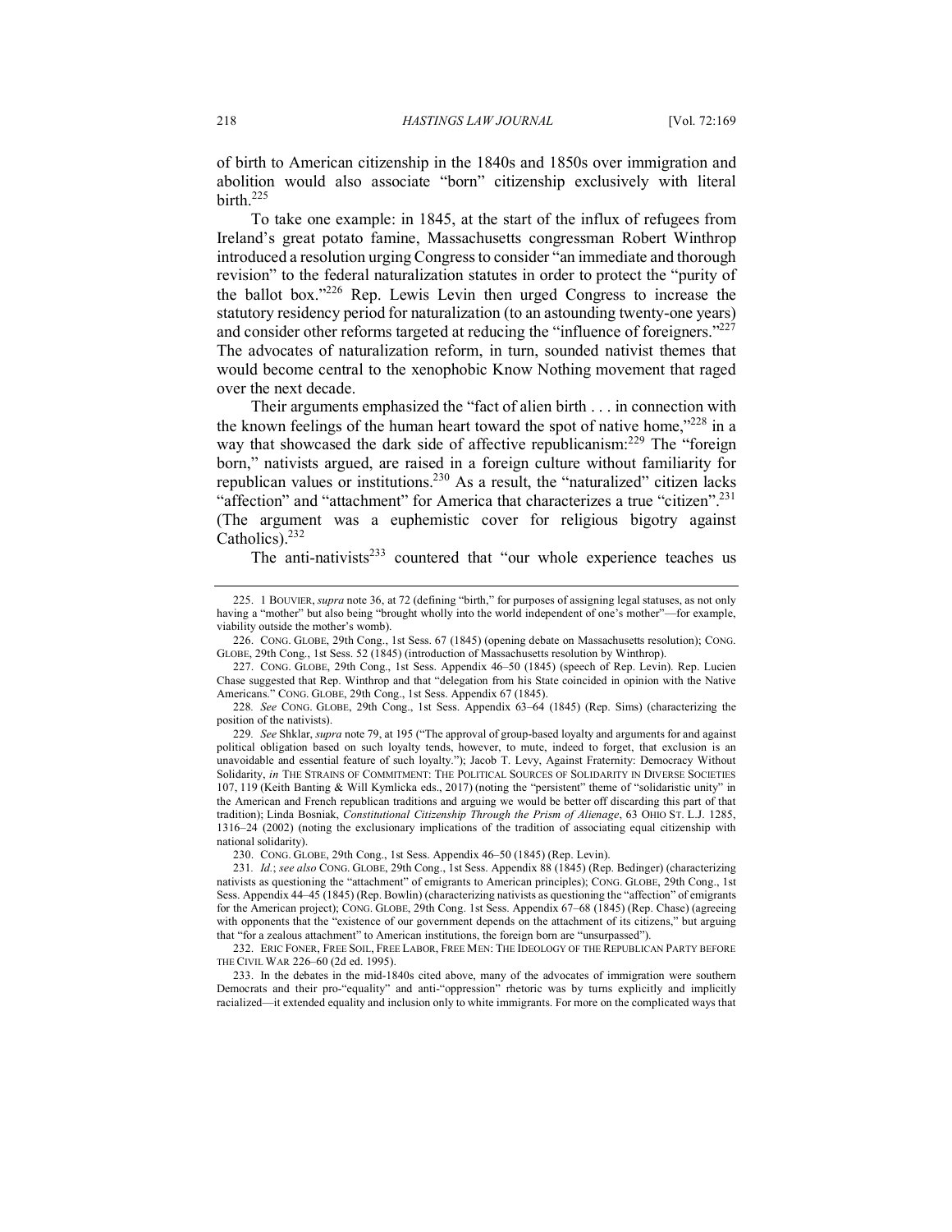of birth to American citizenship in the 1840s and 1850s over immigration and abolition would also associate "born" citizenship exclusively with literal birth.[225]

To take one example: in 1845, at the start of the influx of refugees from Ireland's great potato famine, Massachusetts congressman Robert Winthrop introduced a resolution urging Congress to consider "an immediate and thorough revision" to the federal naturalization statutes in order to protect the "purity of the ballot box."[226] Rep. Lewis Levin then urged Congress to increase the statutory residency period for naturalization (to an astounding twenty-one years) and consider other reforms targeted at reducing the "influence of foreigners."[227] The advocates of naturalization reform, in turn, sounded nativist themes that would become central to the xenophobic Know Nothing movement that raged over the next decade.

Their arguments emphasized the "fact of alien birth . . . in connection with the known feelings of the human heart toward the spot of native home,"[228] in a way that showcased the dark side of affective republicanism:[229] The "foreign born," nativists argued, are raised in a foreign culture without familiarity for republican values or institutions.[230] As a result, the "naturalized" citizen lacks "affection" and "attachment" for America that characterizes a true "citizen".[231] (The argument was a euphemistic cover for religious bigotry against Catholics).[232]

The anti-nativists[233] countered that "our whole experience teaches us

---

225. 1 BOUVIER, *supra* note 36, at 72 (defining "birth," for purposes of assigning legal statuses, as not only having a "mother" but also being "brought wholly into the world independent of one's mother"—for example, viability outside the mother's womb).

226. CONG. GLOBE, 29th Cong., 1st Sess. 67 (1845) (opening debate on Massachusetts resolution); CONG. GLOBE, 29th Cong., 1st Sess. 52 (1845) (introduction of Massachusetts resolution by Winthrop).

227. CONG. GLOBE, 29th Cong., 1st Sess. Appendix 46–50 (1845) (speech of Rep. Levin). Rep. Lucien Chase suggested that Rep. Winthrop and that "delegation from his State coincided in opinion with the Native Americans." CONG. GLOBE, 29th Cong., 1st Sess. Appendix 67 (1845).

228. *See* CONG. GLOBE, 29th Cong., 1st Sess. Appendix 63–64 (1845) (Rep. Sims) (characterizing the position of the nativists).

229. *See* Shklar, *supra* note 79, at 195 ("The approval of group-based loyalty and arguments for and against political obligation based on such loyalty tends, however, to mute, indeed to forget, that exclusion is an unavoidable and essential feature of such loyalty."); Jacob T. Levy, Against Fraternity: Democracy Without Solidarity, *in* THE STRAINS OF COMMITMENT: THE POLITICAL SOURCES OF SOLIDARITY IN DIVERSE SOCIETIES 107, 119 (Keith Banting & Will Kymlicka eds., 2017) (noting the "persistent" theme of "solidaristic unity" in the American and French republican traditions and arguing we would be better off discarding this part of that tradition); Linda Bosniak, *Constitutional Citizenship Through the Prism of Alienage*, 63 OHIO ST. L.J. 1285, 1316–24 (2002) (noting the exclusionary implications of the tradition of associating equal citizenship with national solidarity).

230. CONG. GLOBE, 29th Cong., 1st Sess. Appendix 46–50 (1845) (Rep. Levin).

231. *Id.*; *see also* CONG. GLOBE, 29th Cong., 1st Sess. Appendix 88 (1845) (Rep. Bedinger) (characterizing nativists as questioning the "attachment" of emigrants to American principles); CONG. GLOBE, 29th Cong., 1st Sess. Appendix 44–45 (1845) (Rep. Bowlin) (characterizing nativists as questioning the "affection" of emigrants for the American project); CONG. GLOBE, 29th Cong. 1st Sess. Appendix 67–68 (1845) (Rep. Chase) (agreeing with opponents that the "existence of our government depends on the attachment of its citizens," but arguing that "for a zealous attachment" to American institutions, the foreign born are "unsurpassed").

232. ERIC FONER, FREE SOIL, FREE LABOR, FREE MEN: THE IDEOLOGY OF THE REPUBLICAN PARTY BEFORE THE CIVIL WAR 226–60 (2d ed. 1995).

233. In the debates in the mid-1840s cited above, many of the advocates of immigration were southern Democrats and their pro-"equality" and anti-"oppression" rhetoric was by turns explicitly and implicitly racialized—it extended equality and inclusion only to white immigrants. For more on the complicated ways that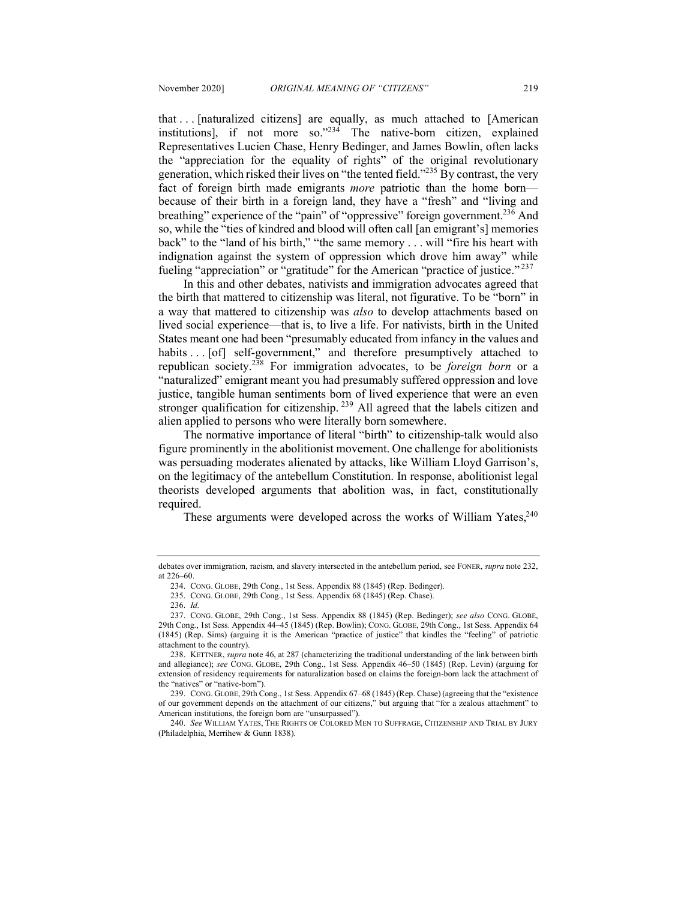that . . . [naturalized citizens] are equally, as much attached to [American institutions], if not more so."[234] The native-born citizen, explained Representatives Lucien Chase, Henry Bedinger, and James Bowlin, often lacks the "appreciation for the equality of rights" of the original revolutionary generation, which risked their lives on "the tented field."[235] By contrast, the very fact of foreign birth made emigrants *more* patriotic than the home born—because of their birth in a foreign land, they have a "fresh" and "living and breathing" experience of the "pain" of "oppressive" foreign government.[236] And so, while the "ties of kindred and blood will often call [an emigrant's] memories back" to the "land of his birth," "the same memory . . . will "fire his heart with indignation against the system of oppression which drove him away" while fueling "appreciation" or "gratitude" for the American "practice of justice."[237]

In this and other debates, nativists and immigration advocates agreed that the birth that mattered to citizenship was literal, not figurative. To be "born" in a way that mattered to citizenship was *also* to develop attachments based on lived social experience—that is, to live a life. For nativists, birth in the United States meant one had been "presumably educated from infancy in the values and habits . . . [of] self-government," and therefore presumptively attached to republican society.[238] For immigration advocates, to be *foreign born* or a "naturalized" emigrant meant you had presumably suffered oppression and love justice, tangible human sentiments born of lived experience that were an even stronger qualification for citizenship.[239] All agreed that the labels citizen and alien applied to persons who were literally born somewhere.

The normative importance of literal "birth" to citizenship-talk would also figure prominently in the abolitionist movement. One challenge for abolitionists was persuading moderates alienated by attacks, like William Lloyd Garrison's, on the legitimacy of the antebellum Constitution. In response, abolitionist legal theorists developed arguments that abolition was, in fact, constitutionally required.

These arguments were developed across the works of William Yates,[240]

---

debates over immigration, racism, and slavery intersected in the antebellum period, see FONER, *supra* note 232, at 226–60.

234. CONG. GLOBE, 29th Cong., 1st Sess. Appendix 88 (1845) (Rep. Bedinger).

235. CONG. GLOBE, 29th Cong., 1st Sess. Appendix 68 (1845) (Rep. Chase).

236. *Id.*

237. CONG. GLOBE, 29th Cong., 1st Sess. Appendix 88 (1845) (Rep. Bedinger); *see also* CONG. GLOBE, 29th Cong., 1st Sess. Appendix 44–45 (1845) (Rep. Bowlin); CONG. GLOBE, 29th Cong., 1st Sess. Appendix 64 (1845) (Rep. Sims) (arguing it is the American "practice of justice" that kindles the "feeling" of patriotic attachment to the country).

238. KETTNER, *supra* note 46, at 287 (characterizing the traditional understanding of the link between birth and allegiance); *see* CONG. GLOBE, 29th Cong., 1st Sess. Appendix 46–50 (1845) (Rep. Levin) (arguing for extension of residency requirements for naturalization based on claims the foreign-born lack the attachment of the "natives" or "native-born").

239. CONG. GLOBE, 29th Cong., 1st Sess. Appendix 67–68 (1845) (Rep. Chase) (agreeing that the "existence of our government depends on the attachment of our citizens," but arguing that "for a zealous attachment" to American institutions, the foreign born are "unsurpassed").

240. *See* WILLIAM YATES, THE RIGHTS OF COLORED MEN TO SUFFRAGE, CITIZENSHIP AND TRIAL BY JURY (Philadelphia, Merrihew & Gunn 1838).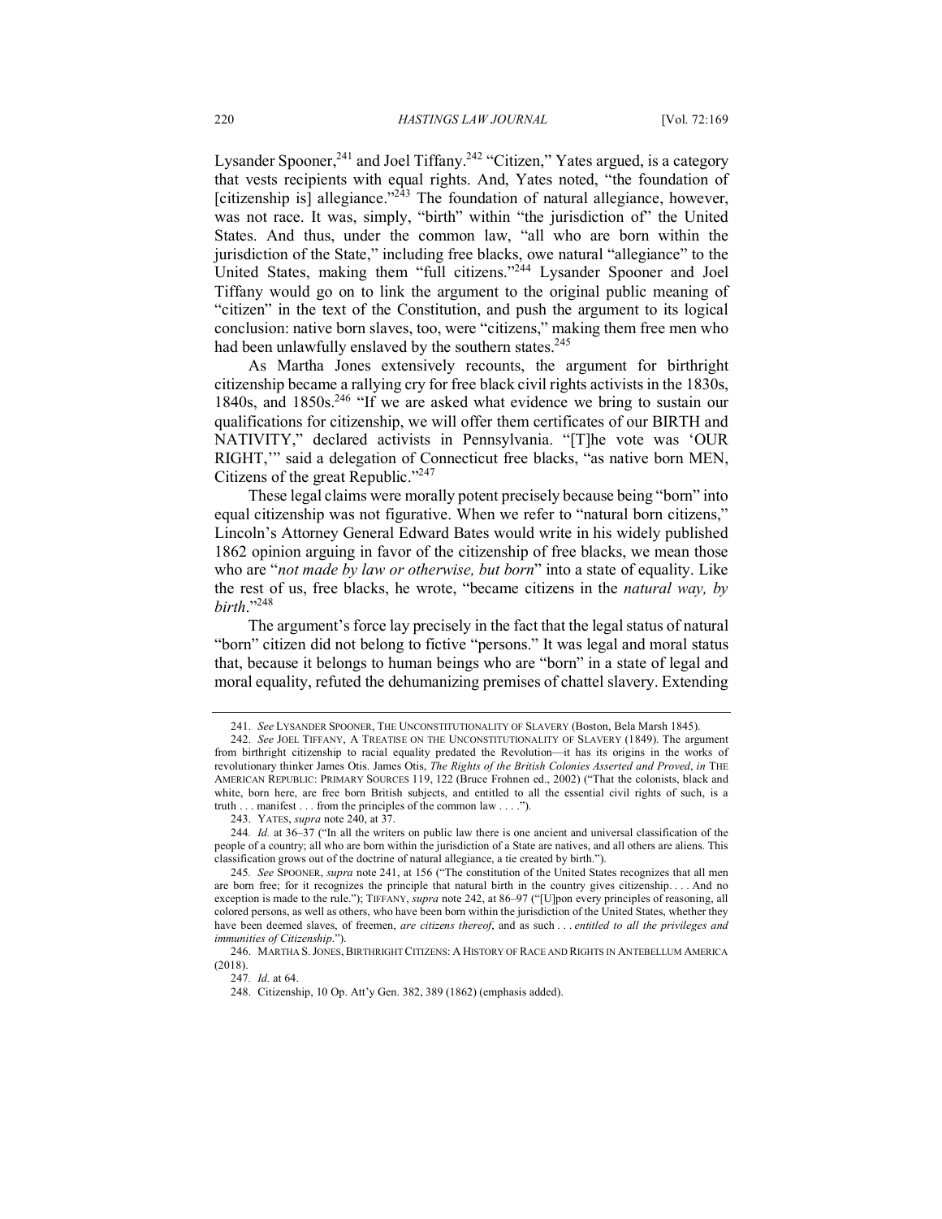Lysander Spooner,[241] and Joel Tiffany.[242] "Citizen," Yates argued, is a category that vests recipients with equal rights. And, Yates noted, "the foundation of [citizenship is] allegiance."[243] The foundation of natural allegiance, however, was not race. It was, simply, "birth" within "the jurisdiction of" the United States. And thus, under the common law, "all who are born within the jurisdiction of the State," including free blacks, owe natural "allegiance" to the United States, making them "full citizens."[244] Lysander Spooner and Joel Tiffany would go on to link the argument to the original public meaning of "citizen" in the text of the Constitution, and push the argument to its logical conclusion: native born slaves, too, were "citizens," making them free men who had been unlawfully enslaved by the southern states.[245]

As Martha Jones extensively recounts, the argument for birthright citizenship became a rallying cry for free black civil rights activists in the 1830s, 1840s, and 1850s.[246] "If we are asked what evidence we bring to sustain our qualifications for citizenship, we will offer them certificates of our BIRTH and NATIVITY," declared activists in Pennsylvania. "[T]he vote was 'OUR RIGHT,'" said a delegation of Connecticut free blacks, "as native born MEN, Citizens of the great Republic."[247]

These legal claims were morally potent precisely because being "born" into equal citizenship was not figurative. When we refer to "natural born citizens," Lincoln's Attorney General Edward Bates would write in his widely published 1862 opinion arguing in favor of the citizenship of free blacks, we mean those who are "*not made by law or otherwise, but born*" into a state of equality. Like the rest of us, free blacks, he wrote, "became citizens in the *natural way, by birth*."[248]

The argument's force lay precisely in the fact that the legal status of natural "born" citizen did not belong to fictive "persons." It was legal and moral status that, because it belongs to human beings who are "born" in a state of legal and moral equality, refuted the dehumanizing premises of chattel slavery. Extending

---

241. *See* LYSANDER SPOONER, THE UNCONSTITUTIONALITY OF SLAVERY (Boston, Bela Marsh 1845).

242. *See* JOEL TIFFANY, A TREATISE ON THE UNCONSTITUTIONALITY OF SLAVERY (1849). The argument from birthright citizenship to racial equality predated the Revolution—it has its origins in the works of revolutionary thinker James Otis. James Otis, *The Rights of the British Colonies Asserted and Proved*, *in* THE AMERICAN REPUBLIC: PRIMARY SOURCES 119, 122 (Bruce Frohnen ed., 2002) ("That the colonists, black and white, born here, are free born British subjects, and entitled to all the essential civil rights of such, is a truth . . . manifest . . . from the principles of the common law . . . .").

243. YATES, *supra* note 240, at 37.

244. *Id.* at 36–37 ("In all the writers on public law there is one ancient and universal classification of the people of a country; all who are born within the jurisdiction of a State are natives, and all others are aliens. This classification grows out of the doctrine of natural allegiance, a tie created by birth.").

245. *See* SPOONER, *supra* note 241, at 156 ("The constitution of the United States recognizes that all men are born free; for it recognizes the principle that natural birth in the country gives citizenship. . . . And no exception is made to the rule."); TIFFANY, *supra* note 242, at 86–97 ("[U]pon every principles of reasoning, all colored persons, as well as others, who have been born within the jurisdiction of the United States, whether they have been deemed slaves, of freemen, *are citizens thereof*, and as such . . . *entitled to all the privileges and immunities of Citizenship*.").

246. MARTHA S. JONES, BIRTHRIGHT CITIZENS: A HISTORY OF RACE AND RIGHTS IN ANTEBELLUM AMERICA (2018).

247. *Id.* at 64.

248. Citizenship, 10 Op. Att'y Gen. 382, 389 (1862) (emphasis added).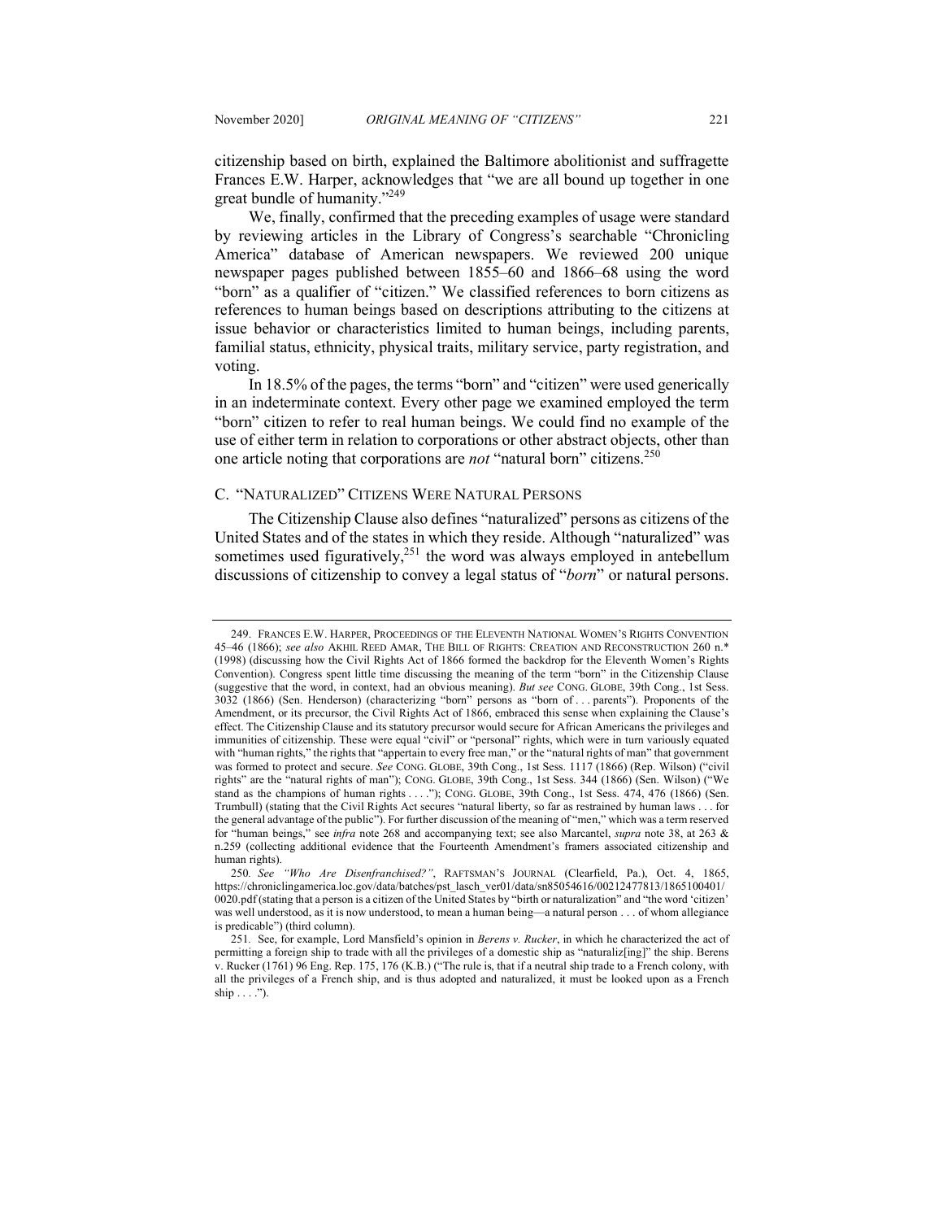citizenship based on birth, explained the Baltimore abolitionist and suffragette Frances E.W. Harper, acknowledges that "we are all bound up together in one great bundle of humanity."[249]

We, finally, confirmed that the preceding examples of usage were standard by reviewing articles in the Library of Congress's searchable "Chronicling America" database of American newspapers. We reviewed 200 unique newspaper pages published between 1855–60 and 1866–68 using the word "born" as a qualifier of "citizen." We classified references to born citizens as references to human beings based on descriptions attributing to the citizens at issue behavior or characteristics limited to human beings, including parents, familial status, ethnicity, physical traits, military service, party registration, and voting.

In 18.5% of the pages, the terms "born" and "citizen" were used generically in an indeterminate context. Every other page we examined employed the term "born" citizen to refer to real human beings. We could find no example of the use of either term in relation to corporations or other abstract objects, other than one article noting that corporations are *not* "natural born" citizens.[250]

### C. "NATURALIZED" CITIZENS WERE NATURAL PERSONS

The Citizenship Clause also defines "naturalized" persons as citizens of the United States and of the states in which they reside. Although "naturalized" was sometimes used figuratively,[251] the word was always employed in antebellum discussions of citizenship to convey a legal status of "*born*" or natural persons.

---

249. FRANCES E.W. HARPER, PROCEEDINGS OF THE ELEVENTH NATIONAL WOMEN'S RIGHTS CONVENTION 45–46 (1866); *see also* AKHIL REED AMAR, THE BILL OF RIGHTS: CREATION AND RECONSTRUCTION 260 n.* (1998) (discussing how the Civil Rights Act of 1866 formed the backdrop for the Eleventh Women's Rights Convention). Congress spent little time discussing the meaning of the term "born" in the Citizenship Clause (suggestive that the word, in context, had an obvious meaning). *But see* CONG. GLOBE, 39th Cong., 1st Sess. 3032 (1866) (Sen. Henderson) (characterizing "born" persons as "born of . . . parents"). Proponents of the Amendment, or its precursor, the Civil Rights Act of 1866, embraced this sense when explaining the Clause's effect. The Citizenship Clause and its statutory precursor would secure for African Americans the privileges and immunities of citizenship. These were equal "civil" or "personal" rights, which were in turn variously equated with "human rights," the rights that "appertain to every free man," or the "natural rights of man" that government was formed to protect and secure. *See* CONG. GLOBE, 39th Cong., 1st Sess. 1117 (1866) (Rep. Wilson) ("civil rights" are the "natural rights of man"); CONG. GLOBE, 39th Cong., 1st Sess. 344 (1866) (Sen. Wilson) ("We stand as the champions of human rights . . . ."); CONG. GLOBE, 39th Cong., 1st Sess. 474, 476 (1866) (Sen. Trumbull) (stating that the Civil Rights Act secures "natural liberty, so far as restrained by human laws . . . for the general advantage of the public"). For further discussion of the meaning of "men," which was a term reserved for "human beings," see *infra* note 268 and accompanying text; see also Marcantel, *supra* note 38, at 263 & n.259 (collecting additional evidence that the Fourteenth Amendment's framers associated citizenship and human rights).

250. *See "Who Are Disenfranchised?"*, RAFTSMAN'S JOURNAL (Clearfield, Pa.), Oct. 4, 1865, https://chroniclingamerica.loc.gov/data/batches/pst_lasch_ver01/data/sn85054616/00212477813/1865100401/0020.pdf (stating that a person is a citizen of the United States by "birth or naturalization" and "the word 'citizen' was well understood, as it is now understood, to mean a human being—a natural person . . . of whom allegiance is predicable") (third column).

251. See, for example, Lord Mansfield's opinion in *Berens v. Rucker*, in which he characterized the act of permitting a foreign ship to trade with all the privileges of a domestic ship as "naturaliz[ing]" the ship. Berens v. Rucker (1761) 96 Eng. Rep. 175, 176 (K.B.) ("The rule is, that if a neutral ship trade to a French colony, with all the privileges of a French ship, and is thus adopted and naturalized, it must be looked upon as a French ship . . . .").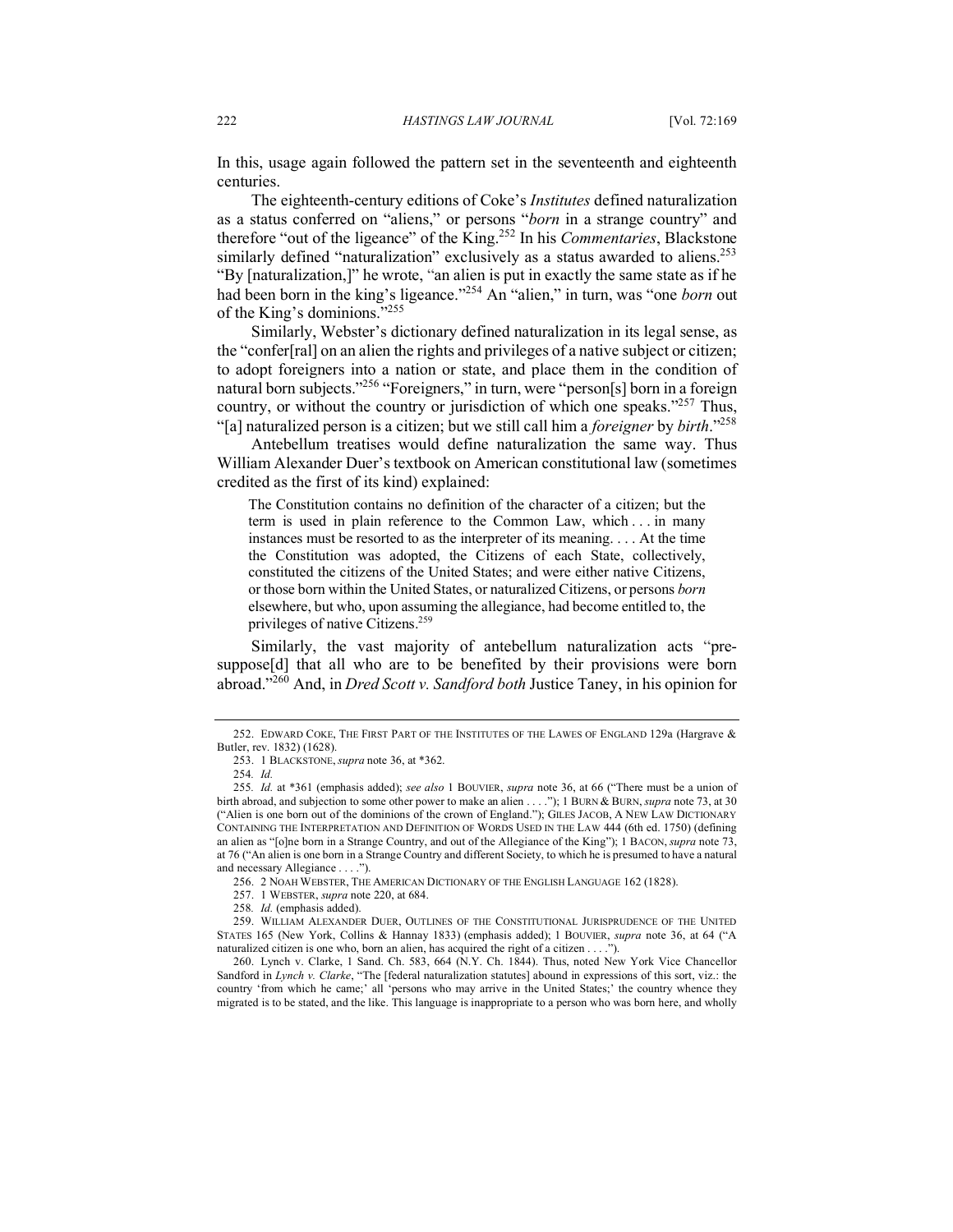In this, usage again followed the pattern set in the seventeenth and eighteenth centuries.

The eighteenth-century editions of Coke's *Institutes* defined naturalization as a status conferred on "aliens," or persons "*born* in a strange country" and therefore "out of the ligeance" of the King.[252] In his *Commentaries*, Blackstone similarly defined "naturalization" exclusively as a status awarded to aliens.[253] "By [naturalization,]" he wrote, "an alien is put in exactly the same state as if he had been born in the king's ligeance."[254] An "alien," in turn, was "one *born* out of the King's dominions."[255]

Similarly, Webster's dictionary defined naturalization in its legal sense, as the "confer[ral] on an alien the rights and privileges of a native subject or citizen; to adopt foreigners into a nation or state, and place them in the condition of natural born subjects."[256] "Foreigners," in turn, were "person[s] born in a foreign country, or without the country or jurisdiction of which one speaks."[257] Thus, "[a] naturalized person is a citizen; but we still call him a *foreigner* by *birth*."[258]

Antebellum treatises would define naturalization the same way. Thus William Alexander Duer's textbook on American constitutional law (sometimes credited as the first of its kind) explained:

> The Constitution contains no definition of the character of a citizen; but the term is used in plain reference to the Common Law, which . . . in many instances must be resorted to as the interpreter of its meaning. . . . At the time the Constitution was adopted, the Citizens of each State, collectively, constituted the citizens of the United States; and were either native Citizens, or those born within the United States, or naturalized Citizens, or persons *born* elsewhere, but who, upon assuming the allegiance, had become entitled to, the privileges of native Citizens.[259]

Similarly, the vast majority of antebellum naturalization acts "presuppose[d] that all who are to be benefited by their provisions were born abroad."[260] And, in *Dred Scott v. Sandford both* Justice Taney, in his opinion for

---

252. EDWARD COKE, THE FIRST PART OF THE INSTITUTES OF THE LAWES OF ENGLAND 129a (Hargrave & Butler, rev. 1832) (1628).

253. 1 BLACKSTONE, *supra* note 36, at \*362.

254. *Id.*

255. *Id.* at \*361 (emphasis added); *see also* 1 BOUVIER, *supra* note 36, at 66 ("There must be a union of birth abroad, and subjection to some other power to make an alien . . . ."); 1 BURN & BURN, *supra* note 73, at 30 ("Alien is one born out of the dominions of the crown of England."); GILES JACOB, A NEW LAW DICTIONARY CONTAINING THE INTERPRETATION AND DEFINITION OF WORDS USED IN THE LAW 444 (6th ed. 1750) (defining an alien as "[o]ne born in a Strange Country, and out of the Allegiance of the King"); 1 BACON, *supra* note 73, at 76 ("An alien is one born in a Strange Country and different Society, to which he is presumed to have a natural and necessary Allegiance . . . .").

256. 2 NOAH WEBSTER, THE AMERICAN DICTIONARY OF THE ENGLISH LANGUAGE 162 (1828).

257. 1 WEBSTER, *supra* note 220, at 684.

258. *Id.* (emphasis added).

259. WILLIAM ALEXANDER DUER, OUTLINES OF THE CONSTITUTIONAL JURISPRUDENCE OF THE UNITED STATES 165 (New York, Collins & Hannay 1833) (emphasis added); 1 BOUVIER, *supra* note 36, at 64 ("A naturalized citizen is one who, born an alien, has acquired the right of a citizen . . . .").

260. Lynch v. Clarke, 1 Sand. Ch. 583, 664 (N.Y. Ch. 1844). Thus, noted New York Vice Chancellor Sandford in *Lynch v. Clarke*, "The [federal naturalization statutes] abound in expressions of this sort, viz.: the country 'from which he came;' all 'persons who may arrive in the United States;' the country whence they migrated is to be stated, and the like. This language is inappropriate to a person who was born here, and wholly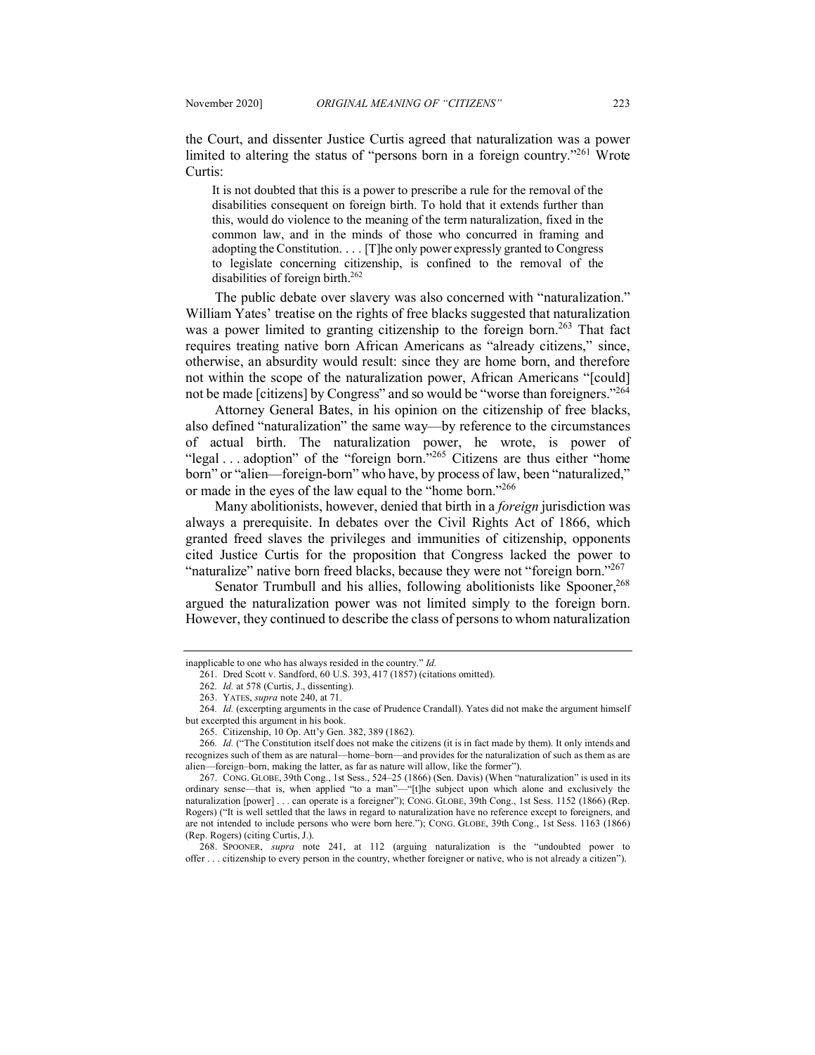the Court, and dissenter Justice Curtis agreed that naturalization was a power limited to altering the status of "persons born in a foreign country."[261] Wrote Curtis:

> It is not doubted that this is a power to prescribe a rule for the removal of the disabilities consequent on foreign birth. To hold that it extends further than this, would do violence to the meaning of the term naturalization, fixed in the common law, and in the minds of those who concurred in framing and adopting the Constitution. . . . [T]he only power expressly granted to Congress to legislate concerning citizenship, is confined to the removal of the disabilities of foreign birth.[262]

The public debate over slavery was also concerned with "naturalization." William Yates' treatise on the rights of free blacks suggested that naturalization was a power limited to granting citizenship to the foreign born.[263] That fact requires treating native born African Americans as "already citizens," since, otherwise, an absurdity would result: since they are home born, and therefore not within the scope of the naturalization power, African Americans "[could] not be made [citizens] by Congress" and so would be "worse than foreigners."[264]

Attorney General Bates, in his opinion on the citizenship of free blacks, also defined "naturalization" the same way—by reference to the circumstances of actual birth. The naturalization power, he wrote, is power of "legal . . . adoption" of the "foreign born."[265] Citizens are thus either "home born" or "alien—foreign-born" who have, by process of law, been "naturalized," or made in the eyes of the law equal to the "home born."[266]

Many abolitionists, however, denied that birth in a *foreign* jurisdiction was always a prerequisite. In debates over the Civil Rights Act of 1866, which granted freed slaves the privileges and immunities of citizenship, opponents cited Justice Curtis for the proposition that Congress lacked the power to "naturalize" native born freed blacks, because they were not "foreign born."[267]

Senator Trumbull and his allies, following abolitionists like Spooner,[268] argued the naturalization power was not limited simply to the foreign born. However, they continued to describe the class of persons to whom naturalization

---

inapplicable to one who has always resided in the country." *Id.*

261. Dred Scott v. Sandford, 60 U.S. 393, 417 (1857) (citations omitted).

262. *Id.* at 578 (Curtis, J., dissenting).

263. YATES, *supra* note 240, at 71.

264. *Id.* (excerpting arguments in the case of Prudence Crandall). Yates did not make the argument himself but excerpted this argument in his book.

265. Citizenship, 10 Op. Att'y Gen. 382, 389 (1862).

266. *Id.* ("The Constitution itself does not make the citizens (it is in fact made by them). It only intends and recognizes such of them as are natural—home–born—and provides for the naturalization of such as them as are alien—foreign–born, making the latter, as far as nature will allow, like the former").

267. CONG. GLOBE, 39th Cong., 1st Sess., 524–25 (1866) (Sen. Davis) (When "naturalization" is used in its ordinary sense—that is, when applied "to a man"—"[t]he subject upon which alone and exclusively the naturalization [power] . . . can operate is a foreigner"); CONG. GLOBE, 39th Cong., 1st Sess. 1152 (1866) (Rep. Rogers) ("It is well settled that the laws in regard to naturalization have no reference except to foreigners, and are not intended to include persons who were born here."); CONG. GLOBE, 39th Cong., 1st Sess. 1163 (1866) (Rep. Rogers) (citing Curtis, J.).

268. SPOONER, *supra* note 241, at 112 (arguing naturalization is the "undoubted power to offer . . . citizenship to every person in the country, whether foreigner or native, who is not already a citizen").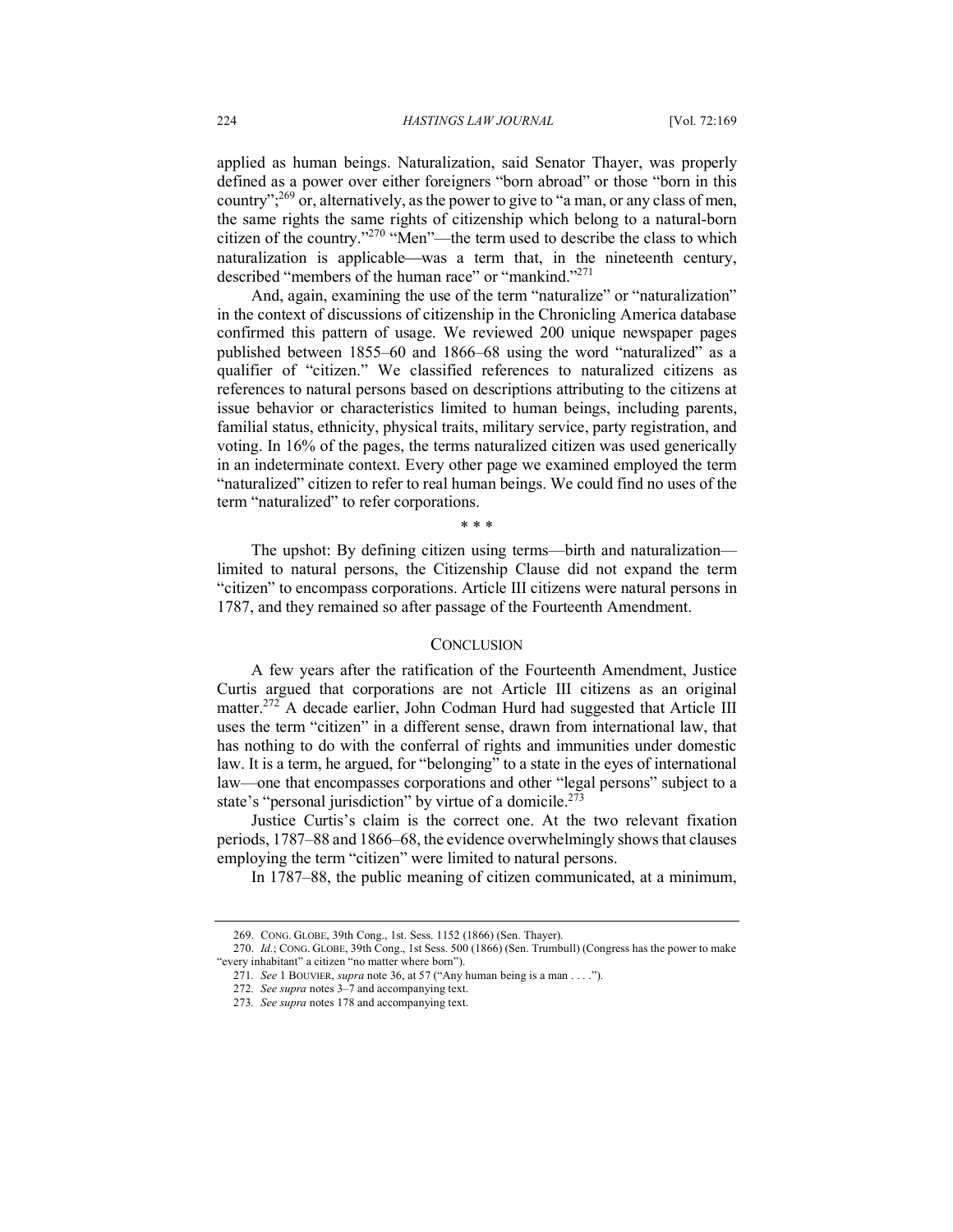applied as human beings. Naturalization, said Senator Thayer, was properly defined as a power over either foreigners "born abroad" or those "born in this country";[269] or, alternatively, as the power to give to "a man, or any class of men, the same rights the same rights of citizenship which belong to a natural-born citizen of the country."[270] "Men"—the term used to describe the class to which naturalization is applicable—was a term that, in the nineteenth century, described "members of the human race" or "mankind."[271]

And, again, examining the use of the term "naturalize" or "naturalization" in the context of discussions of citizenship in the Chronicling America database confirmed this pattern of usage. We reviewed 200 unique newspaper pages published between 1855–60 and 1866–68 using the word "naturalized" as a qualifier of "citizen." We classified references to naturalized citizens as references to natural persons based on descriptions attributing to the citizens at issue behavior or characteristics limited to human beings, including parents, familial status, ethnicity, physical traits, military service, party registration, and voting. In 16% of the pages, the terms naturalized citizen was used generically in an indeterminate context. Every other page we examined employed the term "naturalized" citizen to refer to real human beings. We could find no uses of the term "naturalized" to refer corporations.

\* \* \*

The upshot: By defining citizen using terms—birth and naturalization—limited to natural persons, the Citizenship Clause did not expand the term "citizen" to encompass corporations. Article III citizens were natural persons in 1787, and they remained so after passage of the Fourteenth Amendment.

## Conclusion

A few years after the ratification of the Fourteenth Amendment, Justice Curtis argued that corporations are not Article III citizens as an original matter.[272] A decade earlier, John Codman Hurd had suggested that Article III uses the term "citizen" in a different sense, drawn from international law, that has nothing to do with the conferral of rights and immunities under domestic law. It is a term, he argued, for "belonging" to a state in the eyes of international law—one that encompasses corporations and other "legal persons" subject to a state's "personal jurisdiction" by virtue of a domicile.[273]

Justice Curtis's claim is the correct one. At the two relevant fixation periods, 1787–88 and 1866–68, the evidence overwhelmingly shows that clauses employing the term "citizen" were limited to natural persons.

In 1787–88, the public meaning of citizen communicated, at a minimum,

---

269. Cong. Globe, 39th Cong., 1st Sess. 1152 (1866) (Sen. Thayer).

270. *Id.*; Cong. Globe, 39th Cong., 1st Sess. 500 (1866) (Sen. Trumbull) (Congress has the power to make "every inhabitant" a citizen "no matter where born").

271. *See* 1 Bouvier, *supra* note 36, at 57 ("Any human being is a man . . . .").

272. *See supra* notes 3–7 and accompanying text.

273. *See supra* notes 178 and accompanying text.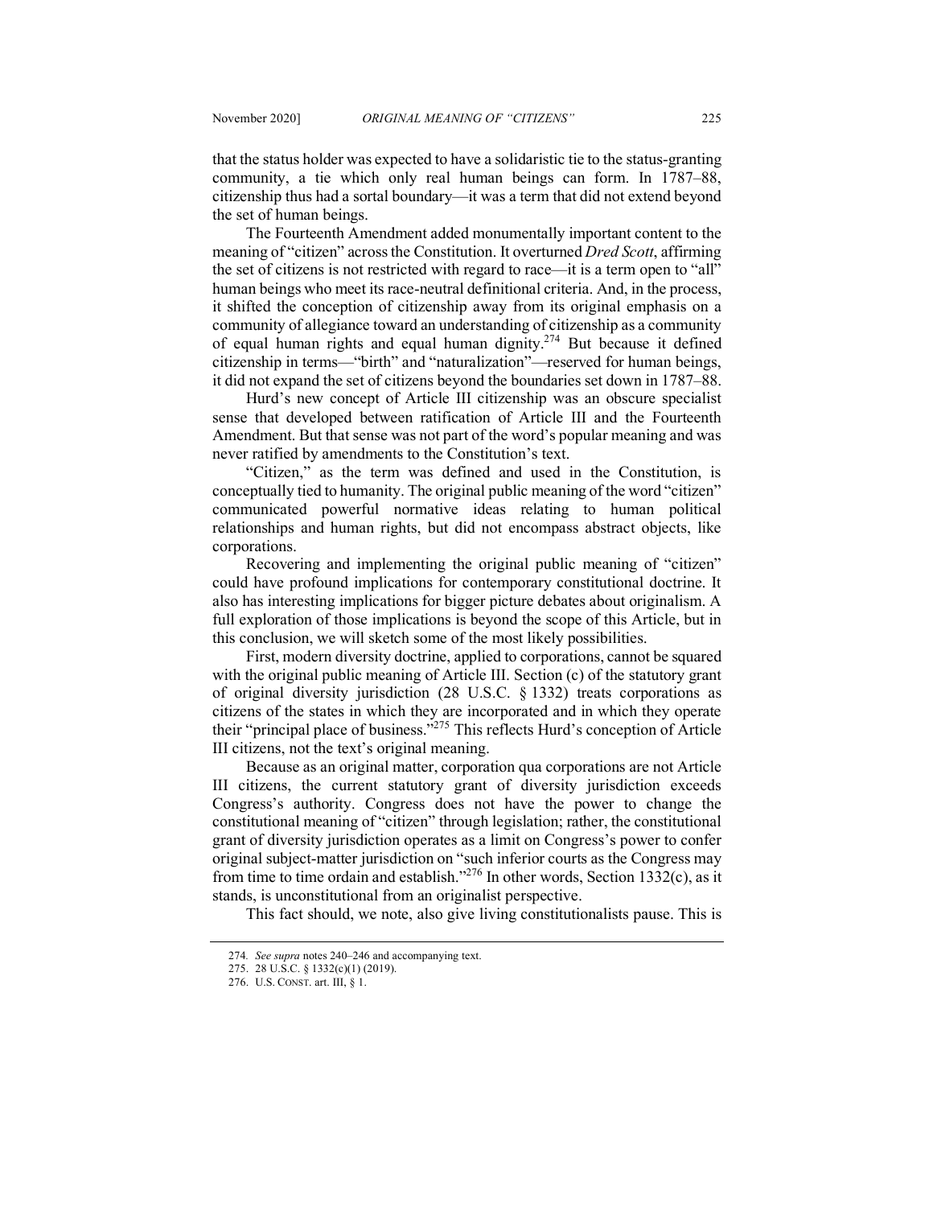that the status holder was expected to have a solidaristic tie to the status-granting community, a tie which only real human beings can form. In 1787–88, citizenship thus had a sortal boundary—it was a term that did not extend beyond the set of human beings.

The Fourteenth Amendment added monumentally important content to the meaning of "citizen" across the Constitution. It overturned *Dred Scott*, affirming the set of citizens is not restricted with regard to race—it is a term open to "all" human beings who meet its race-neutral definitional criteria. And, in the process, it shifted the conception of citizenship away from its original emphasis on a community of allegiance toward an understanding of citizenship as a community of equal human rights and equal human dignity.[274] But because it defined citizenship in terms—"birth" and "naturalization"—reserved for human beings, it did not expand the set of citizens beyond the boundaries set down in 1787–88.

Hurd's new concept of Article III citizenship was an obscure specialist sense that developed between ratification of Article III and the Fourteenth Amendment. But that sense was not part of the word's popular meaning and was never ratified by amendments to the Constitution's text.

"Citizen," as the term was defined and used in the Constitution, is conceptually tied to humanity. The original public meaning of the word "citizen" communicated powerful normative ideas relating to human political relationships and human rights, but did not encompass abstract objects, like corporations.

Recovering and implementing the original public meaning of "citizen" could have profound implications for contemporary constitutional doctrine. It also has interesting implications for bigger picture debates about originalism. A full exploration of those implications is beyond the scope of this Article, but in this conclusion, we will sketch some of the most likely possibilities.

First, modern diversity doctrine, applied to corporations, cannot be squared with the original public meaning of Article III. Section (c) of the statutory grant of original diversity jurisdiction (28 U.S.C. § 1332) treats corporations as citizens of the states in which they are incorporated and in which they operate their "principal place of business."[275] This reflects Hurd's conception of Article III citizens, not the text's original meaning.

Because as an original matter, corporation qua corporations are not Article III citizens, the current statutory grant of diversity jurisdiction exceeds Congress's authority. Congress does not have the power to change the constitutional meaning of "citizen" through legislation; rather, the constitutional grant of diversity jurisdiction operates as a limit on Congress's power to confer original subject-matter jurisdiction on "such inferior courts as the Congress may from time to time ordain and establish."[276] In other words, Section 1332(c), as it stands, is unconstitutional from an originalist perspective.

This fact should, we note, also give living constitutionalists pause. This is

---

274. *See supra* notes 240–246 and accompanying text.

275. 28 U.S.C. § 1332(c)(1) (2019).

276. U.S. CONST. art. III, § 1.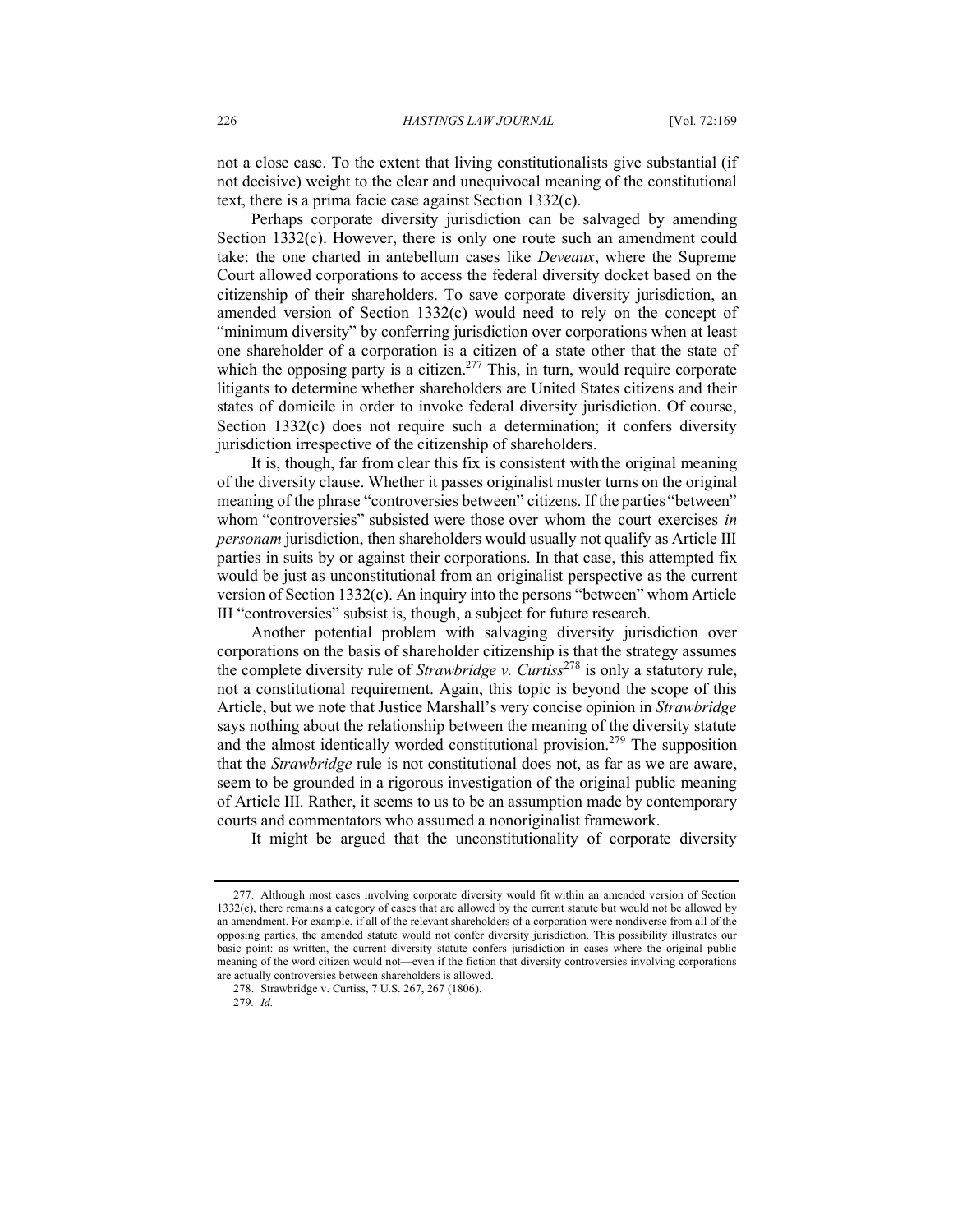not a close case. To the extent that living constitutionalists give substantial (if not decisive) weight to the clear and unequivocal meaning of the constitutional text, there is a prima facie case against Section 1332(c).

Perhaps corporate diversity jurisdiction can be salvaged by amending Section 1332(c). However, there is only one route such an amendment could take: the one charted in antebellum cases like *Deveaux*, where the Supreme Court allowed corporations to access the federal diversity docket based on the citizenship of their shareholders. To save corporate diversity jurisdiction, an amended version of Section 1332(c) would need to rely on the concept of "minimum diversity" by conferring jurisdiction over corporations when at least one shareholder of a corporation is a citizen of a state other that the state of which the opposing party is a citizen.[277] This, in turn, would require corporate litigants to determine whether shareholders are United States citizens and their states of domicile in order to invoke federal diversity jurisdiction. Of course, Section 1332(c) does not require such a determination; it confers diversity jurisdiction irrespective of the citizenship of shareholders.

It is, though, far from clear this fix is consistent with the original meaning of the diversity clause. Whether it passes originalist muster turns on the original meaning of the phrase "controversies between" citizens. If the parties "between" whom "controversies" subsisted were those over whom the court exercises *in personam* jurisdiction, then shareholders would usually not qualify as Article III parties in suits by or against their corporations. In that case, this attempted fix would be just as unconstitutional from an originalist perspective as the current version of Section 1332(c). An inquiry into the persons "between" whom Article III "controversies" subsist is, though, a subject for future research.

Another potential problem with salvaging diversity jurisdiction over corporations on the basis of shareholder citizenship is that the strategy assumes the complete diversity rule of *Strawbridge v. Curtiss*[278] is only a statutory rule, not a constitutional requirement. Again, this topic is beyond the scope of this Article, but we note that Justice Marshall's very concise opinion in *Strawbridge* says nothing about the relationship between the meaning of the diversity statute and the almost identically worded constitutional provision.[279] The supposition that the *Strawbridge* rule is not constitutional does not, as far as we are aware, seem to be grounded in a rigorous investigation of the original public meaning of Article III. Rather, it seems to us to be an assumption made by contemporary courts and commentators who assumed a nonoriginalist framework.

It might be argued that the unconstitutionality of corporate diversity

---

277. Although most cases involving corporate diversity would fit within an amended version of Section 1332(c), there remains a category of cases that are allowed by the current statute but would not be allowed by an amendment. For example, if all of the relevant shareholders of a corporation were nondiverse from all of the opposing parties, the amended statute would not confer diversity jurisdiction. This possibility illustrates our basic point: as written, the current diversity statute confers jurisdiction in cases where the original public meaning of the word citizen would not—even if the fiction that diversity controversies involving corporations are actually controversies between shareholders is allowed.

278. Strawbridge v. Curtiss, 7 U.S. 267, 267 (1806).

279. *Id.*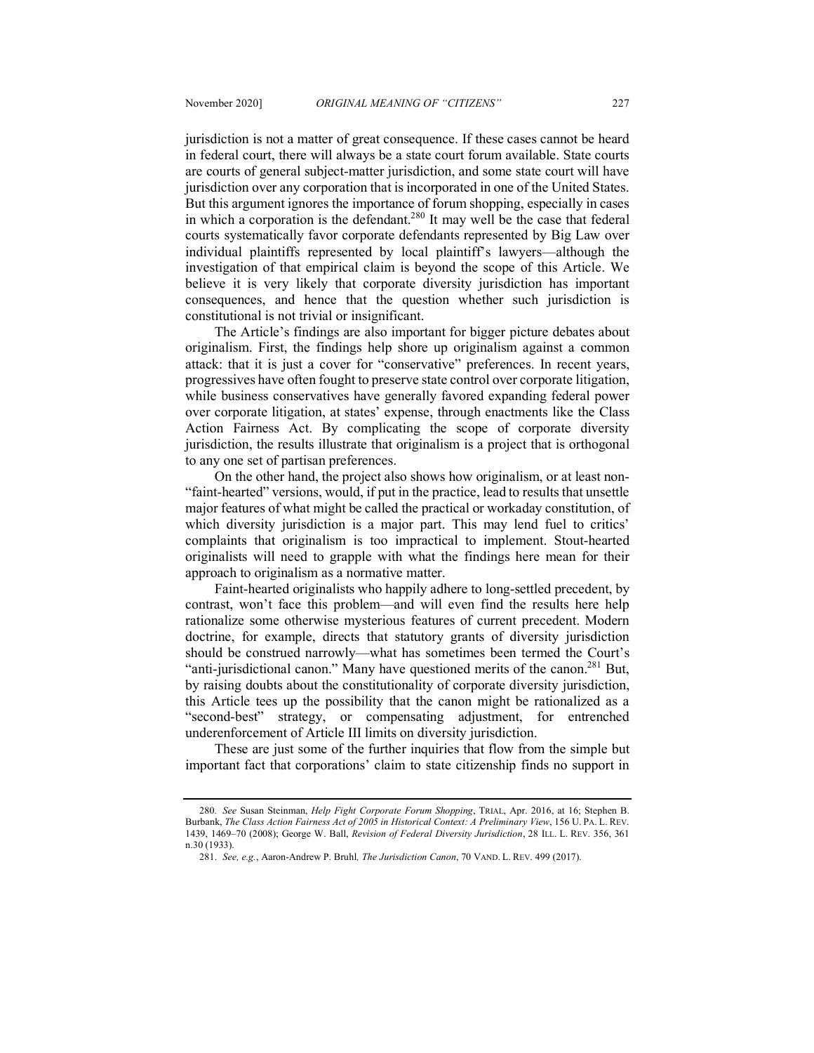jurisdiction is not a matter of great consequence. If these cases cannot be heard in federal court, there will always be a state court forum available. State courts are courts of general subject-matter jurisdiction, and some state court will have jurisdiction over any corporation that is incorporated in one of the United States. But this argument ignores the importance of forum shopping, especially in cases in which a corporation is the defendant.[280] It may well be the case that federal courts systematically favor corporate defendants represented by Big Law over individual plaintiffs represented by local plaintiff's lawyers—although the investigation of that empirical claim is beyond the scope of this Article. We believe it is very likely that corporate diversity jurisdiction has important consequences, and hence that the question whether such jurisdiction is constitutional is not trivial or insignificant.

The Article's findings are also important for bigger picture debates about originalism. First, the findings help shore up originalism against a common attack: that it is just a cover for "conservative" preferences. In recent years, progressives have often fought to preserve state control over corporate litigation, while business conservatives have generally favored expanding federal power over corporate litigation, at states' expense, through enactments like the Class Action Fairness Act. By complicating the scope of corporate diversity jurisdiction, the results illustrate that originalism is a project that is orthogonal to any one set of partisan preferences.

On the other hand, the project also shows how originalism, or at least non-"faint-hearted" versions, would, if put in the practice, lead to results that unsettle major features of what might be called the practical or workaday constitution, of which diversity jurisdiction is a major part. This may lend fuel to critics' complaints that originalism is too impractical to implement. Stout-hearted originalists will need to grapple with what the findings here mean for their approach to originalism as a normative matter.

Faint-hearted originalists who happily adhere to long-settled precedent, by contrast, won't face this problem—and will even find the results here help rationalize some otherwise mysterious features of current precedent. Modern doctrine, for example, directs that statutory grants of diversity jurisdiction should be construed narrowly—what has sometimes been termed the Court's "anti-jurisdictional canon." Many have questioned merits of the canon.[281] But, by raising doubts about the constitutionality of corporate diversity jurisdiction, this Article tees up the possibility that the canon might be rationalized as a "second-best" strategy, or compensating adjustment, for entrenched underenforcement of Article III limits on diversity jurisdiction.

These are just some of the further inquiries that flow from the simple but important fact that corporations' claim to state citizenship finds no support in

---

280. *See* Susan Steinman, *Help Fight Corporate Forum Shopping*, TRIAL, Apr. 2016, at 16; Stephen B. Burbank, *The Class Action Fairness Act of 2005 in Historical Context: A Preliminary View*, 156 U. PA. L. REV. 1439, 1469–70 (2008); George W. Ball, *Revision of Federal Diversity Jurisdiction*, 28 ILL. L. REV. 356, 361 n.30 (1933).

281. *See, e.g.*, Aaron-Andrew P. Bruhl, *The Jurisdiction Canon*, 70 VAND. L. REV. 499 (2017).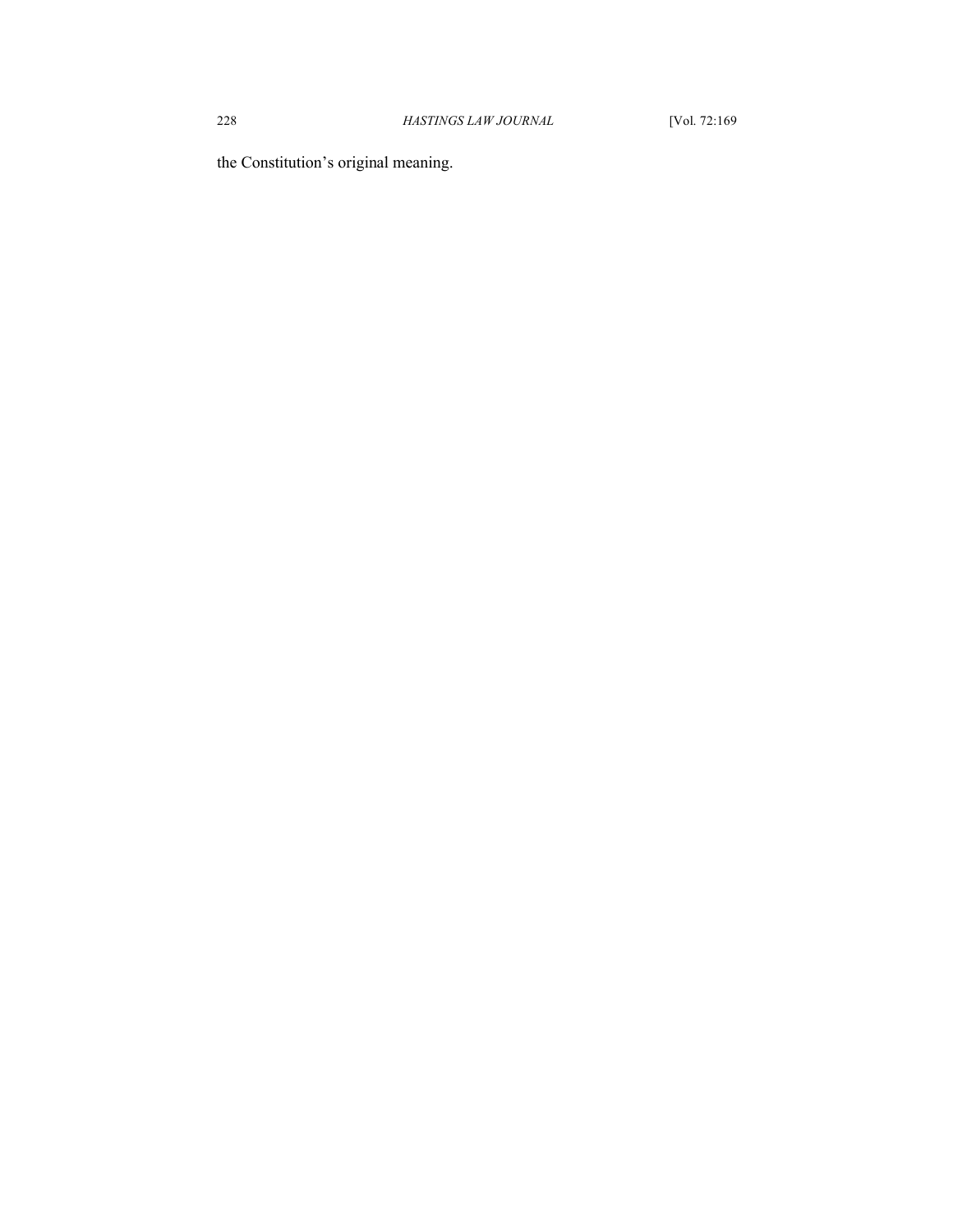the Constitution's original meaning.